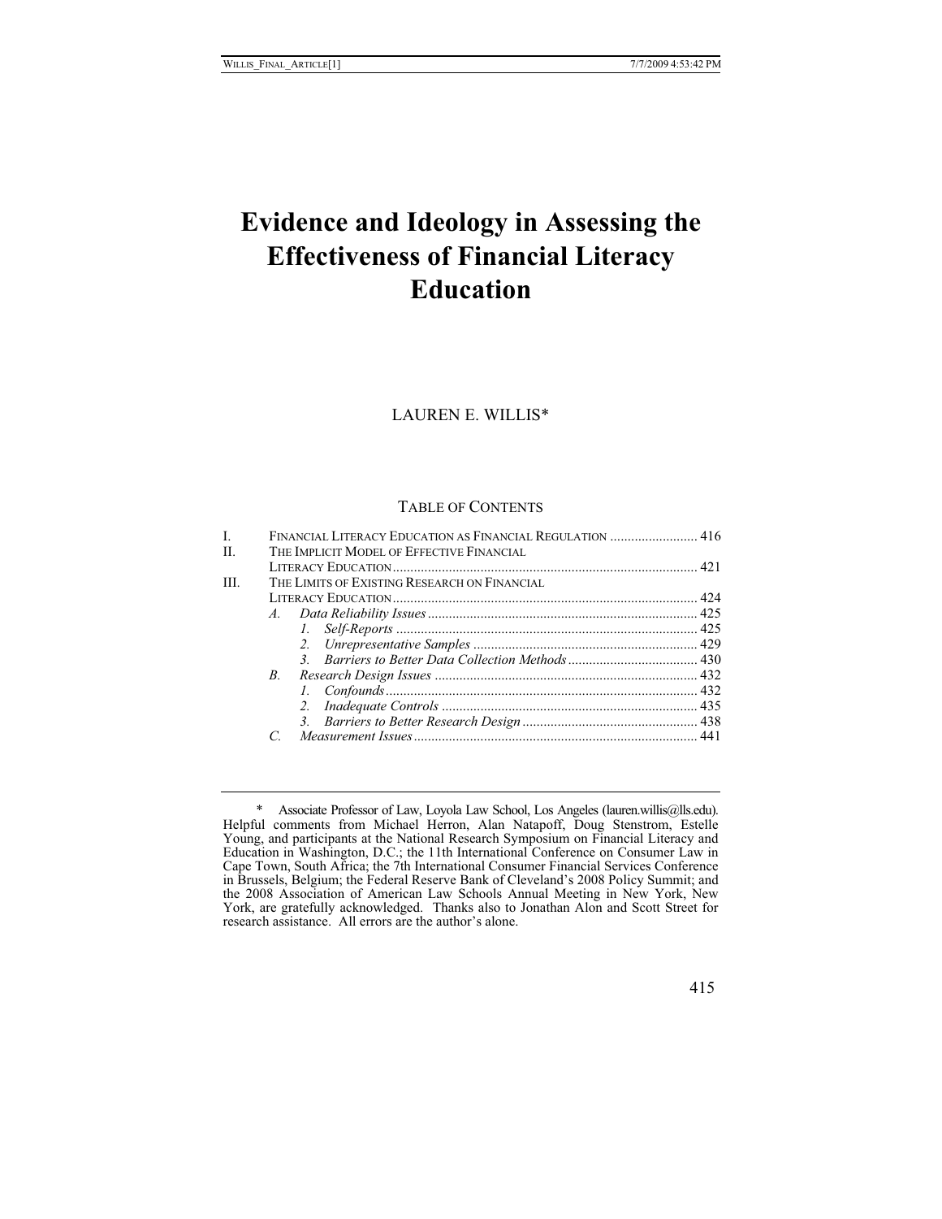# Evidence and Ideology in Assessing the Effectiveness of Financial Literacy Education

LAUREN E. WILLIS*

TABLE OF CONTENTS

| | | |
|---|---|---|
| I. | FINANCIAL LITERACY EDUCATION AS FINANCIAL REGULATION | 416 |
| II. | THE IMPLICIT MODEL OF EFFECTIVE FINANCIAL LITERACY EDUCATION | 421 |
| III. | THE LIMITS OF EXISTING RESEARCH ON FINANCIAL LITERACY EDUCATION | 424 |
| | *A. Data Reliability Issues* | 425 |
| | *1. Self-Reports* | 425 |
| | *2. Unrepresentative Samples* | 429 |
| | *3. Barriers to Better Data Collection Methods* | 430 |
| | *B. Research Design Issues* | 432 |
| | *1. Confounds* | 432 |
| | *2. Inadequate Controls* | 435 |
| | *3. Barriers to Better Research Design* | 438 |
| | *C. Measurement Issues* | 441 |

\* Associate Professor of Law, Loyola Law School, Los Angeles (lauren.willis@lls.edu). Helpful comments from Michael Herron, Alan Natapoff, Doug Stenstrom, Estelle Young, and participants at the National Research Symposium on Financial Literacy and Education in Washington, D.C.; the 11th International Conference on Consumer Law in Cape Town, South Africa; the 7th International Consumer Financial Services Conference in Brussels, Belgium; the Federal Reserve Bank of Cleveland's 2008 Policy Summit; and the 2008 Association of American Law Schools Annual Meeting in New York, New York, are gratefully acknowledged. Thanks also to Jonathan Alon and Scott Street for research assistance. All errors are the author's alone.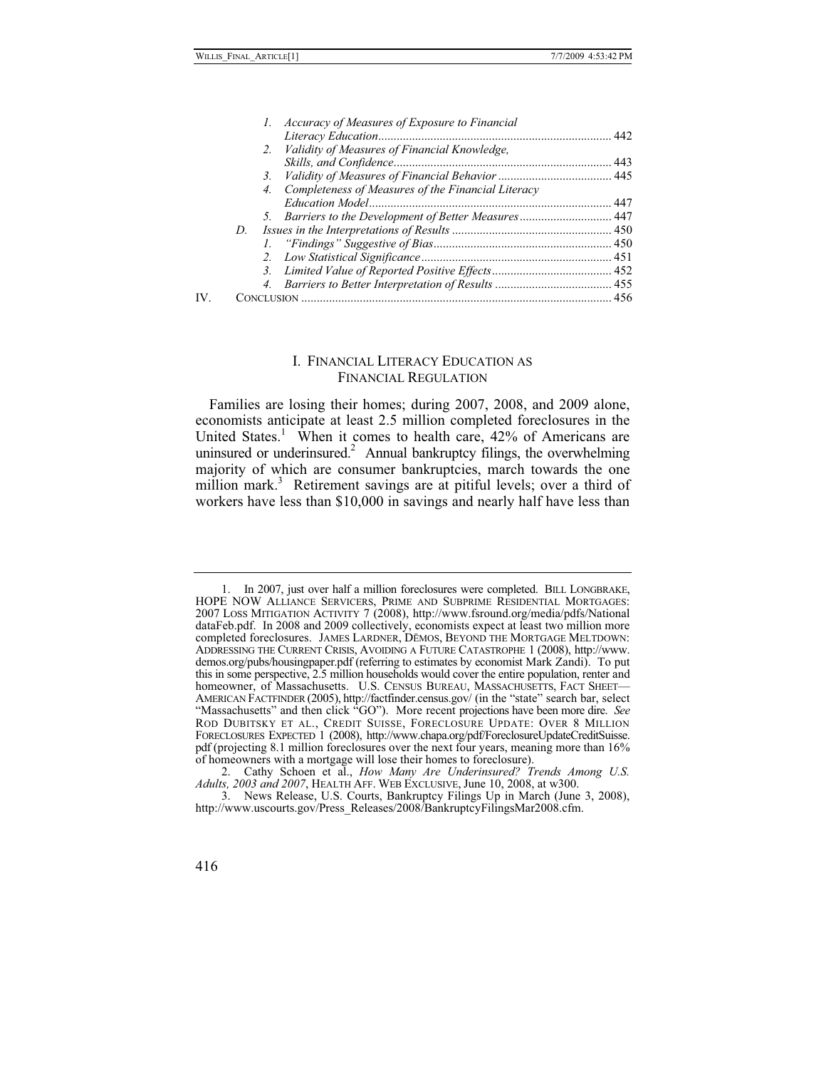1. *Accuracy of Measures of Exposure to Financial Literacy Education* ........ 442
2. *Validity of Measures of Financial Knowledge, Skills, and Confidence* ........ 443
3. *Validity of Measures of Financial Behavior* ........ 445
4. *Completeness of Measures of the Financial Literacy Education Model* ........ 447
5. *Barriers to the Development of Better Measures* ........ 447

D. *Issues in the Interpretations of Results* ........ 450

1. *"Findings" Suggestive of Bias* ........ 450
2. *Low Statistical Significance* ........ 451
3. *Limited Value of Reported Positive Effects* ........ 452
4. *Barriers to Better Interpretation of Results* ........ 455

IV. CONCLUSION ........ 456

## I. FINANCIAL LITERACY EDUCATION AS FINANCIAL REGULATION

Families are losing their homes; during 2007, 2008, and 2009 alone, economists anticipate at least 2.5 million completed foreclosures in the United States.[1] When it comes to health care, 42% of Americans are uninsured or underinsured.[2] Annual bankruptcy filings, the overwhelming majority of which are consumer bankruptcies, march towards the one million mark.[3] Retirement savings are at pitiful levels; over a third of workers have less than $10,000 in savings and nearly half have less than

---

1. In 2007, just over half a million foreclosures were completed. BILL LONGBRAKE, HOPE NOW ALLIANCE SERVICERS, PRIME AND SUBPRIME RESIDENTIAL MORTGAGES: 2007 LOSS MITIGATION ACTIVITY 7 (2008), http://www.fsround.org/media/pdfs/NationaldataFeb.pdf. In 2008 and 2009 collectively, economists expect at least two million more completed foreclosures. JAMES LARDNER, DĒMOS, BEYOND THE MORTGAGE MELTDOWN: ADDRESSING THE CURRENT CRISIS, AVOIDING A FUTURE CATASTROPHE 1 (2008), http://www.demos.org/pubs/housingpaper.pdf (referring to estimates by economist Mark Zandi). To put this in some perspective, 2.5 million households would cover the entire population, renter and homeowner, of Massachusetts. U.S. CENSUS BUREAU, MASSACHUSETTS, FACT SHEET—AMERICAN FACTFINDER (2005), http://factfinder.census.gov/ (in the "state" search bar, select "Massachusetts" and then click "GO"). More recent projections have been more dire. *See* ROD DUBITSKY ET AL., CREDIT SUISSE, FORECLOSURE UPDATE: OVER 8 MILLION FORECLOSURES EXPECTED 1 (2008), http://www.chapa.org/pdf/ForeclosureUpdateCreditSuisse.pdf (projecting 8.1 million foreclosures over the next four years, meaning more than 16% of homeowners with a mortgage will lose their homes to foreclosure).

2. Cathy Schoen et al., *How Many Are Underinsured? Trends Among U.S. Adults, 2003 and 2007*, HEALTH AFF. WEB EXCLUSIVE, June 10, 2008, at w300.

3. News Release, U.S. Courts, Bankruptcy Filings Up in March (June 3, 2008), http://www.uscourts.gov/Press_Releases/2008/BankruptcyFilingsMar2008.cfm.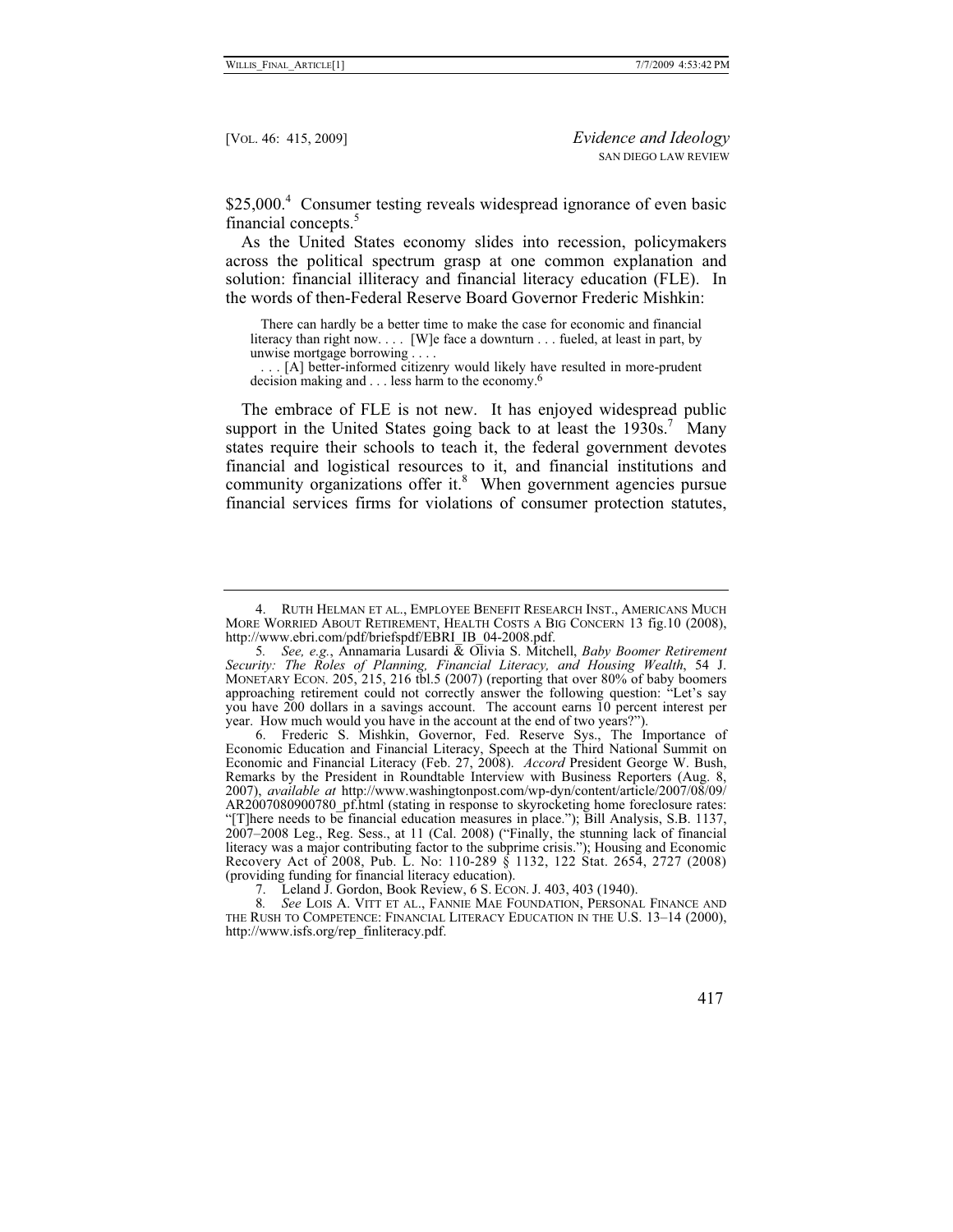$25,000.[4] Consumer testing reveals widespread ignorance of even basic financial concepts.[5]

As the United States economy slides into recession, policymakers across the political spectrum grasp at one common explanation and solution: financial illiteracy and financial literacy education (FLE). In the words of then-Federal Reserve Board Governor Frederic Mishkin:

> There can hardly be a better time to make the case for economic and financial literacy than right now. . . . [W]e face a downturn . . . fueled, at least in part, by unwise mortgage borrowing . . . .
>
> . . . [A] better-informed citizenry would likely have resulted in more-prudent decision making and . . . less harm to the economy.[6]

The embrace of FLE is not new. It has enjoyed widespread public support in the United States going back to at least the 1930s.[7] Many states require their schools to teach it, the federal government devotes financial and logistical resources to it, and financial institutions and community organizations offer it.[8] When government agencies pursue financial services firms for violations of consumer protection statutes,

---

4. RUTH HELMAN ET AL., EMPLOYEE BENEFIT RESEARCH INST., AMERICANS MUCH MORE WORRIED ABOUT RETIREMENT, HEALTH COSTS A BIG CONCERN 13 fig.10 (2008), http://www.ebri.com/pdf/briefspdf/EBRI_IB_04-2008.pdf.

5. *See, e.g.*, Annamaria Lusardi & Olivia S. Mitchell, *Baby Boomer Retirement Security: The Roles of Planning, Financial Literacy, and Housing Wealth*, 54 J. MONETARY ECON. 205, 215, 216 tbl.5 (2007) (reporting that over 80% of baby boomers approaching retirement could not correctly answer the following question: "Let's say you have 200 dollars in a savings account. The account earns 10 percent interest per year. How much would you have in the account at the end of two years?").

6. Frederic S. Mishkin, Governor, Fed. Reserve Sys., The Importance of Economic Education and Financial Literacy, Speech at the Third National Summit on Economic and Financial Literacy (Feb. 27, 2008). *Accord* President George W. Bush, Remarks by the President in Roundtable Interview with Business Reporters (Aug. 8, 2007), *available at* http://www.washingtonpost.com/wp-dyn/content/article/2007/08/09/AR2007080900780_pf.html (stating in response to skyrocketing home foreclosure rates: "[T]here needs to be financial education measures in place."); Bill Analysis, S.B. 1137, 2007–2008 Leg., Reg. Sess., at 11 (Cal. 2008) ("Finally, the stunning lack of financial literacy was a major contributing factor to the subprime crisis."); Housing and Economic Recovery Act of 2008, Pub. L. No: 110-289 § 1132, 122 Stat. 2654, 2727 (2008) (providing funding for financial literacy education).

7. Leland J. Gordon, Book Review, 6 S. ECON. J. 403, 403 (1940).

8. *See* LOIS A. VITT ET AL., FANNIE MAE FOUNDATION, PERSONAL FINANCE AND THE RUSH TO COMPETENCE: FINANCIAL LITERACY EDUCATION IN THE U.S. 13–14 (2000), http://www.isfs.org/rep_finliteracy.pdf.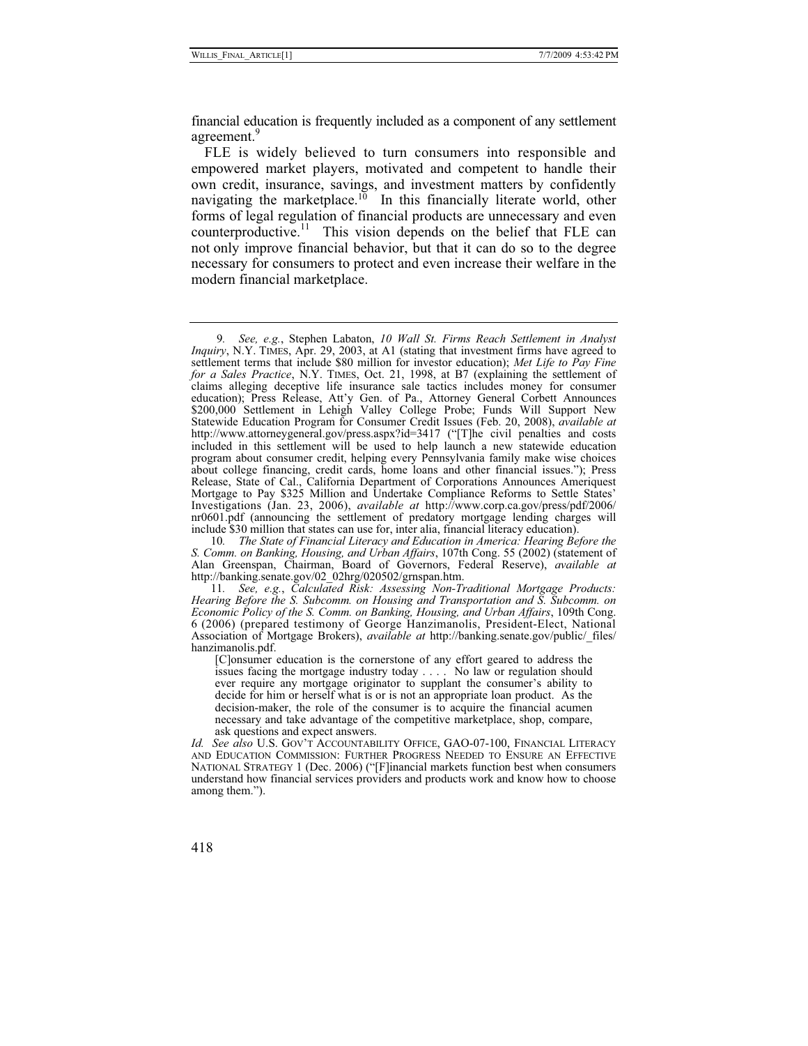financial education is frequently included as a component of any settlement agreement.[9]

FLE is widely believed to turn consumers into responsible and empowered market players, motivated and competent to handle their own credit, insurance, savings, and investment matters by confidently navigating the marketplace.[10] In this financially literate world, other forms of legal regulation of financial products are unnecessary and even counterproductive.[11] This vision depends on the belief that FLE can not only improve financial behavior, but that it can do so to the degree necessary for consumers to protect and even increase their welfare in the modern financial marketplace.

---

9. *See, e.g.*, Stephen Labaton, *10 Wall St. Firms Reach Settlement in Analyst Inquiry*, N.Y. TIMES, Apr. 29, 2003, at A1 (stating that investment firms have agreed to settlement terms that include $80 million for investor education); *Met Life to Pay Fine for a Sales Practice*, N.Y. TIMES, Oct. 21, 1998, at B7 (explaining the settlement of claims alleging deceptive life insurance sale tactics includes money for consumer education); Press Release, Att'y Gen. of Pa., Attorney General Corbett Announces $200,000 Settlement in Lehigh Valley College Probe; Funds Will Support New Statewide Education Program for Consumer Credit Issues (Feb. 20, 2008), *available at* http://www.attorneygeneral.gov/press.aspx?id=3417 ("[T]he civil penalties and costs included in this settlement will be used to help launch a new statewide education program about consumer credit, helping every Pennsylvania family make wise choices about college financing, credit cards, home loans and other financial issues."); Press Release, State of Cal., California Department of Corporations Announces Ameriquest Mortgage to Pay $325 Million and Undertake Compliance Reforms to Settle States' Investigations (Jan. 23, 2006), *available at* http://www.corp.ca.gov/press/pdf/2006/nr0601.pdf (announcing the settlement of predatory mortgage lending charges will include $30 million that states can use for, inter alia, financial literacy education).

10. *The State of Financial Literacy and Education in America: Hearing Before the S. Comm. on Banking, Housing, and Urban Affairs*, 107th Cong. 55 (2002) (statement of Alan Greenspan, Chairman, Board of Governors, Federal Reserve), *available at* http://banking.senate.gov/02_02hrg/020502/grnspan.htm.

11. *See, e.g.*, *Calculated Risk: Assessing Non-Traditional Mortgage Products: Hearing Before the S. Subcomm. on Housing and Transportation and S. Subcomm. on Economic Policy of the S. Comm. on Banking, Housing, and Urban Affairs*, 109th Cong. 6 (2006) (prepared testimony of George Hanzimanolis, President-Elect, National Association of Mortgage Brokers), *available at* http://banking.senate.gov/public/_files/hanzimanolis.pdf.

> [C]onsumer education is the cornerstone of any effort geared to address the issues facing the mortgage industry today . . . . No law or regulation should ever require any mortgage originator to supplant the consumer's ability to decide for him or herself what is or is not an appropriate loan product. As the decision-maker, the role of the consumer is to acquire the financial acumen necessary and take advantage of the competitive marketplace, shop, compare, ask questions and expect answers.

*Id. See also* U.S. GOV'T ACCOUNTABILITY OFFICE, GAO-07-100, FINANCIAL LITERACY AND EDUCATION COMMISSION: FURTHER PROGRESS NEEDED TO ENSURE AN EFFECTIVE NATIONAL STRATEGY 1 (Dec. 2006) ("[F]inancial markets function best when consumers understand how financial services providers and products work and know how to choose among them.").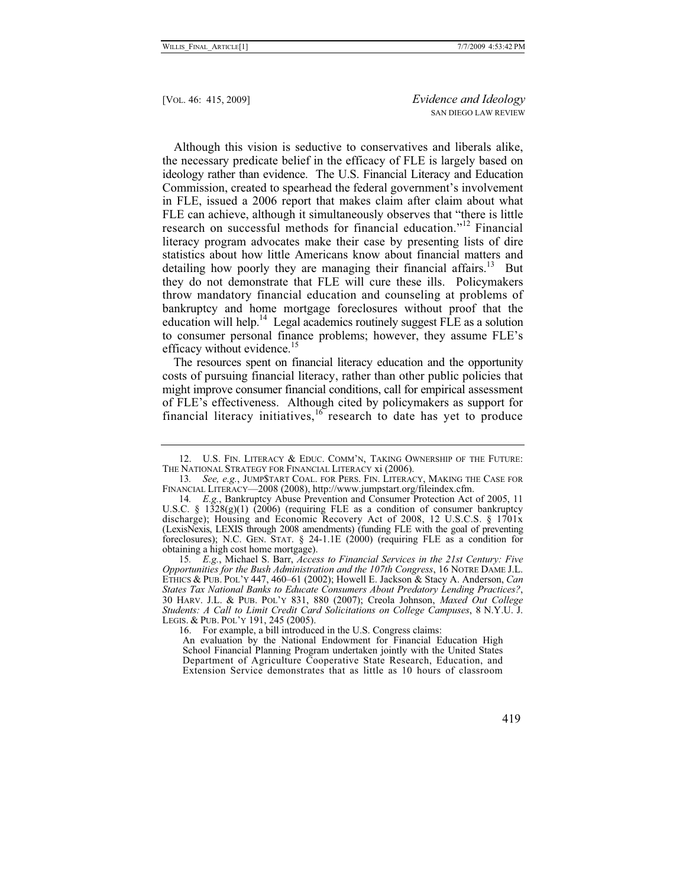Although this vision is seductive to conservatives and liberals alike, the necessary predicate belief in the efficacy of FLE is largely based on ideology rather than evidence. The U.S. Financial Literacy and Education Commission, created to spearhead the federal government's involvement in FLE, issued a 2006 report that makes claim after claim about what FLE can achieve, although it simultaneously observes that "there is little research on successful methods for financial education."[12] Financial literacy program advocates make their case by presenting lists of dire statistics about how little Americans know about financial matters and detailing how poorly they are managing their financial affairs.[13] But they do not demonstrate that FLE will cure these ills. Policymakers throw mandatory financial education and counseling at problems of bankruptcy and home mortgage foreclosures without proof that the education will help.[14] Legal academics routinely suggest FLE as a solution to consumer personal finance problems; however, they assume FLE's efficacy without evidence.[15]

The resources spent on financial literacy education and the opportunity costs of pursuing financial literacy, rather than other public policies that might improve consumer financial conditions, call for empirical assessment of FLE's effectiveness. Although cited by policymakers as support for financial literacy initiatives,[16] research to date has yet to produce

---

12. U.S. FIN. LITERACY & EDUC. COMM'N, TAKING OWNERSHIP OF THE FUTURE: THE NATIONAL STRATEGY FOR FINANCIAL LITERACY xi (2006).

13. *See, e.g.*, JUMP$TART COAL. FOR PERS. FIN. LITERACY, MAKING THE CASE FOR FINANCIAL LITERACY—2008 (2008), http://www.jumpstart.org/fileindex.cfm.

14. *E.g.*, Bankruptcy Abuse Prevention and Consumer Protection Act of 2005, 11 U.S.C. § 1328(g)(1) (2006) (requiring FLE as a condition of consumer bankruptcy discharge); Housing and Economic Recovery Act of 2008, 12 U.S.C.S. § 1701x (LexisNexis, LEXIS through 2008 amendments) (funding FLE with the goal of preventing foreclosures); N.C. GEN. STAT. § 24-1.1E (2000) (requiring FLE as a condition for obtaining a high cost home mortgage).

15. *E.g.*, Michael S. Barr, *Access to Financial Services in the 21st Century: Five Opportunities for the Bush Administration and the 107th Congress*, 16 NOTRE DAME J.L. ETHICS & PUB. POL'Y 447, 460–61 (2002); Howell E. Jackson & Stacy A. Anderson, *Can States Tax National Banks to Educate Consumers About Predatory Lending Practices?*, 30 HARV. J.L. & PUB. POL'Y 831, 880 (2007); Creola Johnson, *Maxed Out College Students: A Call to Limit Credit Card Solicitations on College Campuses*, 8 N.Y.U. J. LEGIS. & PUB. POL'Y 191, 245 (2005).

16. For example, a bill introduced in the U.S. Congress claims:

> An evaluation by the National Endowment for Financial Education High School Financial Planning Program undertaken jointly with the United States Department of Agriculture Cooperative State Research, Education, and Extension Service demonstrates that as little as 10 hours of classroom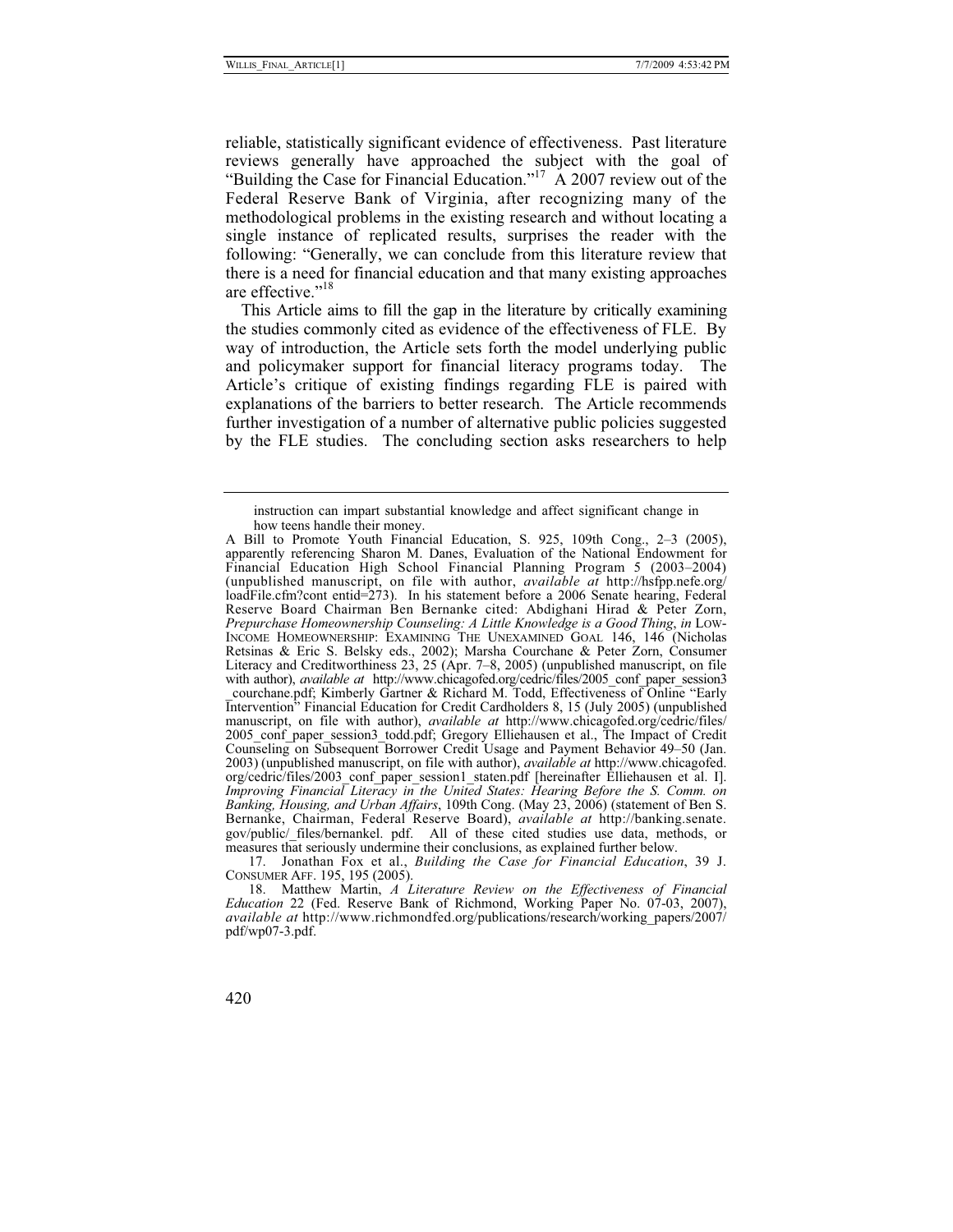reliable, statistically significant evidence of effectiveness. Past literature reviews generally have approached the subject with the goal of "Building the Case for Financial Education."[17] A 2007 review out of the Federal Reserve Bank of Virginia, after recognizing many of the methodological problems in the existing research and without locating a single instance of replicated results, surprises the reader with the following: "Generally, we can conclude from this literature review that there is a need for financial education and that many existing approaches are effective."[18]

This Article aims to fill the gap in the literature by critically examining the studies commonly cited as evidence of the effectiveness of FLE. By way of introduction, the Article sets forth the model underlying public and policymaker support for financial literacy programs today. The Article's critique of existing findings regarding FLE is paired with explanations of the barriers to better research. The Article recommends further investigation of a number of alternative public policies suggested by the FLE studies. The concluding section asks researchers to help

---

> instruction can impart substantial knowledge and affect significant change in how teens handle their money.

A Bill to Promote Youth Financial Education, S. 925, 109th Cong., 2–3 (2005), apparently referencing Sharon M. Danes, Evaluation of the National Endowment for Financial Education High School Financial Planning Program 5 (2003–2004) (unpublished manuscript, on file with author, *available at* http://hsfpp.nefe.org/loadFile.cfm?cont entid=273). In his statement before a 2006 Senate hearing, Federal Reserve Board Chairman Ben Bernanke cited: Abdighani Hirad & Peter Zorn, *Prepurchase Homeownership Counseling: A Little Knowledge is a Good Thing*, *in* LOW-INCOME HOMEOWNERSHIP: EXAMINING THE UNEXAMINED GOAL 146, 146 (Nicholas Retsinas & Eric S. Belsky eds., 2002); Marsha Courchane & Peter Zorn, Consumer Literacy and Creditworthiness 23, 25 (Apr. 7–8, 2005) (unpublished manuscript, on file with author), *available at* http://www.chicagofed.org/cedric/files/2005_conf_paper_session3_courchane.pdf; Kimberly Gartner & Richard M. Todd, Effectiveness of Online "Early Intervention" Financial Education for Credit Cardholders 8, 15 (July 2005) (unpublished manuscript, on file with author), *available at* http://www.chicagofed.org/cedric/files/2005_conf_paper_session3_todd.pdf; Gregory Elliehausen et al., The Impact of Credit Counseling on Subsequent Borrower Credit Usage and Payment Behavior 49–50 (Jan. 2003) (unpublished manuscript, on file with author), *available at* http://www.chicagofed.org/cedric/files/2003_conf_paper_session1_staten.pdf [hereinafter Elliehausen et al. I]. *Improving Financial Literacy in the United States: Hearing Before the S. Comm. on Banking, Housing, and Urban Affairs*, 109th Cong. (May 23, 2006) (statement of Ben S. Bernanke, Chairman, Federal Reserve Board), *available at* http://banking.senate.gov/public/_files/bernankel. pdf. All of these cited studies use data, methods, or measures that seriously undermine their conclusions, as explained further below.

17. Jonathan Fox et al., *Building the Case for Financial Education*, 39 J. CONSUMER AFF. 195, 195 (2005).

18. Matthew Martin, *A Literature Review on the Effectiveness of Financial Education* 22 (Fed. Reserve Bank of Richmond, Working Paper No. 07-03, 2007), *available at* http://www.richmondfed.org/publications/research/working_papers/2007/pdf/wp07-3.pdf.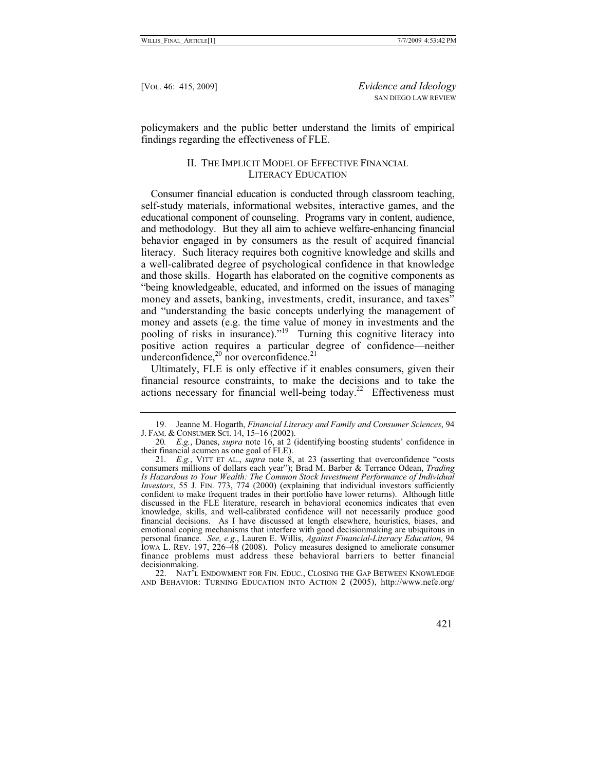policymakers and the public better understand the limits of empirical findings regarding the effectiveness of FLE.

## II. The Implicit Model of Effective Financial Literacy Education

Consumer financial education is conducted through classroom teaching, self-study materials, informational websites, interactive games, and the educational component of counseling. Programs vary in content, audience, and methodology. But they all aim to achieve welfare-enhancing financial behavior engaged in by consumers as the result of acquired financial literacy. Such literacy requires both cognitive knowledge and skills and a well-calibrated degree of psychological confidence in that knowledge and those skills. Hogarth has elaborated on the cognitive components as "being knowledgeable, educated, and informed on the issues of managing money and assets, banking, investments, credit, insurance, and taxes" and "understanding the basic concepts underlying the management of money and assets (e.g. the time value of money in investments and the pooling of risks in insurance)."[19] Turning this cognitive literacy into positive action requires a particular degree of confidence—neither underconfidence,[20] nor overconfidence.[21]

Ultimately, FLE is only effective if it enables consumers, given their financial resource constraints, to make the decisions and to take the actions necessary for financial well-being today.[22] Effectiveness must

---

19. Jeanne M. Hogarth, *Financial Literacy and Family and Consumer Sciences*, 94 J. Fam. & Consumer Sci. 14, 15–16 (2002).

20. *E.g.*, Danes, *supra* note 16, at 2 (identifying boosting students' confidence in their financial acumen as one goal of FLE).

21. *E.g.*, Vitt et al., *supra* note 8, at 23 (asserting that overconfidence "costs consumers millions of dollars each year"); Brad M. Barber & Terrance Odean, *Trading Is Hazardous to Your Wealth: The Common Stock Investment Performance of Individual Investors*, 55 J. Fin. 773, 774 (2000) (explaining that individual investors sufficiently confident to make frequent trades in their portfolio have lower returns). Although little discussed in the FLE literature, research in behavioral economics indicates that even knowledge, skills, and well-calibrated confidence will not necessarily produce good financial decisions. As I have discussed at length elsewhere, heuristics, biases, and emotional coping mechanisms that interfere with good decisionmaking are ubiquitous in personal finance. *See, e.g.*, Lauren E. Willis, *Against Financial-Literacy Education*, 94 Iowa L. Rev. 197, 226–48 (2008). Policy measures designed to ameliorate consumer finance problems must address these behavioral barriers to better financial decisionmaking.

22. Nat'l Endowment for Fin. Educ., Closing the Gap Between Knowledge and Behavior: Turning Education into Action 2 (2005), http://www.nefe.org/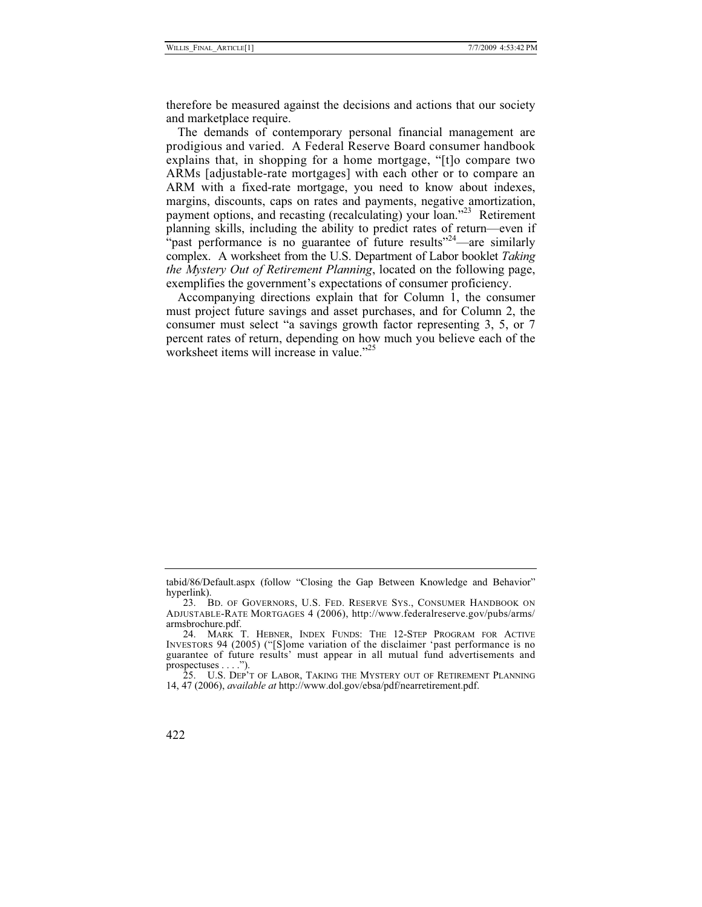therefore be measured against the decisions and actions that our society and marketplace require.

The demands of contemporary personal financial management are prodigious and varied. A Federal Reserve Board consumer handbook explains that, in shopping for a home mortgage, "[t]o compare two ARMs [adjustable-rate mortgages] with each other or to compare an ARM with a fixed-rate mortgage, you need to know about indexes, margins, discounts, caps on rates and payments, negative amortization, payment options, and recasting (recalculating) your loan."[23] Retirement planning skills, including the ability to predict rates of return—even if "past performance is no guarantee of future results"[24]—are similarly complex. A worksheet from the U.S. Department of Labor booklet *Taking the Mystery Out of Retirement Planning*, located on the following page, exemplifies the government's expectations of consumer proficiency.

Accompanying directions explain that for Column 1, the consumer must project future savings and asset purchases, and for Column 2, the consumer must select "a savings growth factor representing 3, 5, or 7 percent rates of return, depending on how much you believe each of the worksheet items will increase in value."[25]

---

tabid/86/Default.aspx (follow "Closing the Gap Between Knowledge and Behavior" hyperlink).

23. BD. OF GOVERNORS, U.S. FED. RESERVE SYS., CONSUMER HANDBOOK ON ADJUSTABLE-RATE MORTGAGES 4 (2006), http://www.federalreserve.gov/pubs/arms/armsbrochure.pdf.

24. MARK T. HEBNER, INDEX FUNDS: THE 12-STEP PROGRAM FOR ACTIVE INVESTORS 94 (2005) ("[S]ome variation of the disclaimer 'past performance is no guarantee of future results' must appear in all mutual fund advertisements and prospectuses . . . .").

25. U.S. DEP'T OF LABOR, TAKING THE MYSTERY OUT OF RETIREMENT PLANNING 14, 47 (2006), *available at* http://www.dol.gov/ebsa/pdf/nearretirement.pdf.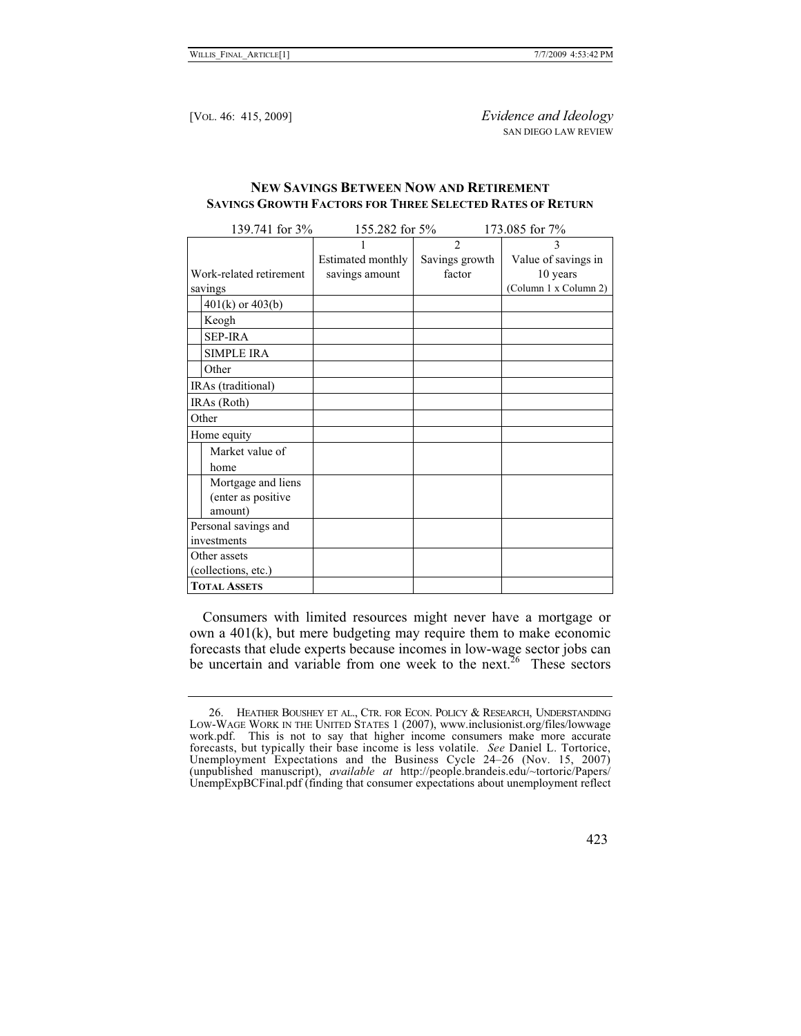**NEW SAVINGS BETWEEN NOW AND RETIREMENT**
**SAVINGS GROWTH FACTORS FOR THREE SELECTED RATES OF RETURN**

139.741 for 3% 155.282 for 5% 173.085 for 7%

| Work-related retirement savings | 1<br>Estimated monthly savings amount | 2<br>Savings growth factor | 3<br>Value of savings in 10 years<br>(Column 1 x Column 2) |
|---|---|---|---|
| 401(k) or 403(b) | | | |
| Keogh | | | |
| SEP-IRA | | | |
| SIMPLE IRA | | | |
| Other | | | |
| IRAs (traditional) | | | |
| IRAs (Roth) | | | |
| Other | | | |
| Home equity | | | |
| Market value of home | | | |
| Mortgage and liens (enter as positive amount) | | | |
| Personal savings and investments | | | |
| Other assets (collections, etc.) | | | |
| **TOTAL ASSETS** | | | |

Consumers with limited resources might never have a mortgage or own a 401(k), but mere budgeting may require them to make economic forecasts that elude experts because incomes in low-wage sector jobs can be uncertain and variable from one week to the next.[26] These sectors

26. HEATHER BOUSHEY ET AL., CTR. FOR ECON. POLICY & RESEARCH, UNDERSTANDING LOW-WAGE WORK IN THE UNITED STATES 1 (2007), www.inclusionist.org/files/lowwagework.pdf. This is not to say that higher income consumers make more accurate forecasts, but typically their base income is less volatile. *See* Daniel L. Tortorice, Unemployment Expectations and the Business Cycle 24–26 (Nov. 15, 2007) (unpublished manuscript), *available at* http://people.brandeis.edu/~tortoric/Papers/UnempExpBCFinal.pdf (finding that consumer expectations about unemployment reflect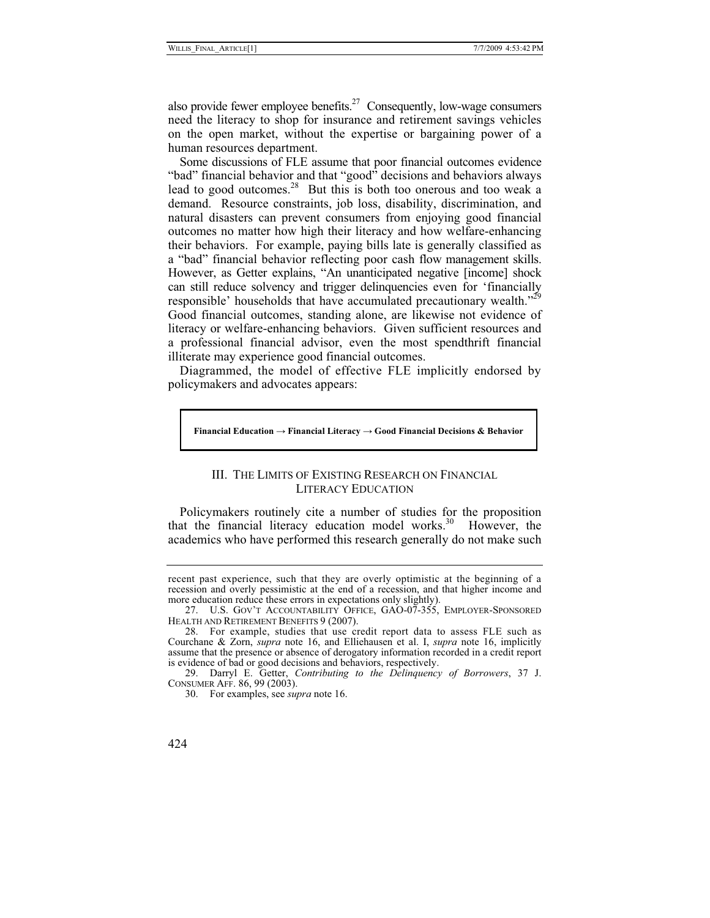also provide fewer employee benefits.[27] Consequently, low-wage consumers need the literacy to shop for insurance and retirement savings vehicles on the open market, without the expertise or bargaining power of a human resources department.

Some discussions of FLE assume that poor financial outcomes evidence "bad" financial behavior and that "good" decisions and behaviors always lead to good outcomes.[28] But this is both too onerous and too weak a demand. Resource constraints, job loss, disability, discrimination, and natural disasters can prevent consumers from enjoying good financial outcomes no matter how high their literacy and how welfare-enhancing their behaviors. For example, paying bills late is generally classified as a "bad" financial behavior reflecting poor cash flow management skills. However, as Getter explains, "An unanticipated negative [income] shock can still reduce solvency and trigger delinquencies even for 'financially responsible' households that have accumulated precautionary wealth."[29] Good financial outcomes, standing alone, are likewise not evidence of literacy or welfare-enhancing behaviors. Given sufficient resources and a professional financial advisor, even the most spendthrift financial illiterate may experience good financial outcomes.

Diagrammed, the model of effective FLE implicitly endorsed by policymakers and advocates appears:

| **Financial Education → Financial Literacy → Good Financial Decisions & Behavior** |
|---|

## III. THE LIMITS OF EXISTING RESEARCH ON FINANCIAL LITERACY EDUCATION

Policymakers routinely cite a number of studies for the proposition that the financial literacy education model works.[30] However, the academics who have performed this research generally do not make such

---

recent past experience, such that they are overly optimistic at the beginning of a recession and overly pessimistic at the end of a recession, and that higher income and more education reduce these errors in expectations only slightly).

27. U.S. GOV'T ACCOUNTABILITY OFFICE, GAO-07-355, EMPLOYER-SPONSORED HEALTH AND RETIREMENT BENEFITS 9 (2007).

28. For example, studies that use credit report data to assess FLE such as Courchane & Zorn, *supra* note 16, and Elliehausen et al. I, *supra* note 16, implicitly assume that the presence or absence of derogatory information recorded in a credit report is evidence of bad or good decisions and behaviors, respectively.

29. Darryl E. Getter, *Contributing to the Delinquency of Borrowers*, 37 J. CONSUMER AFF. 86, 99 (2003).

30. For examples, see *supra* note 16.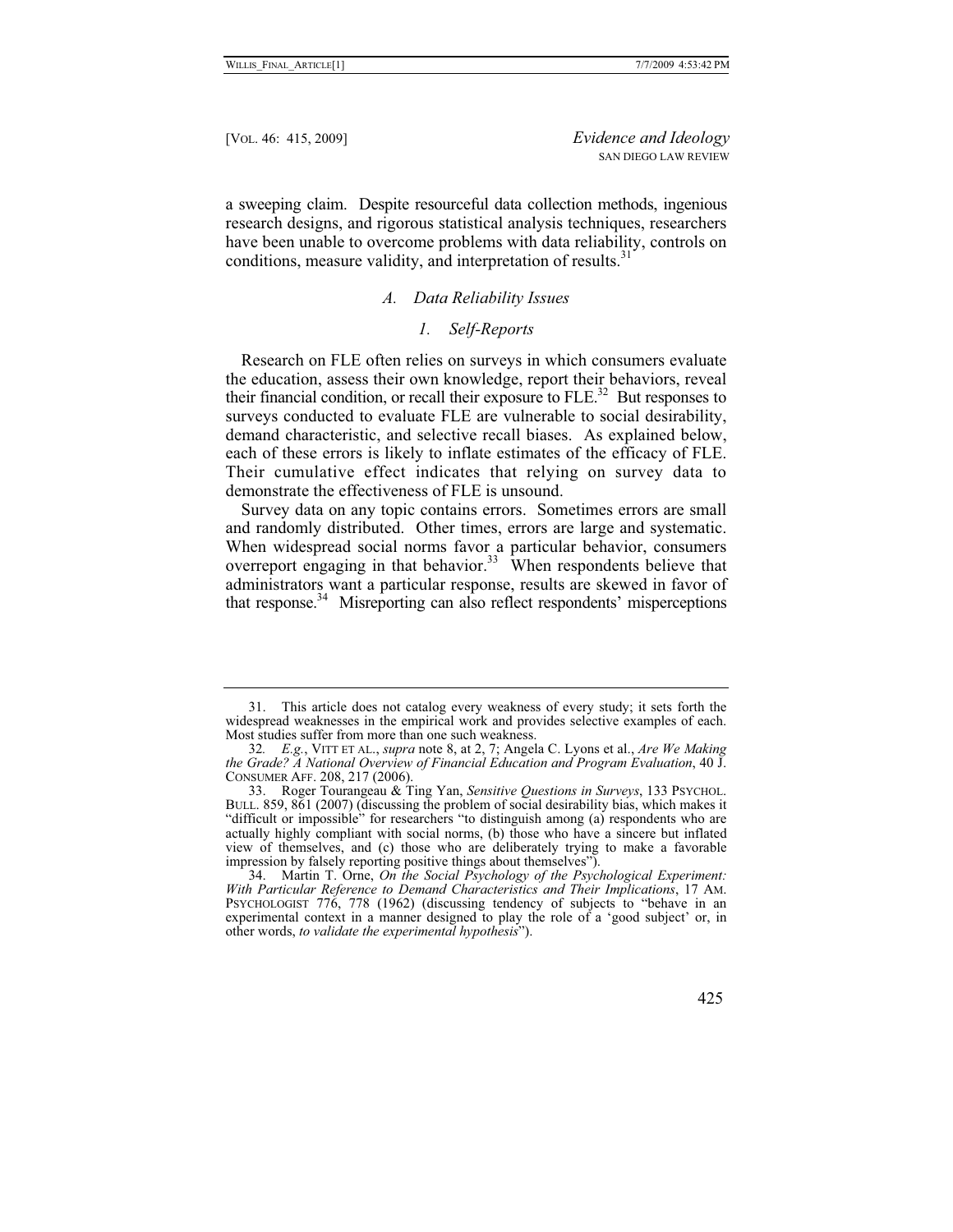a sweeping claim. Despite resourceful data collection methods, ingenious research designs, and rigorous statistical analysis techniques, researchers have been unable to overcome problems with data reliability, controls on conditions, measure validity, and interpretation of results.[31]

### *A. Data Reliability Issues*

#### *1. Self-Reports*

Research on FLE often relies on surveys in which consumers evaluate the education, assess their own knowledge, report their behaviors, reveal their financial condition, or recall their exposure to FLE.[32] But responses to surveys conducted to evaluate FLE are vulnerable to social desirability, demand characteristic, and selective recall biases. As explained below, each of these errors is likely to inflate estimates of the efficacy of FLE. Their cumulative effect indicates that relying on survey data to demonstrate the effectiveness of FLE is unsound.

Survey data on any topic contains errors. Sometimes errors are small and randomly distributed. Other times, errors are large and systematic. When widespread social norms favor a particular behavior, consumers overreport engaging in that behavior.[33] When respondents believe that administrators want a particular response, results are skewed in favor of that response.[34] Misreporting can also reflect respondents' misperceptions

---

31. This article does not catalog every weakness of every study; it sets forth the widespread weaknesses in the empirical work and provides selective examples of each. Most studies suffer from more than one such weakness.

32. *E.g.*, VITT ET AL., *supra* note 8, at 2, 7; Angela C. Lyons et al., *Are We Making the Grade? A National Overview of Financial Education and Program Evaluation*, 40 J. CONSUMER AFF. 208, 217 (2006).

33. Roger Tourangeau & Ting Yan, *Sensitive Questions in Surveys*, 133 PSYCHOL. BULL. 859, 861 (2007) (discussing the problem of social desirability bias, which makes it "difficult or impossible" for researchers "to distinguish among (a) respondents who are actually highly compliant with social norms, (b) those who have a sincere but inflated view of themselves, and (c) those who are deliberately trying to make a favorable impression by falsely reporting positive things about themselves").

34. Martin T. Orne, *On the Social Psychology of the Psychological Experiment: With Particular Reference to Demand Characteristics and Their Implications*, 17 AM. PSYCHOLOGIST 776, 778 (1962) (discussing tendency of subjects to "behave in an experimental context in a manner designed to play the role of a 'good subject' or, in other words, *to validate the experimental hypothesis*").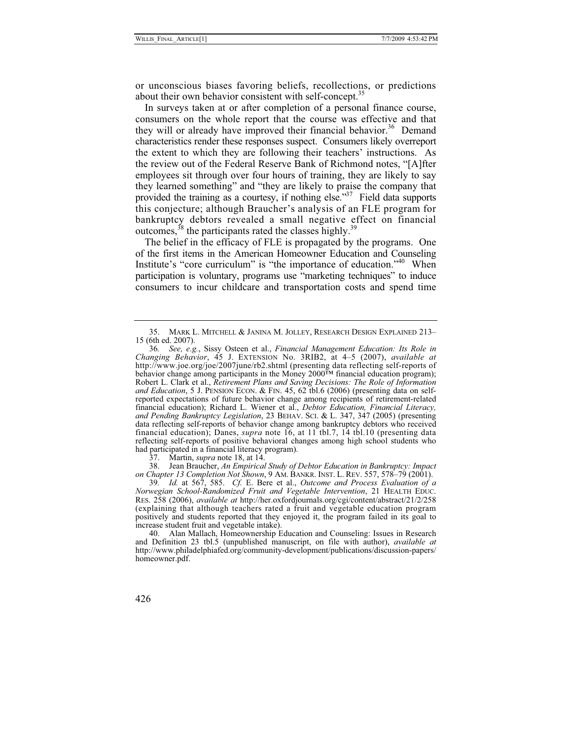or unconscious biases favoring beliefs, recollections, or predictions about their own behavior consistent with self-concept.[35]

In surveys taken at or after completion of a personal finance course, consumers on the whole report that the course was effective and that they will or already have improved their financial behavior.[36] Demand characteristics render these responses suspect. Consumers likely overreport the extent to which they are following their teachers' instructions. As the review out of the Federal Reserve Bank of Richmond notes, "[A]fter employees sit through over four hours of training, they are likely to say they learned something" and "they are likely to praise the company that provided the training as a courtesy, if nothing else."[37] Field data supports this conjecture; although Braucher's analysis of an FLE program for bankruptcy debtors revealed a small negative effect on financial outcomes,[38] the participants rated the classes highly.[39]

The belief in the efficacy of FLE is propagated by the programs. One of the first items in the American Homeowner Education and Counseling Institute's "core curriculum" is "the importance of education."[40] When participation is voluntary, programs use "marketing techniques" to induce consumers to incur childcare and transportation costs and spend time

---

35. MARK L. MITCHELL & JANINA M. JOLLEY, RESEARCH DESIGN EXPLAINED 213–15 (6th ed. 2007).

36. *See, e.g.*, Sissy Osteen et al., *Financial Management Education: Its Role in Changing Behavior*, 45 J. EXTENSION No. 3RIB2, at 4–5 (2007), *available at* http://www.joe.org/joe/2007june/rb2.shtml (presenting data reflecting self-reports of behavior change among participants in the Money 2000™ financial education program); Robert L. Clark et al., *Retirement Plans and Saving Decisions: The Role of Information and Education*, 5 J. PENSION ECON. & FIN. 45, 62 tbl.6 (2006) (presenting data on self-reported expectations of future behavior change among recipients of retirement-related financial education); Richard L. Wiener et al., *Debtor Education, Financial Literacy, and Pending Bankruptcy Legislation*, 23 BEHAV. SCI. & L. 347, 347 (2005) (presenting data reflecting self-reports of behavior change among bankruptcy debtors who received financial education); Danes, *supra* note 16, at 11 tbl.7, 14 tbl.10 (presenting data reflecting self-reports of positive behavioral changes among high school students who had participated in a financial literacy program).

37. Martin, *supra* note 18, at 14.

38. Jean Braucher, *An Empirical Study of Debtor Education in Bankruptcy: Impact on Chapter 13 Completion Not Shown*, 9 AM. BANKR. INST. L. REV. 557, 578–79 (2001).

39. *Id.* at 567, 585. *Cf.* E. Bere et al., *Outcome and Process Evaluation of a Norwegian School-Randomized Fruit and Vegetable Intervention*, 21 HEALTH EDUC. RES. 258 (2006), *available at* http://her.oxfordjournals.org/cgi/content/abstract/21/2/258 (explaining that although teachers rated a fruit and vegetable education program positively and students reported that they enjoyed it, the program failed in its goal to increase student fruit and vegetable intake).

40. Alan Mallach, Homeownership Education and Counseling: Issues in Research and Definition 23 tbl.5 (unpublished manuscript, on file with author), *available at* http://www.philadelphiafed.org/community-development/publications/discussion-papers/homeowner.pdf.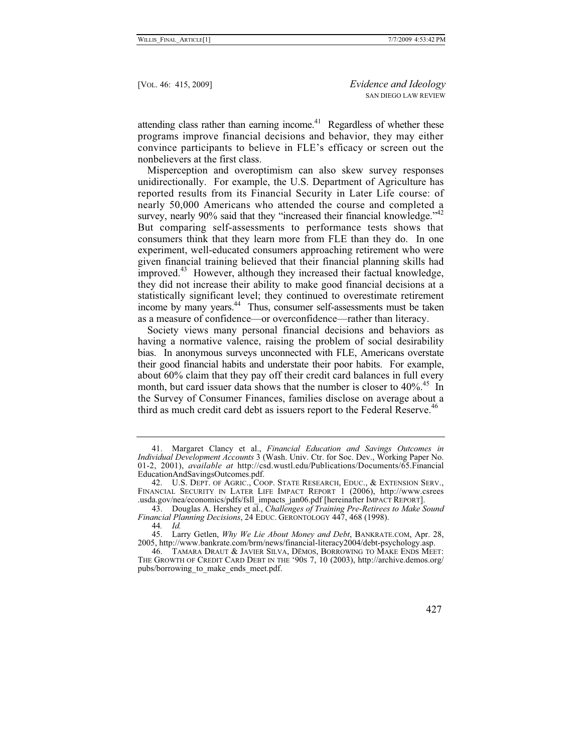attending class rather than earning income.[41] Regardless of whether these programs improve financial decisions and behavior, they may either convince participants to believe in FLE's efficacy or screen out the nonbelievers at the first class.

Misperception and overoptimism can also skew survey responses unidirectionally. For example, the U.S. Department of Agriculture has reported results from its Financial Security in Later Life course: of nearly 50,000 Americans who attended the course and completed a survey, nearly 90% said that they "increased their financial knowledge."[42] But comparing self-assessments to performance tests shows that consumers think that they learn more from FLE than they do. In one experiment, well-educated consumers approaching retirement who were given financial training believed that their financial planning skills had improved.[43] However, although they increased their factual knowledge, they did not increase their ability to make good financial decisions at a statistically significant level; they continued to overestimate retirement income by many years.[44] Thus, consumer self-assessments must be taken as a measure of confidence—or overconfidence—rather than literacy.

Society views many personal financial decisions and behaviors as having a normative valence, raising the problem of social desirability bias. In anonymous surveys unconnected with FLE, Americans overstate their good financial habits and understate their poor habits. For example, about 60% claim that they pay off their credit card balances in full every month, but card issuer data shows that the number is closer to 40%.[45] In the Survey of Consumer Finances, families disclose on average about a third as much credit card debt as issuers report to the Federal Reserve.[46]

---

41. Margaret Clancy et al., *Financial Education and Savings Outcomes in Individual Development Accounts* 3 (Wash. Univ. Ctr. for Soc. Dev., Working Paper No. 01-2, 2001), *available at* http://csd.wustl.edu/Publications/Documents/65.FinancialEducationAndSavingsOutcomes.pdf.

42. U.S. DEPT. OF AGRIC., COOP. STATE RESEARCH, EDUC., & EXTENSION SERV., FINANCIAL SECURITY IN LATER LIFE IMPACT REPORT 1 (2006), http://www.csrees.usda.gov/nea/economics/pdfs/fsll_impacts_jan06.pdf [hereinafter IMPACT REPORT].

43. Douglas A. Hershey et al., *Challenges of Training Pre-Retirees to Make Sound Financial Planning Decisions*, 24 EDUC. GERONTOLOGY 447, 468 (1998).

44. *Id.*

45. Larry Getlen, *Why We Lie About Money and Debt*, BANKRATE.COM, Apr. 28, 2005, http://www.bankrate.com/brm/news/financial-literacy2004/debt-psychology.asp.

46. TAMARA DRAUT & JAVIER SILVA, DĒMOS, BORROWING TO MAKE ENDS MEET: THE GROWTH OF CREDIT CARD DEBT IN THE '90S 7, 10 (2003), http://archive.demos.org/pubs/borrowing_to_make_ends_meet.pdf.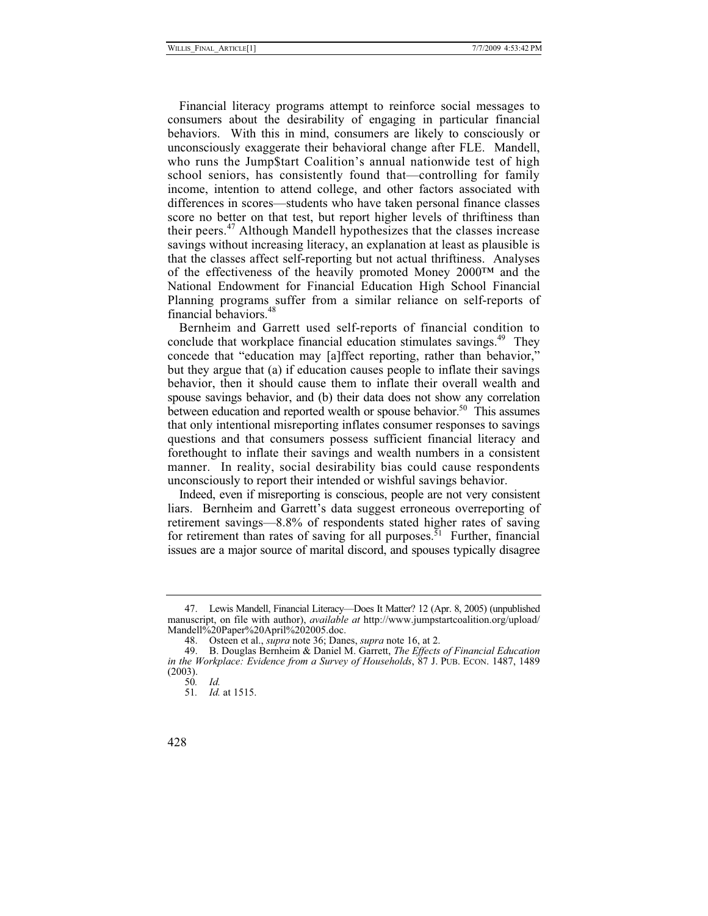Financial literacy programs attempt to reinforce social messages to consumers about the desirability of engaging in particular financial behaviors. With this in mind, consumers are likely to consciously or unconsciously exaggerate their behavioral change after FLE. Mandell, who runs the Jump$tart Coalition's annual nationwide test of high school seniors, has consistently found that—controlling for family income, intention to attend college, and other factors associated with differences in scores—students who have taken personal finance classes score no better on that test, but report higher levels of thriftiness than their peers.[47] Although Mandell hypothesizes that the classes increase savings without increasing literacy, an explanation at least as plausible is that the classes affect self-reporting but not actual thriftiness. Analyses of the effectiveness of the heavily promoted Money 2000™ and the National Endowment for Financial Education High School Financial Planning programs suffer from a similar reliance on self-reports of financial behaviors.[48]

Bernheim and Garrett used self-reports of financial condition to conclude that workplace financial education stimulates savings.[49] They concede that "education may [a]ffect reporting, rather than behavior," but they argue that (a) if education causes people to inflate their savings behavior, then it should cause them to inflate their overall wealth and spouse savings behavior, and (b) their data does not show any correlation between education and reported wealth or spouse behavior.[50] This assumes that only intentional misreporting inflates consumer responses to savings questions and that consumers possess sufficient financial literacy and forethought to inflate their savings and wealth numbers in a consistent manner. In reality, social desirability bias could cause respondents unconsciously to report their intended or wishful savings behavior.

Indeed, even if misreporting is conscious, people are not very consistent liars. Bernheim and Garrett's data suggest erroneous overreporting of retirement savings—8.8% of respondents stated higher rates of saving for retirement than rates of saving for all purposes.[51] Further, financial issues are a major source of marital discord, and spouses typically disagree

---

47. Lewis Mandell, Financial Literacy—Does It Matter? 12 (Apr. 8, 2005) (unpublished manuscript, on file with author), *available at* http://www.jumpstartcoalition.org/upload/Mandell%20Paper%20April%202005.doc.

48. Osteen et al., *supra* note 36; Danes, *supra* note 16, at 2.

49. B. Douglas Bernheim & Daniel M. Garrett, *The Effects of Financial Education in the Workplace: Evidence from a Survey of Households*, 87 J. PUB. ECON. 1487, 1489 (2003).

50. *Id.*

51. *Id.* at 1515.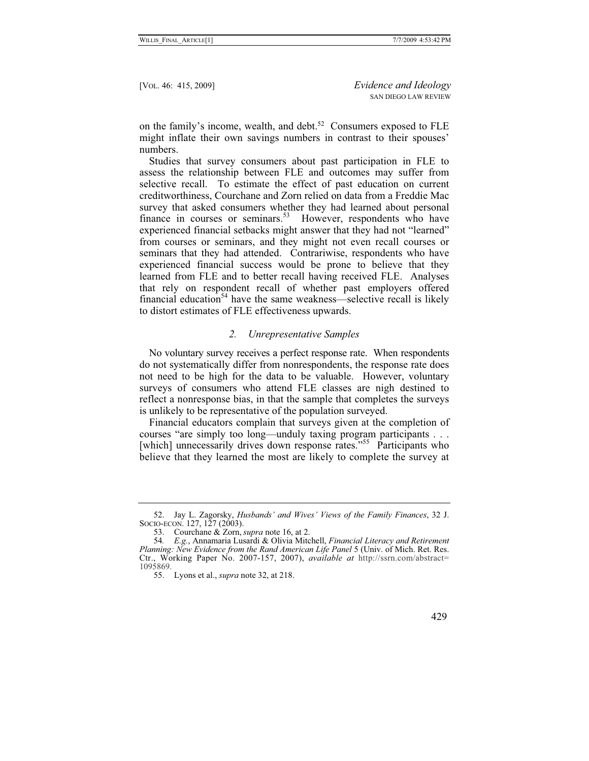on the family's income, wealth, and debt.[52] Consumers exposed to FLE might inflate their own savings numbers in contrast to their spouses' numbers.

Studies that survey consumers about past participation in FLE to assess the relationship between FLE and outcomes may suffer from selective recall. To estimate the effect of past education on current creditworthiness, Courchane and Zorn relied on data from a Freddie Mac survey that asked consumers whether they had learned about personal finance in courses or seminars.[53] However, respondents who have experienced financial setbacks might answer that they had not "learned" from courses or seminars, and they might not even recall courses or seminars that they had attended. Contrariwise, respondents who have experienced financial success would be prone to believe that they learned from FLE and to better recall having received FLE. Analyses that rely on respondent recall of whether past employers offered financial education[54] have the same weakness—selective recall is likely to distort estimates of FLE effectiveness upwards.

### *2. Unrepresentative Samples*

No voluntary survey receives a perfect response rate. When respondents do not systematically differ from nonrespondents, the response rate does not need to be high for the data to be valuable. However, voluntary surveys of consumers who attend FLE classes are nigh destined to reflect a nonresponse bias, in that the sample that completes the surveys is unlikely to be representative of the population surveyed.

Financial educators complain that surveys given at the completion of courses "are simply too long—unduly taxing program participants . . . [which] unnecessarily drives down response rates."[55] Participants who believe that they learned the most are likely to complete the survey at

---

52. Jay L. Zagorsky, *Husbands' and Wives' Views of the Family Finances*, 32 J. SOCIO-ECON. 127, 127 (2003).

53. Courchane & Zorn, *supra* note 16, at 2.

54. *E.g.*, Annamaria Lusardi & Olivia Mitchell, *Financial Literacy and Retirement Planning: New Evidence from the Rand American Life Panel* 5 (Univ. of Mich. Ret. Res. Ctr., Working Paper No. 2007-157, 2007), *available at* http://ssrn.com/abstract=1095869.

55. Lyons et al., *supra* note 32, at 218.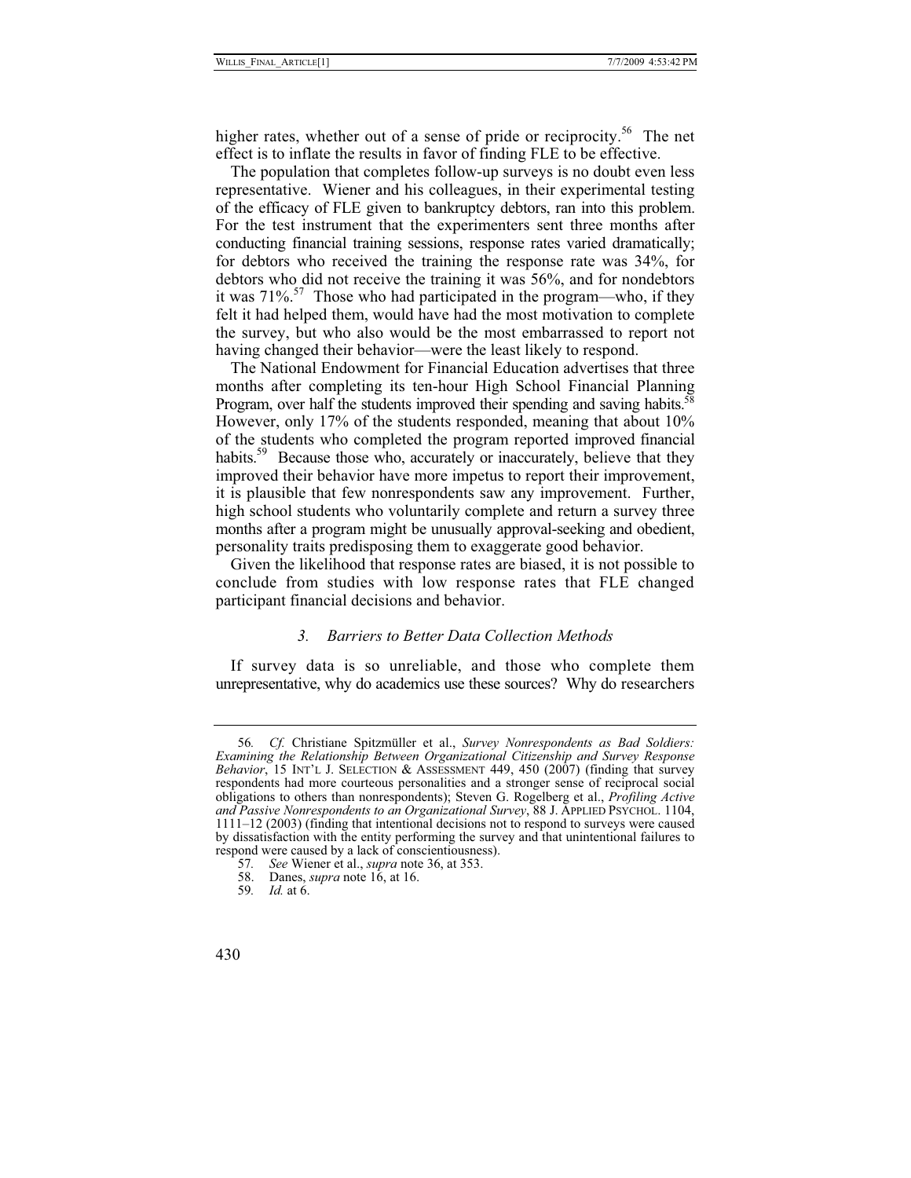higher rates, whether out of a sense of pride or reciprocity.[56] The net effect is to inflate the results in favor of finding FLE to be effective.

The population that completes follow-up surveys is no doubt even less representative. Wiener and his colleagues, in their experimental testing of the efficacy of FLE given to bankruptcy debtors, ran into this problem. For the test instrument that the experimenters sent three months after conducting financial training sessions, response rates varied dramatically; for debtors who received the training the response rate was 34%, for debtors who did not receive the training it was 56%, and for nondebtors it was 71%.[57] Those who had participated in the program—who, if they felt it had helped them, would have had the most motivation to complete the survey, but who also would be the most embarrassed to report not having changed their behavior—were the least likely to respond.

The National Endowment for Financial Education advertises that three months after completing its ten-hour High School Financial Planning Program, over half the students improved their spending and saving habits.[58] However, only 17% of the students responded, meaning that about 10% of the students who completed the program reported improved financial habits.[59] Because those who, accurately or inaccurately, believe that they improved their behavior have more impetus to report their improvement, it is plausible that few nonrespondents saw any improvement. Further, high school students who voluntarily complete and return a survey three months after a program might be unusually approval-seeking and obedient, personality traits predisposing them to exaggerate good behavior.

Given the likelihood that response rates are biased, it is not possible to conclude from studies with low response rates that FLE changed participant financial decisions and behavior.

### *3. Barriers to Better Data Collection Methods*

If survey data is so unreliable, and those who complete them unrepresentative, why do academics use these sources? Why do researchers

---

56. *Cf.* Christiane Spitzmüller et al., *Survey Nonrespondents as Bad Soldiers: Examining the Relationship Between Organizational Citizenship and Survey Response Behavior*, 15 INT'L J. SELECTION & ASSESSMENT 449, 450 (2007) (finding that survey respondents had more courteous personalities and a stronger sense of reciprocal social obligations to others than nonrespondents); Steven G. Rogelberg et al., *Profiling Active and Passive Nonrespondents to an Organizational Survey*, 88 J. APPLIED PSYCHOL. 1104, 1111–12 (2003) (finding that intentional decisions not to respond to surveys were caused by dissatisfaction with the entity performing the survey and that unintentional failures to respond were caused by a lack of conscientiousness).

57. *See* Wiener et al., *supra* note 36, at 353.

58. Danes, *supra* note 16, at 16.

59. *Id.* at 6.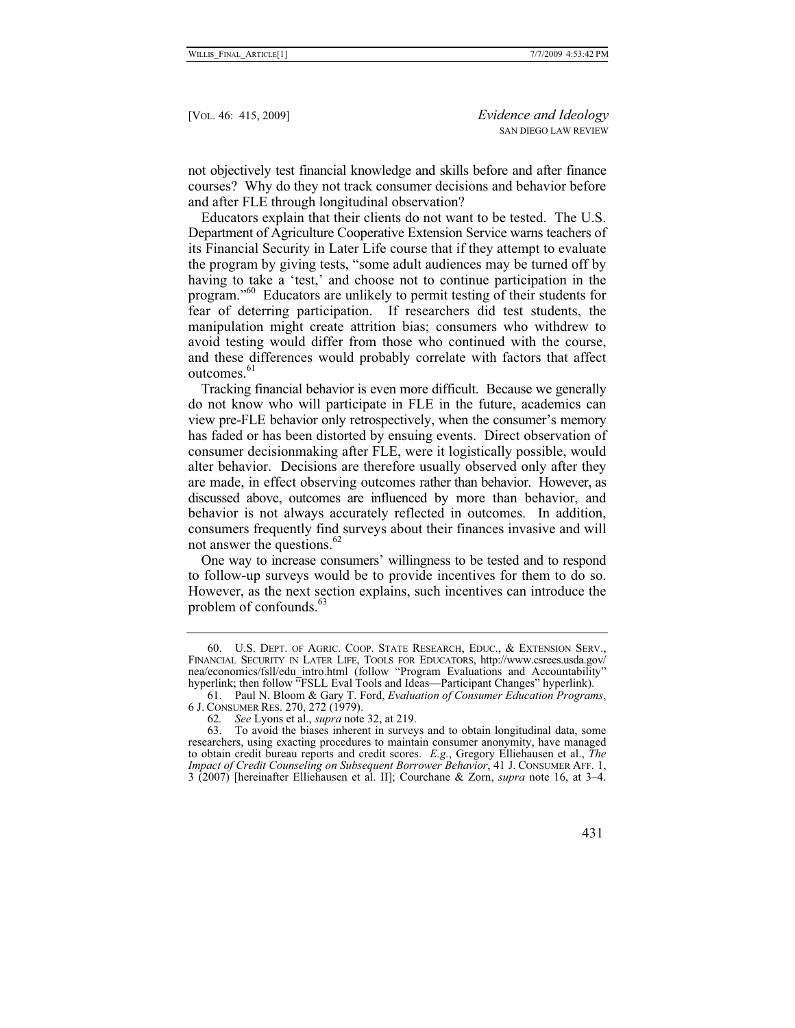not objectively test financial knowledge and skills before and after finance courses? Why do they not track consumer decisions and behavior before and after FLE through longitudinal observation?

Educators explain that their clients do not want to be tested. The U.S. Department of Agriculture Cooperative Extension Service warns teachers of its Financial Security in Later Life course that if they attempt to evaluate the program by giving tests, "some adult audiences may be turned off by having to take a 'test,' and choose not to continue participation in the program."[60] Educators are unlikely to permit testing of their students for fear of deterring participation. If researchers did test students, the manipulation might create attrition bias; consumers who withdrew to avoid testing would differ from those who continued with the course, and these differences would probably correlate with factors that affect outcomes.[61]

Tracking financial behavior is even more difficult. Because we generally do not know who will participate in FLE in the future, academics can view pre-FLE behavior only retrospectively, when the consumer's memory has faded or has been distorted by ensuing events. Direct observation of consumer decisionmaking after FLE, were it logistically possible, would alter behavior. Decisions are therefore usually observed only after they are made, in effect observing outcomes rather than behavior. However, as discussed above, outcomes are influenced by more than behavior, and behavior is not always accurately reflected in outcomes. In addition, consumers frequently find surveys about their finances invasive and will not answer the questions.[62]

One way to increase consumers' willingness to be tested and to respond to follow-up surveys would be to provide incentives for them to do so. However, as the next section explains, such incentives can introduce the problem of confounds.[63]

---

60. U.S. DEPT. OF AGRIC. COOP. STATE RESEARCH, EDUC., & EXTENSION SERV., FINANCIAL SECURITY IN LATER LIFE, TOOLS FOR EDUCATORS, http://www.csrees.usda.gov/nea/economics/fsll/edu_intro.html (follow "Program Evaluations and Accountability" hyperlink; then follow "FSLL Eval Tools and Ideas—Participant Changes" hyperlink).

61. Paul N. Bloom & Gary T. Ford, *Evaluation of Consumer Education Programs*, 6 J. CONSUMER RES. 270, 272 (1979).

62. *See* Lyons et al., *supra* note 32, at 219.

63. To avoid the biases inherent in surveys and to obtain longitudinal data, some researchers, using exacting procedures to maintain consumer anonymity, have managed to obtain credit bureau reports and credit scores. *E.g.*, Gregory Elliehausen et al., *The Impact of Credit Counseling on Subsequent Borrower Behavior*, 41 J. CONSUMER AFF. 1, 3 (2007) [hereinafter Elliehausen et al. II]; Courchane & Zorn, *supra* note 16, at 3–4.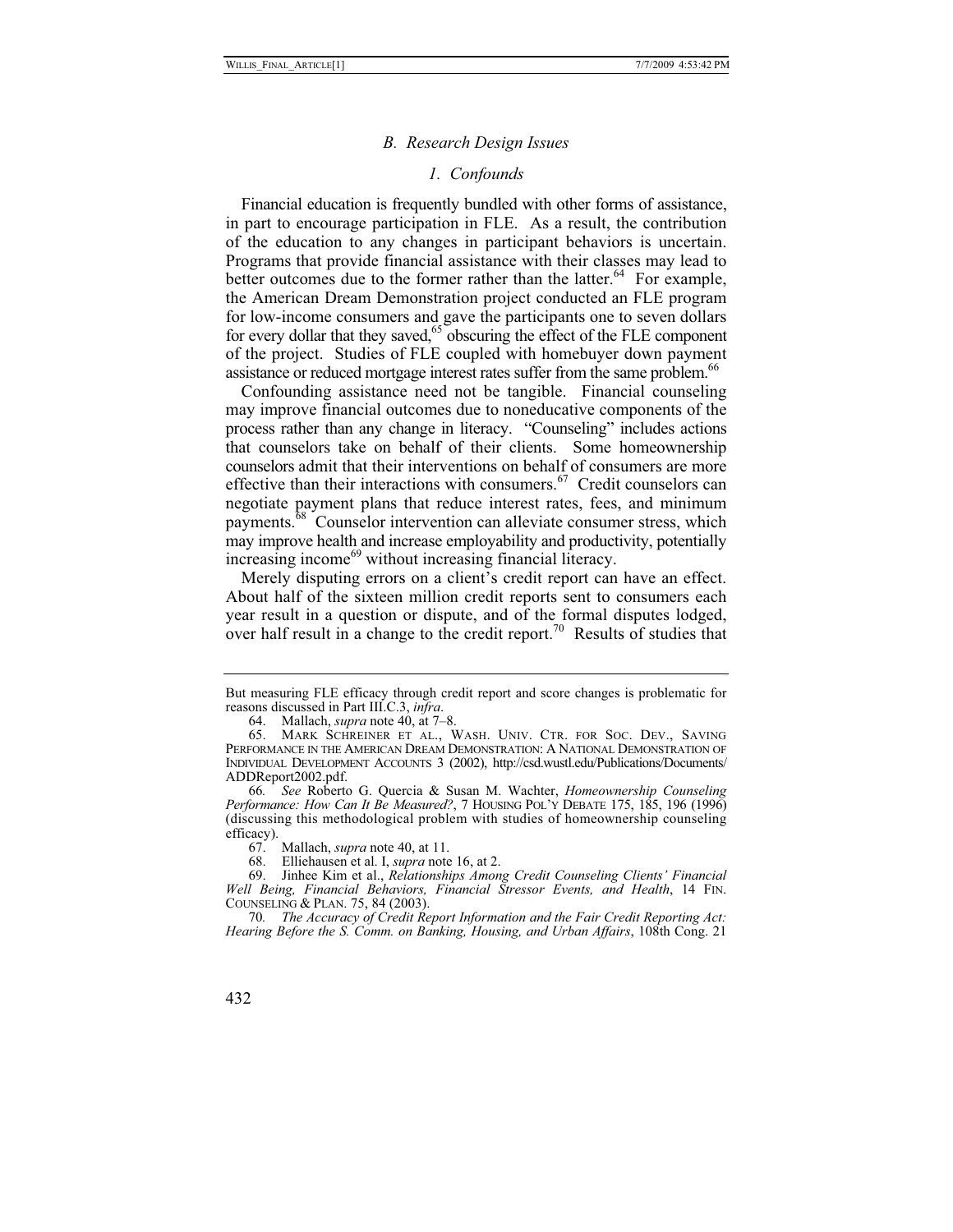### *B. Research Design Issues*

#### *1. Confounds*

Financial education is frequently bundled with other forms of assistance, in part to encourage participation in FLE. As a result, the contribution of the education to any changes in participant behaviors is uncertain. Programs that provide financial assistance with their classes may lead to better outcomes due to the former rather than the latter.[64] For example, the American Dream Demonstration project conducted an FLE program for low-income consumers and gave the participants one to seven dollars for every dollar that they saved,[65] obscuring the effect of the FLE component of the project. Studies of FLE coupled with homebuyer down payment assistance or reduced mortgage interest rates suffer from the same problem.[66]

Confounding assistance need not be tangible. Financial counseling may improve financial outcomes due to noneducative components of the process rather than any change in literacy. "Counseling" includes actions that counselors take on behalf of their clients. Some homeownership counselors admit that their interventions on behalf of consumers are more effective than their interactions with consumers.[67] Credit counselors can negotiate payment plans that reduce interest rates, fees, and minimum payments.[68] Counselor intervention can alleviate consumer stress, which may improve health and increase employability and productivity, potentially increasing income[69] without increasing financial literacy.

Merely disputing errors on a client's credit report can have an effect. About half of the sixteen million credit reports sent to consumers each year result in a question or dispute, and of the formal disputes lodged, over half result in a change to the credit report.[70] Results of studies that

---

But measuring FLE efficacy through credit report and score changes is problematic for reasons discussed in Part III.C.3, *infra*.

64. Mallach, *supra* note 40, at 7–8.

65. MARK SCHREINER ET AL., WASH. UNIV. CTR. FOR SOC. DEV., SAVING PERFORMANCE IN THE AMERICAN DREAM DEMONSTRATION: A NATIONAL DEMONSTRATION OF INDIVIDUAL DEVELOPMENT ACCOUNTS 3 (2002), http://csd.wustl.edu/Publications/Documents/ADDReport2002.pdf.

66. *See* Roberto G. Quercia & Susan M. Wachter, *Homeownership Counseling Performance: How Can It Be Measured?*, 7 HOUSING POL'Y DEBATE 175, 185, 196 (1996) (discussing this methodological problem with studies of homeownership counseling efficacy).

67. Mallach, *supra* note 40, at 11.

68. Elliehausen et al. I, *supra* note 16, at 2.

69. Jinhee Kim et al., *Relationships Among Credit Counseling Clients' Financial Well Being, Financial Behaviors, Financial Stressor Events, and Health*, 14 FIN. COUNSELING & PLAN. 75, 84 (2003).

70. *The Accuracy of Credit Report Information and the Fair Credit Reporting Act: Hearing Before the S. Comm. on Banking, Housing, and Urban Affairs*, 108th Cong. 21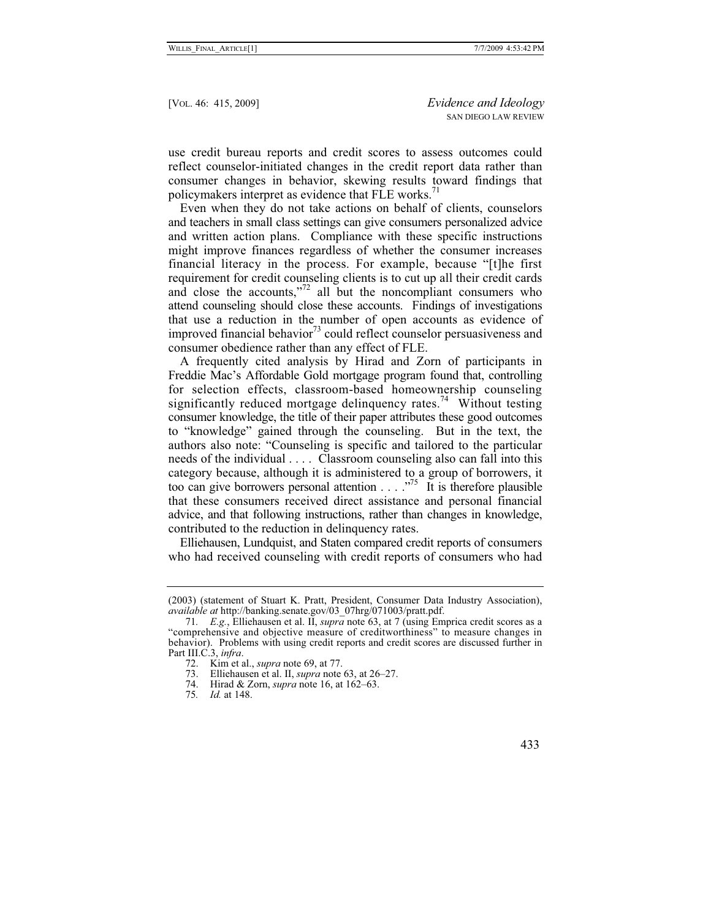use credit bureau reports and credit scores to assess outcomes could reflect counselor-initiated changes in the credit report data rather than consumer changes in behavior, skewing results toward findings that policymakers interpret as evidence that FLE works.[71]

Even when they do not take actions on behalf of clients, counselors and teachers in small class settings can give consumers personalized advice and written action plans. Compliance with these specific instructions might improve finances regardless of whether the consumer increases financial literacy in the process. For example, because "[t]he first requirement for credit counseling clients is to cut up all their credit cards and close the accounts,"[72] all but the noncompliant consumers who attend counseling should close these accounts. Findings of investigations that use a reduction in the number of open accounts as evidence of improved financial behavior[73] could reflect counselor persuasiveness and consumer obedience rather than any effect of FLE.

A frequently cited analysis by Hirad and Zorn of participants in Freddie Mac's Affordable Gold mortgage program found that, controlling for selection effects, classroom-based homeownership counseling significantly reduced mortgage delinquency rates.[74] Without testing consumer knowledge, the title of their paper attributes these good outcomes to "knowledge" gained through the counseling. But in the text, the authors also note: "Counseling is specific and tailored to the particular needs of the individual . . . . Classroom counseling also can fall into this category because, although it is administered to a group of borrowers, it too can give borrowers personal attention . . . ."[75] It is therefore plausible that these consumers received direct assistance and personal financial advice, and that following instructions, rather than changes in knowledge, contributed to the reduction in delinquency rates.

Elliehausen, Lundquist, and Staten compared credit reports of consumers who had received counseling with credit reports of consumers who had

---

(2003) (statement of Stuart K. Pratt, President, Consumer Data Industry Association), *available at* http://banking.senate.gov/03_07hrg/071003/pratt.pdf.

71. *E.g.*, Elliehausen et al. II, *supra* note 63, at 7 (using Emprica credit scores as a "comprehensive and objective measure of creditworthiness" to measure changes in behavior). Problems with using credit reports and credit scores are discussed further in Part III.C.3, *infra*.

72. Kim et al., *supra* note 69, at 77.

73. Elliehausen et al. II, *supra* note 63, at 26–27.

74. Hirad & Zorn, *supra* note 16, at 162–63.

75. *Id.* at 148.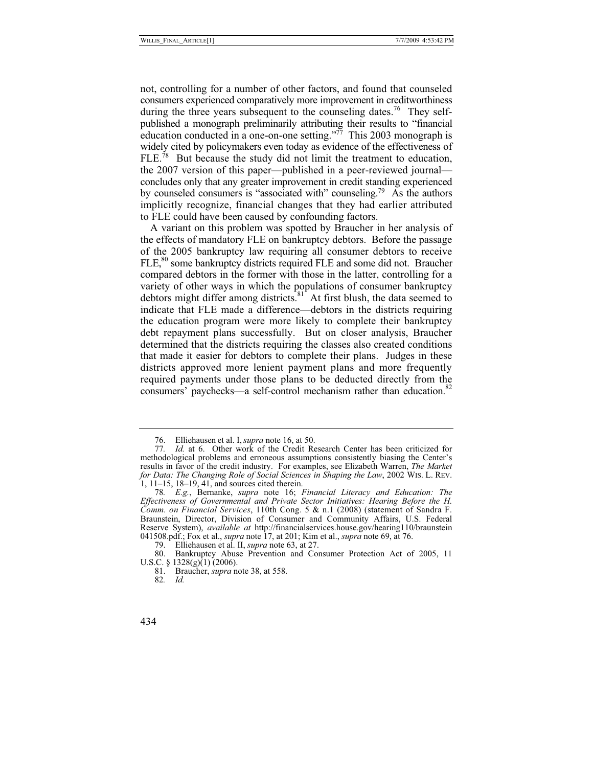not, controlling for a number of other factors, and found that counseled consumers experienced comparatively more improvement in creditworthiness during the three years subsequent to the counseling dates.[76] They self-published a monograph preliminarily attributing their results to "financial education conducted in a one-on-one setting."[77] This 2003 monograph is widely cited by policymakers even today as evidence of the effectiveness of FLE.[78] But because the study did not limit the treatment to education, the 2007 version of this paper—published in a peer-reviewed journal—concludes only that any greater improvement in credit standing experienced by counseled consumers is "associated with" counseling.[79] As the authors implicitly recognize, financial changes that they had earlier attributed to FLE could have been caused by confounding factors.

A variant on this problem was spotted by Braucher in her analysis of the effects of mandatory FLE on bankruptcy debtors. Before the passage of the 2005 bankruptcy law requiring all consumer debtors to receive FLE,[80] some bankruptcy districts required FLE and some did not. Braucher compared debtors in the former with those in the latter, controlling for a variety of other ways in which the populations of consumer bankruptcy debtors might differ among districts.[81] At first blush, the data seemed to indicate that FLE made a difference—debtors in the districts requiring the education program were more likely to complete their bankruptcy debt repayment plans successfully. But on closer analysis, Braucher determined that the districts requiring the classes also created conditions that made it easier for debtors to complete their plans. Judges in these districts approved more lenient payment plans and more frequently required payments under those plans to be deducted directly from the consumers' paychecks—a self-control mechanism rather than education.[82]

---

76. Elliehausen et al. I, *supra* note 16, at 50.

77. *Id.* at 6. Other work of the Credit Research Center has been criticized for methodological problems and erroneous assumptions consistently biasing the Center's results in favor of the credit industry. For examples, see Elizabeth Warren, *The Market for Data: The Changing Role of Social Sciences in Shaping the Law*, 2002 WIS. L. REV. 1, 11–15, 18–19, 41, and sources cited therein.

78. *E.g.*, Bernanke, *supra* note 16; *Financial Literacy and Education: The Effectiveness of Governmental and Private Sector Initiatives: Hearing Before the H. Comm. on Financial Services*, 110th Cong. 5 & n.1 (2008) (statement of Sandra F. Braunstein, Director, Division of Consumer and Community Affairs, U.S. Federal Reserve System), *available at* http://financialservices.house.gov/hearing110/braunstein041508.pdf.; Fox et al., *supra* note 17, at 201; Kim et al., *supra* note 69, at 76.

79. Elliehausen et al. II, *supra* note 63, at 27.

80. Bankruptcy Abuse Prevention and Consumer Protection Act of 2005, 11 U.S.C. § 1328(g)(1) (2006).

81. Braucher, *supra* note 38, at 558.

82. *Id.*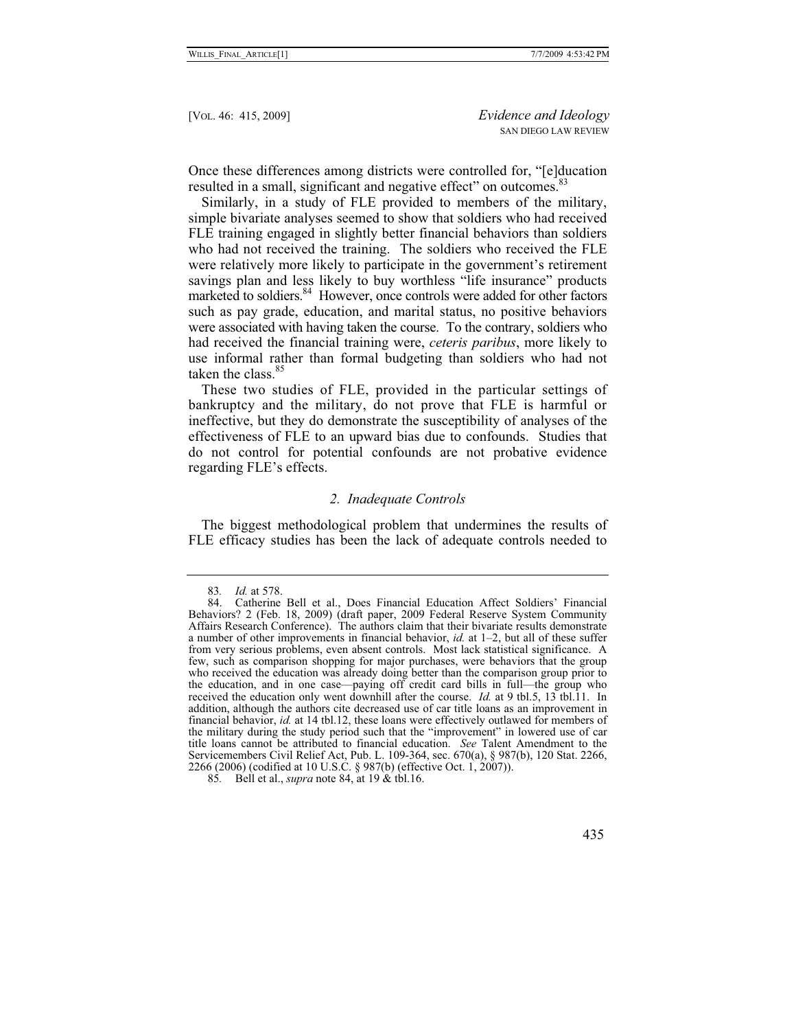Once these differences among districts were controlled for, "[e]ducation resulted in a small, significant and negative effect" on outcomes.[83]

Similarly, in a study of FLE provided to members of the military, simple bivariate analyses seemed to show that soldiers who had received FLE training engaged in slightly better financial behaviors than soldiers who had not received the training. The soldiers who received the FLE were relatively more likely to participate in the government's retirement savings plan and less likely to buy worthless "life insurance" products marketed to soldiers.[84] However, once controls were added for other factors such as pay grade, education, and marital status, no positive behaviors were associated with having taken the course. To the contrary, soldiers who had received the financial training were, *ceteris paribus*, more likely to use informal rather than formal budgeting than soldiers who had not taken the class.[85]

These two studies of FLE, provided in the particular settings of bankruptcy and the military, do not prove that FLE is harmful or ineffective, but they do demonstrate the susceptibility of analyses of the effectiveness of FLE to an upward bias due to confounds. Studies that do not control for potential confounds are not probative evidence regarding FLE's effects.

### *2. Inadequate Controls*

The biggest methodological problem that undermines the results of FLE efficacy studies has been the lack of adequate controls needed to

---

83. *Id.* at 578.

84. Catherine Bell et al., Does Financial Education Affect Soldiers' Financial Behaviors? 2 (Feb. 18, 2009) (draft paper, 2009 Federal Reserve System Community Affairs Research Conference). The authors claim that their bivariate results demonstrate a number of other improvements in financial behavior, *id.* at 1–2, but all of these suffer from very serious problems, even absent controls. Most lack statistical significance. A few, such as comparison shopping for major purchases, were behaviors that the group who received the education was already doing better than the comparison group prior to the education, and in one case—paying off credit card bills in full—the group who received the education only went downhill after the course. *Id.* at 9 tbl.5, 13 tbl.11. In addition, although the authors cite decreased use of car title loans as an improvement in financial behavior, *id.* at 14 tbl.12, these loans were effectively outlawed for members of the military during the study period such that the "improvement" in lowered use of car title loans cannot be attributed to financial education. *See* Talent Amendment to the Servicemembers Civil Relief Act, Pub. L. 109-364, sec. 670(a), § 987(b), 120 Stat. 2266, 2266 (2006) (codified at 10 U.S.C. § 987(b) (effective Oct. 1, 2007)).

85. Bell et al., *supra* note 84, at 19 & tbl.16.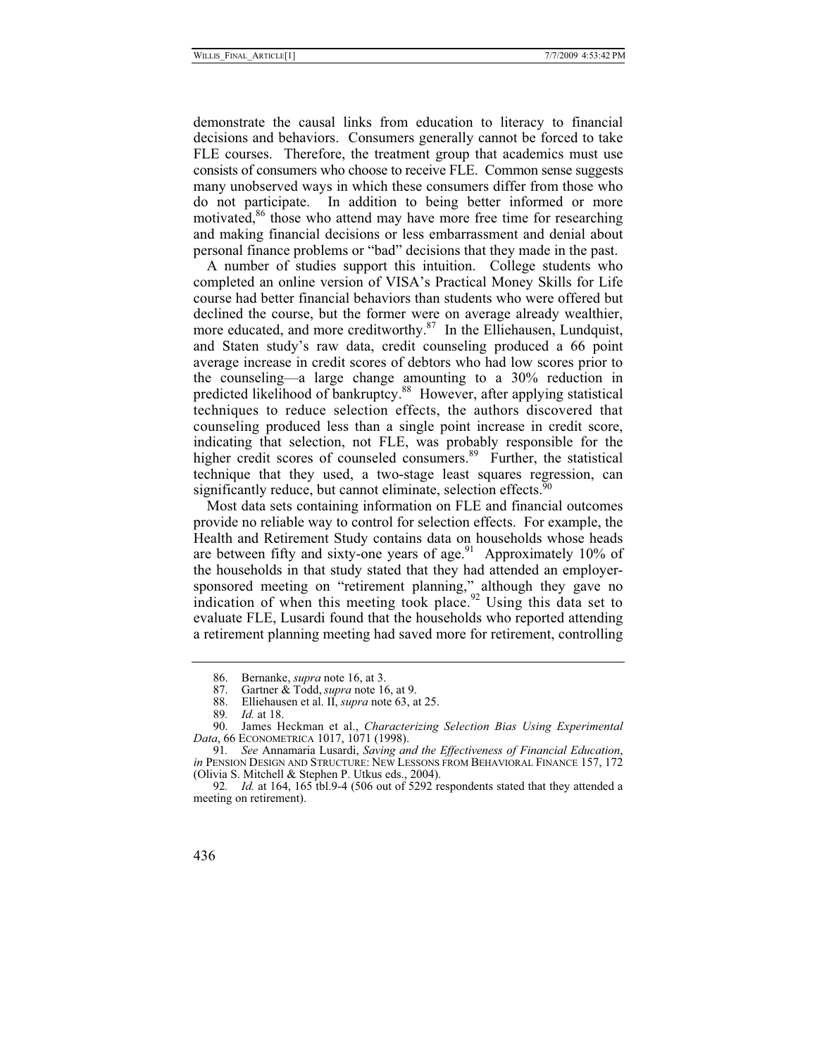demonstrate the causal links from education to literacy to financial decisions and behaviors. Consumers generally cannot be forced to take FLE courses. Therefore, the treatment group that academics must use consists of consumers who choose to receive FLE. Common sense suggests many unobserved ways in which these consumers differ from those who do not participate. In addition to being better informed or more motivated,[86] those who attend may have more free time for researching and making financial decisions or less embarrassment and denial about personal finance problems or "bad" decisions that they made in the past.

A number of studies support this intuition. College students who completed an online version of VISA's Practical Money Skills for Life course had better financial behaviors than students who were offered but declined the course, but the former were on average already wealthier, more educated, and more creditworthy.[87] In the Elliehausen, Lundquist, and Staten study's raw data, credit counseling produced a 66 point average increase in credit scores of debtors who had low scores prior to the counseling—a large change amounting to a 30% reduction in predicted likelihood of bankruptcy.[88] However, after applying statistical techniques to reduce selection effects, the authors discovered that counseling produced less than a single point increase in credit score, indicating that selection, not FLE, was probably responsible for the higher credit scores of counseled consumers.[89] Further, the statistical technique that they used, a two-stage least squares regression, can significantly reduce, but cannot eliminate, selection effects.[90]

Most data sets containing information on FLE and financial outcomes provide no reliable way to control for selection effects. For example, the Health and Retirement Study contains data on households whose heads are between fifty and sixty-one years of age.[91] Approximately 10% of the households in that study stated that they had attended an employer-sponsored meeting on "retirement planning," although they gave no indication of when this meeting took place.[92] Using this data set to evaluate FLE, Lusardi found that the households who reported attending a retirement planning meeting had saved more for retirement, controlling

---

86. Bernanke, *supra* note 16, at 3.

87. Gartner & Todd, *supra* note 16, at 9.

88. Elliehausen et al. II, *supra* note 63, at 25.

89. *Id.* at 18.

90. James Heckman et al., *Characterizing Selection Bias Using Experimental Data*, 66 ECONOMETRICA 1017, 1071 (1998).

91. *See* Annamaria Lusardi, *Saving and the Effectiveness of Financial Education*, *in* PENSION DESIGN AND STRUCTURE: NEW LESSONS FROM BEHAVIORAL FINANCE 157, 172 (Olivia S. Mitchell & Stephen P. Utkus eds., 2004).

92. *Id.* at 164, 165 tbl.9-4 (506 out of 5292 respondents stated that they attended a meeting on retirement).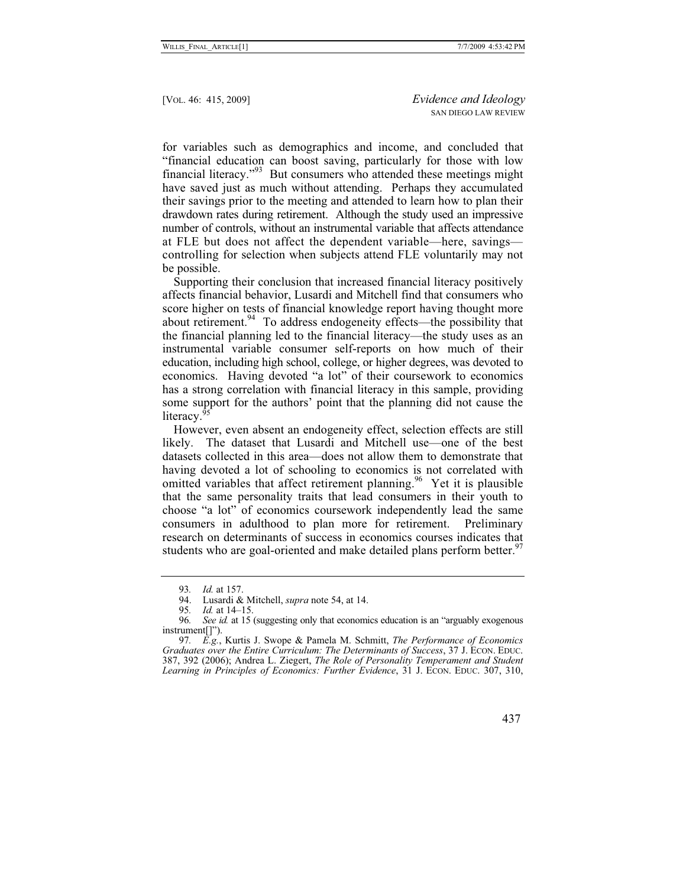for variables such as demographics and income, and concluded that "financial education can boost saving, particularly for those with low financial literacy."[93] But consumers who attended these meetings might have saved just as much without attending. Perhaps they accumulated their savings prior to the meeting and attended to learn how to plan their drawdown rates during retirement. Although the study used an impressive number of controls, without an instrumental variable that affects attendance at FLE but does not affect the dependent variable—here, savings—controlling for selection when subjects attend FLE voluntarily may not be possible.

Supporting their conclusion that increased financial literacy positively affects financial behavior, Lusardi and Mitchell find that consumers who score higher on tests of financial knowledge report having thought more about retirement.[94] To address endogeneity effects—the possibility that the financial planning led to the financial literacy—the study uses as an instrumental variable consumer self-reports on how much of their education, including high school, college, or higher degrees, was devoted to economics. Having devoted "a lot" of their coursework to economics has a strong correlation with financial literacy in this sample, providing some support for the authors' point that the planning did not cause the literacy.[95]

However, even absent an endogeneity effect, selection effects are still likely. The dataset that Lusardi and Mitchell use—one of the best datasets collected in this area—does not allow them to demonstrate that having devoted a lot of schooling to economics is not correlated with omitted variables that affect retirement planning.[96] Yet it is plausible that the same personality traits that lead consumers in their youth to choose "a lot" of economics coursework independently lead the same consumers in adulthood to plan more for retirement. Preliminary research on determinants of success in economics courses indicates that students who are goal-oriented and make detailed plans perform better.[97]

---

93. *Id.* at 157.

94. Lusardi & Mitchell, *supra* note 54, at 14.

95. *Id.* at 14–15.

96. *See id.* at 15 (suggesting only that economics education is an "arguably exogenous instrument[]").

97. *E.g.*, Kurtis J. Swope & Pamela M. Schmitt, *The Performance of Economics Graduates over the Entire Curriculum: The Determinants of Success*, 37 J. ECON. EDUC. 387, 392 (2006); Andrea L. Ziegert, *The Role of Personality Temperament and Student Learning in Principles of Economics: Further Evidence*, 31 J. ECON. EDUC. 307, 310,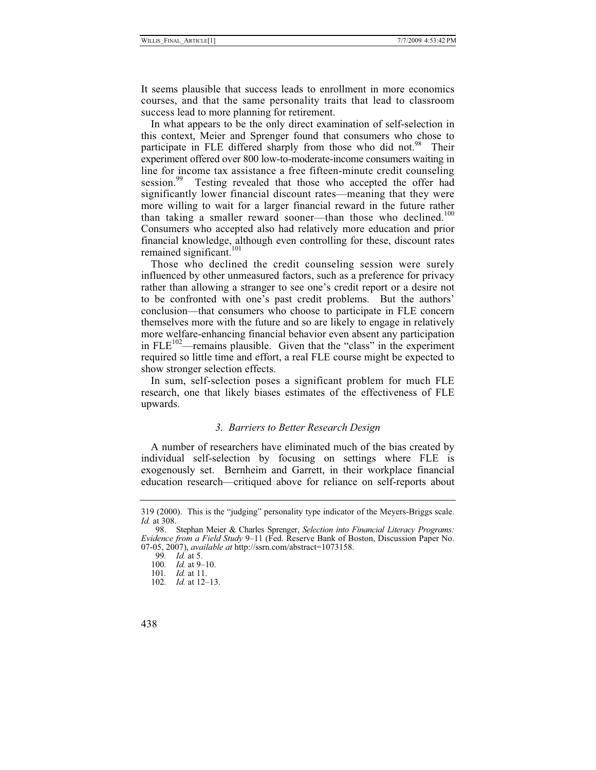It seems plausible that success leads to enrollment in more economics courses, and that the same personality traits that lead to classroom success lead to more planning for retirement.

In what appears to be the only direct examination of self-selection in this context, Meier and Sprenger found that consumers who chose to participate in FLE differed sharply from those who did not.[98] Their experiment offered over 800 low-to-moderate-income consumers waiting in line for income tax assistance a free fifteen-minute credit counseling session.[99] Testing revealed that those who accepted the offer had significantly lower financial discount rates—meaning that they were more willing to wait for a larger financial reward in the future rather than taking a smaller reward sooner—than those who declined.[100] Consumers who accepted also had relatively more education and prior financial knowledge, although even controlling for these, discount rates remained significant.[101]

Those who declined the credit counseling session were surely influenced by other unmeasured factors, such as a preference for privacy rather than allowing a stranger to see one's credit report or a desire not to be confronted with one's past credit problems. But the authors' conclusion—that consumers who choose to participate in FLE concern themselves more with the future and so are likely to engage in relatively more welfare-enhancing financial behavior even absent any participation in FLE[102]—remains plausible. Given that the "class" in the experiment required so little time and effort, a real FLE course might be expected to show stronger selection effects.

In sum, self-selection poses a significant problem for much FLE research, one that likely biases estimates of the effectiveness of FLE upwards.

### *3. Barriers to Better Research Design*

A number of researchers have eliminated much of the bias created by individual self-selection by focusing on settings where FLE is exogenously set. Bernheim and Garrett, in their workplace financial education research—critiqued above for reliance on self-reports about

---

319 (2000). This is the "judging" personality type indicator of the Meyers-Briggs scale. *Id.* at 308.

98. Stephan Meier & Charles Sprenger, *Selection into Financial Literacy Programs: Evidence from a Field Study* 9–11 (Fed. Reserve Bank of Boston, Discussion Paper No. 07-05, 2007), *available at* http://ssrn.com/abstract=1073158.

99. *Id.* at 5.

100. *Id.* at 9–10.

101. *Id.* at 11.

102. *Id.* at 12–13.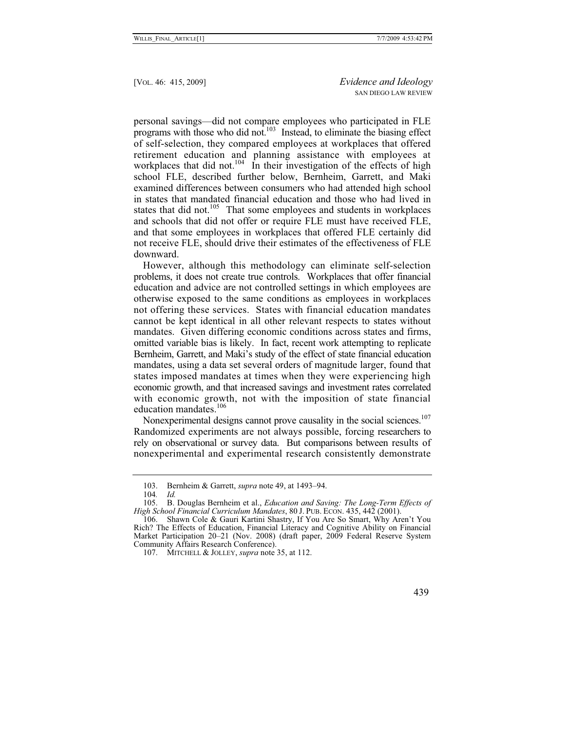personal savings—did not compare employees who participated in FLE programs with those who did not.[103] Instead, to eliminate the biasing effect of self-selection, they compared employees at workplaces that offered retirement education and planning assistance with employees at workplaces that did not.[104] In their investigation of the effects of high school FLE, described further below, Bernheim, Garrett, and Maki examined differences between consumers who had attended high school in states that mandated financial education and those who had lived in states that did not.[105] That some employees and students in workplaces and schools that did not offer or require FLE must have received FLE, and that some employees in workplaces that offered FLE certainly did not receive FLE, should drive their estimates of the effectiveness of FLE downward.

However, although this methodology can eliminate self-selection problems, it does not create true controls. Workplaces that offer financial education and advice are not controlled settings in which employees are otherwise exposed to the same conditions as employees in workplaces not offering these services. States with financial education mandates cannot be kept identical in all other relevant respects to states without mandates. Given differing economic conditions across states and firms, omitted variable bias is likely. In fact, recent work attempting to replicate Bernheim, Garrett, and Maki's study of the effect of state financial education mandates, using a data set several orders of magnitude larger, found that states imposed mandates at times when they were experiencing high economic growth, and that increased savings and investment rates correlated with economic growth, not with the imposition of state financial education mandates.[106]

Nonexperimental designs cannot prove causality in the social sciences.[107] Randomized experiments are not always possible, forcing researchers to rely on observational or survey data. But comparisons between results of nonexperimental and experimental research consistently demonstrate

---

103. Bernheim & Garrett, *supra* note 49, at 1493–94.

104. *Id.*

105. B. Douglas Bernheim et al., *Education and Saving: The Long-Term Effects of High School Financial Curriculum Mandates*, 80 J. PUB. ECON. 435, 442 (2001).

106. Shawn Cole & Gauri Kartini Shastry, If You Are So Smart, Why Aren't You Rich? The Effects of Education, Financial Literacy and Cognitive Ability on Financial Market Participation 20–21 (Nov. 2008) (draft paper, 2009 Federal Reserve System Community Affairs Research Conference).

107. MITCHELL & JOLLEY, *supra* note 35, at 112.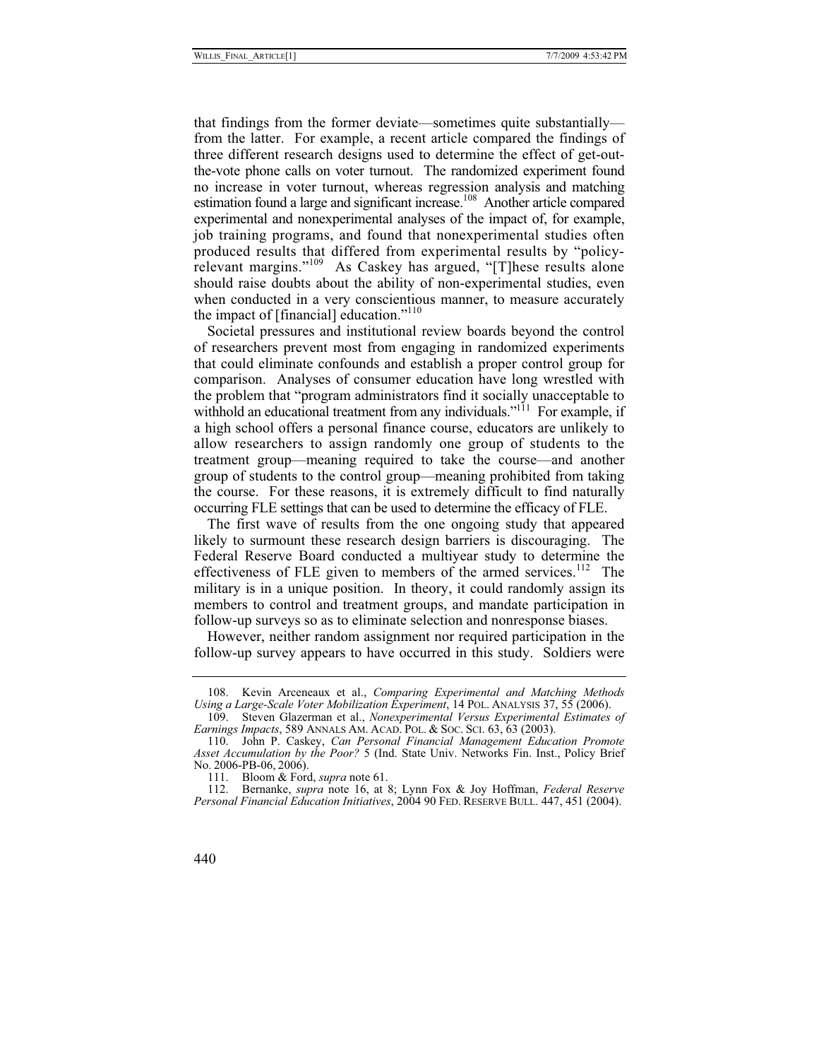that findings from the former deviate—sometimes quite substantially—from the latter. For example, a recent article compared the findings of three different research designs used to determine the effect of get-out-the-vote phone calls on voter turnout. The randomized experiment found no increase in voter turnout, whereas regression analysis and matching estimation found a large and significant increase.[108] Another article compared experimental and nonexperimental analyses of the impact of, for example, job training programs, and found that nonexperimental studies often produced results that differed from experimental results by "policy-relevant margins."[109] As Caskey has argued, "[T]hese results alone should raise doubts about the ability of non-experimental studies, even when conducted in a very conscientious manner, to measure accurately the impact of [financial] education."[110]

Societal pressures and institutional review boards beyond the control of researchers prevent most from engaging in randomized experiments that could eliminate confounds and establish a proper control group for comparison. Analyses of consumer education have long wrestled with the problem that "program administrators find it socially unacceptable to withhold an educational treatment from any individuals."[111] For example, if a high school offers a personal finance course, educators are unlikely to allow researchers to assign randomly one group of students to the treatment group—meaning required to take the course—and another group of students to the control group—meaning prohibited from taking the course. For these reasons, it is extremely difficult to find naturally occurring FLE settings that can be used to determine the efficacy of FLE.

The first wave of results from the one ongoing study that appeared likely to surmount these research design barriers is discouraging. The Federal Reserve Board conducted a multiyear study to determine the effectiveness of FLE given to members of the armed services.[112] The military is in a unique position. In theory, it could randomly assign its members to control and treatment groups, and mandate participation in follow-up surveys so as to eliminate selection and nonresponse biases.

However, neither random assignment nor required participation in the follow-up survey appears to have occurred in this study. Soldiers were

---

108. Kevin Arceneaux et al., *Comparing Experimental and Matching Methods Using a Large-Scale Voter Mobilization Experiment*, 14 POL. ANALYSIS 37, 55 (2006).

109. Steven Glazerman et al., *Nonexperimental Versus Experimental Estimates of Earnings Impacts*, 589 ANNALS AM. ACAD. POL. & SOC. SCI. 63, 63 (2003).

110. John P. Caskey, *Can Personal Financial Management Education Promote Asset Accumulation by the Poor?* 5 (Ind. State Univ. Networks Fin. Inst., Policy Brief No. 2006-PB-06, 2006).

111. Bloom & Ford, *supra* note 61.

112. Bernanke, *supra* note 16, at 8; Lynn Fox & Joy Hoffman, *Federal Reserve Personal Financial Education Initiatives*, 2004 90 FED. RESERVE BULL. 447, 451 (2004).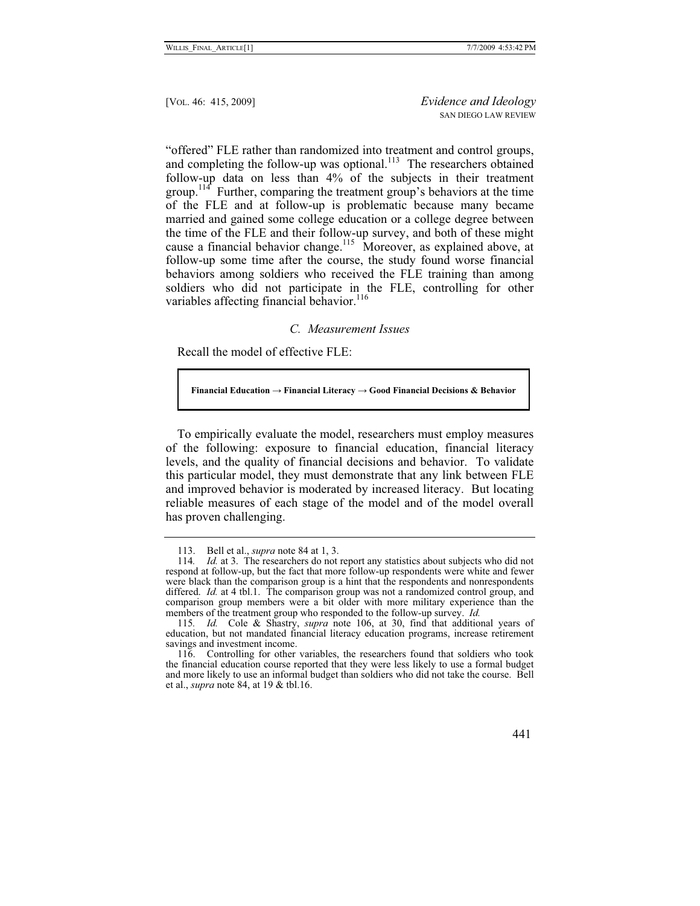"offered" FLE rather than randomized into treatment and control groups, and completing the follow-up was optional.[113] The researchers obtained follow-up data on less than 4% of the subjects in their treatment group.[114] Further, comparing the treatment group's behaviors at the time of the FLE and at follow-up is problematic because many became married and gained some college education or a college degree between the time of the FLE and their follow-up survey, and both of these might cause a financial behavior change.[115] Moreover, as explained above, at follow-up some time after the course, the study found worse financial behaviors among soldiers who received the FLE training than among soldiers who did not participate in the FLE, controlling for other variables affecting financial behavior.[116]

### *C. Measurement Issues*

Recall the model of effective FLE:

**Financial Education → Financial Literacy → Good Financial Decisions & Behavior**

To empirically evaluate the model, researchers must employ measures of the following: exposure to financial education, financial literacy levels, and the quality of financial decisions and behavior. To validate this particular model, they must demonstrate that any link between FLE and improved behavior is moderated by increased literacy. But locating reliable measures of each stage of the model and of the model overall has proven challenging.

---

113. Bell et al., *supra* note 84 at 1, 3.

114. *Id.* at 3. The researchers do not report any statistics about subjects who did not respond at follow-up, but the fact that more follow-up respondents were white and fewer were black than the comparison group is a hint that the respondents and nonrespondents differed. *Id.* at 4 tbl.1. The comparison group was not a randomized control group, and comparison group members were a bit older with more military experience than the members of the treatment group who responded to the follow-up survey. *Id.*

115. *Id.* Cole & Shastry, *supra* note 106, at 30, find that additional years of education, but not mandated financial literacy education programs, increase retirement savings and investment income.

116. Controlling for other variables, the researchers found that soldiers who took the financial education course reported that they were less likely to use a formal budget and more likely to use an informal budget than soldiers who did not take the course. Bell et al., *supra* note 84, at 19 & tbl.16.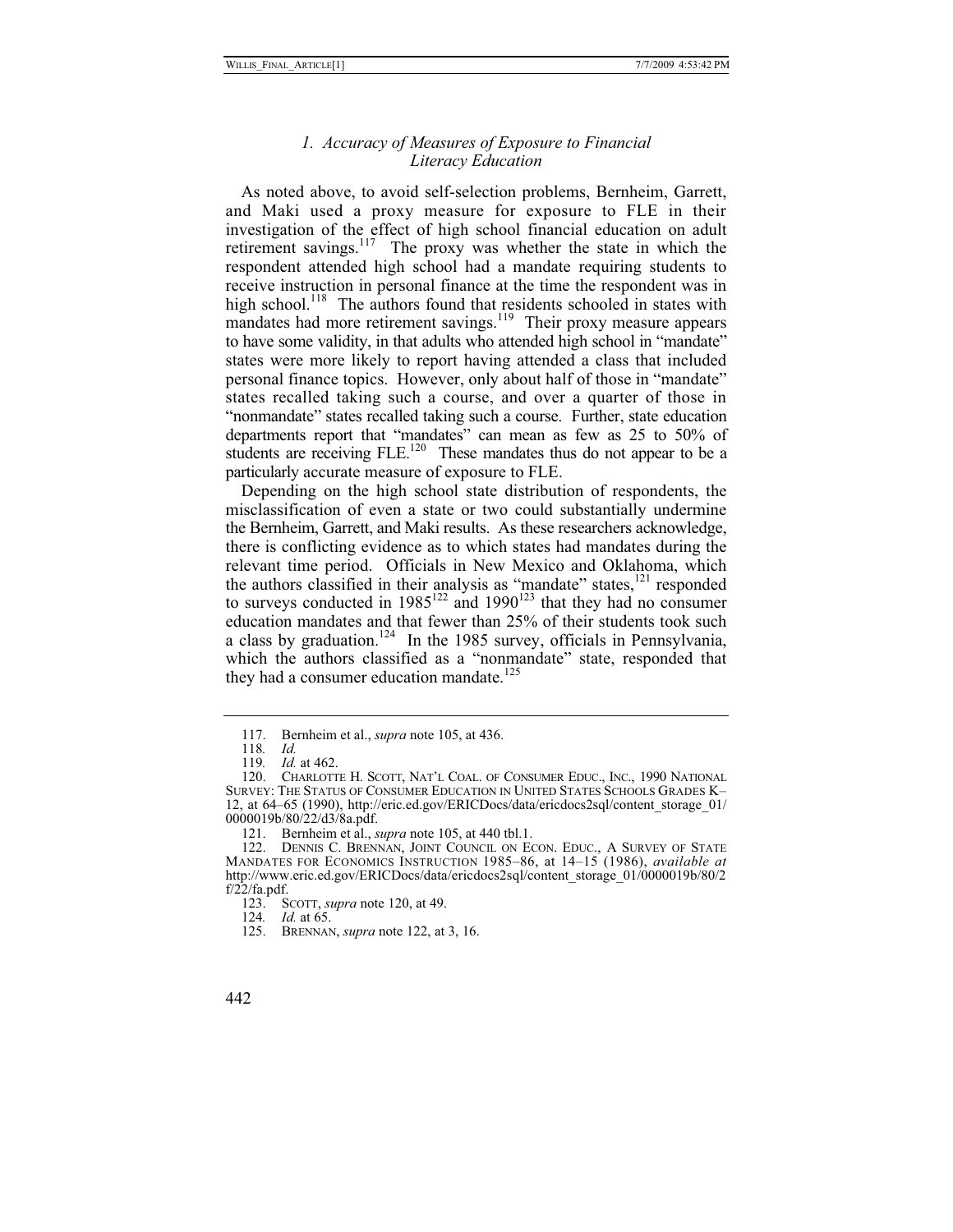### *1. Accuracy of Measures of Exposure to Financial Literacy Education*

As noted above, to avoid self-selection problems, Bernheim, Garrett, and Maki used a proxy measure for exposure to FLE in their investigation of the effect of high school financial education on adult retirement savings.[117] The proxy was whether the state in which the respondent attended high school had a mandate requiring students to receive instruction in personal finance at the time the respondent was in high school.[118] The authors found that residents schooled in states with mandates had more retirement savings.[119] Their proxy measure appears to have some validity, in that adults who attended high school in "mandate" states were more likely to report having attended a class that included personal finance topics. However, only about half of those in "mandate" states recalled taking such a course, and over a quarter of those in "nonmandate" states recalled taking such a course. Further, state education departments report that "mandates" can mean as few as 25 to 50% of students are receiving FLE.[120] These mandates thus do not appear to be a particularly accurate measure of exposure to FLE.

Depending on the high school state distribution of respondents, the misclassification of even a state or two could substantially undermine the Bernheim, Garrett, and Maki results. As these researchers acknowledge, there is conflicting evidence as to which states had mandates during the relevant time period. Officials in New Mexico and Oklahoma, which the authors classified in their analysis as "mandate" states,[121] responded to surveys conducted in 1985[122] and 1990[123] that they had no consumer education mandates and that fewer than 25% of their students took such a class by graduation.[124] In the 1985 survey, officials in Pennsylvania, which the authors classified as a "nonmandate" state, responded that they had a consumer education mandate.[125]

---

117. Bernheim et al., *supra* note 105, at 436.

118. *Id.*

119. *Id.* at 462.

120. CHARLOTTE H. SCOTT, NAT'L COAL. OF CONSUMER EDUC., INC., 1990 NATIONAL SURVEY: THE STATUS OF CONSUMER EDUCATION IN UNITED STATES SCHOOLS GRADES K–12, at 64–65 (1990), http://eric.ed.gov/ERICDocs/data/ericdocs2sql/content_storage_01/0000019b/80/22/d3/8a.pdf.

121. Bernheim et al., *supra* note 105, at 440 tbl.1.

122. DENNIS C. BRENNAN, JOINT COUNCIL ON ECON. EDUC., A SURVEY OF STATE MANDATES FOR ECONOMICS INSTRUCTION 1985–86, at 14–15 (1986), *available at* http://www.eric.ed.gov/ERICDocs/data/ericdocs2sql/content_storage_01/0000019b/80/2f/22/fa.pdf.

123. SCOTT, *supra* note 120, at 49.

124. *Id.* at 65.

125. BRENNAN, *supra* note 122, at 3, 16.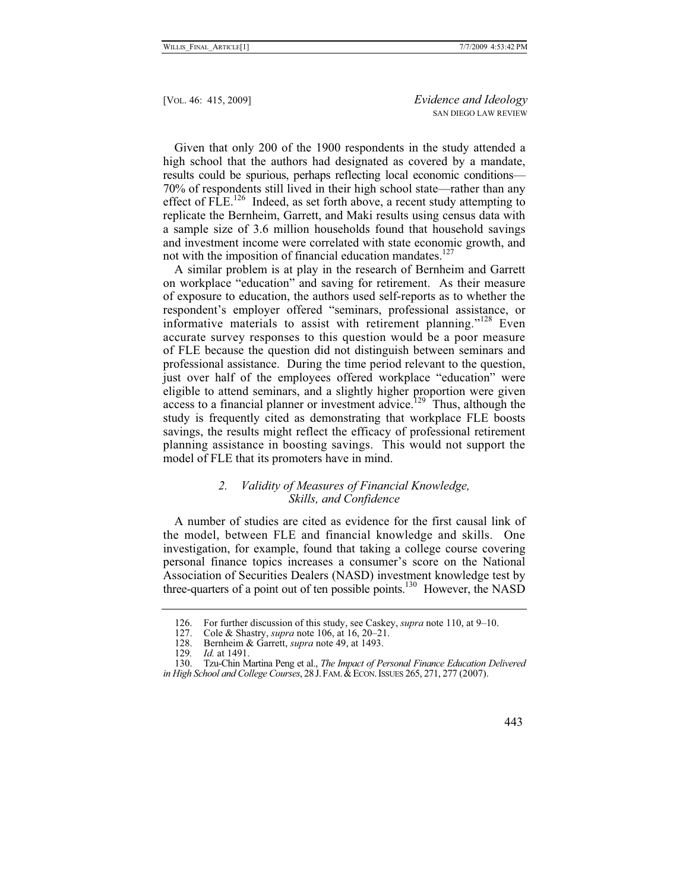Given that only 200 of the 1900 respondents in the study attended a high school that the authors had designated as covered by a mandate, results could be spurious, perhaps reflecting local economic conditions—70% of respondents still lived in their high school state—rather than any effect of FLE.[126] Indeed, as set forth above, a recent study attempting to replicate the Bernheim, Garrett, and Maki results using census data with a sample size of 3.6 million households found that household savings and investment income were correlated with state economic growth, and not with the imposition of financial education mandates.[127]

A similar problem is at play in the research of Bernheim and Garrett on workplace "education" and saving for retirement. As their measure of exposure to education, the authors used self-reports as to whether the respondent's employer offered "seminars, professional assistance, or informative materials to assist with retirement planning."[128] Even accurate survey responses to this question would be a poor measure of FLE because the question did not distinguish between seminars and professional assistance. During the time period relevant to the question, just over half of the employees offered workplace "education" were eligible to attend seminars, and a slightly higher proportion were given access to a financial planner or investment advice.[129] Thus, although the study is frequently cited as demonstrating that workplace FLE boosts savings, the results might reflect the efficacy of professional retirement planning assistance in boosting savings. This would not support the model of FLE that its promoters have in mind.

### 2. *Validity of Measures of Financial Knowledge, Skills, and Confidence*

A number of studies are cited as evidence for the first causal link of the model, between FLE and financial knowledge and skills. One investigation, for example, found that taking a college course covering personal finance topics increases a consumer's score on the National Association of Securities Dealers (NASD) investment knowledge test by three-quarters of a point out of ten possible points.[130] However, the NASD

---

126. For further discussion of this study, see Caskey, *supra* note 110, at 9–10.

127. Cole & Shastry, *supra* note 106, at 16, 20–21.

128. Bernheim & Garrett, *supra* note 49, at 1493.

129. *Id.* at 1491.

130. Tzu-Chin Martina Peng et al., *The Impact of Personal Finance Education Delivered in High School and College Courses*, 28 J. FAM. & ECON. ISSUES 265, 271, 277 (2007).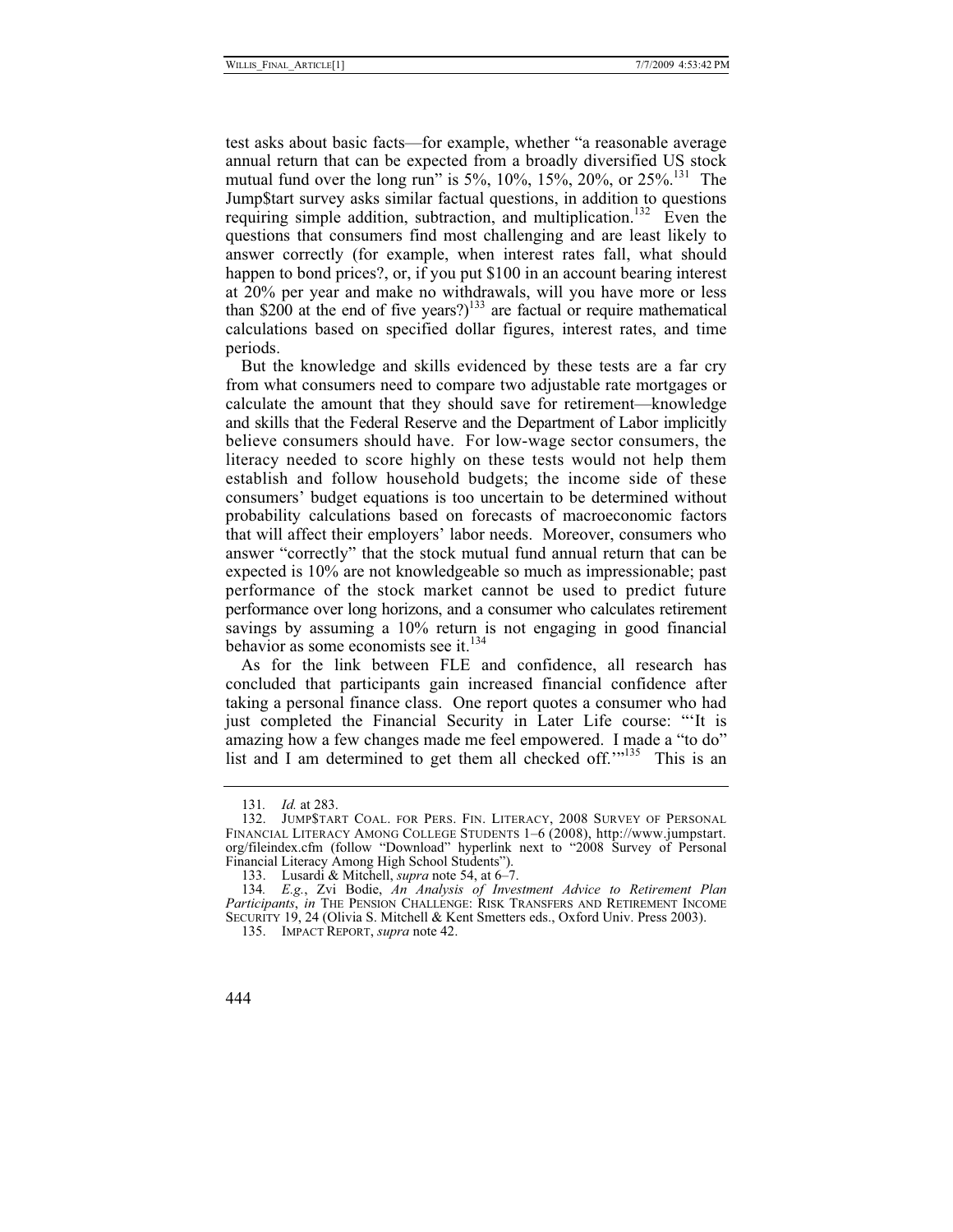test asks about basic facts—for example, whether "a reasonable average annual return that can be expected from a broadly diversified US stock mutual fund over the long run" is 5%, 10%, 15%, 20%, or 25%.[131] The Jump$tart survey asks similar factual questions, in addition to questions requiring simple addition, subtraction, and multiplication.[132] Even the questions that consumers find most challenging and are least likely to answer correctly (for example, when interest rates fall, what should happen to bond prices?, or, if you put $100 in an account bearing interest at 20% per year and make no withdrawals, will you have more or less than $200 at the end of five years?)[133] are factual or require mathematical calculations based on specified dollar figures, interest rates, and time periods.

But the knowledge and skills evidenced by these tests are a far cry from what consumers need to compare two adjustable rate mortgages or calculate the amount that they should save for retirement—knowledge and skills that the Federal Reserve and the Department of Labor implicitly believe consumers should have. For low-wage sector consumers, the literacy needed to score highly on these tests would not help them establish and follow household budgets; the income side of these consumers' budget equations is too uncertain to be determined without probability calculations based on forecasts of macroeconomic factors that will affect their employers' labor needs. Moreover, consumers who answer "correctly" that the stock mutual fund annual return that can be expected is 10% are not knowledgeable so much as impressionable; past performance of the stock market cannot be used to predict future performance over long horizons, and a consumer who calculates retirement savings by assuming a 10% return is not engaging in good financial behavior as some economists see it.[134]

As for the link between FLE and confidence, all research has concluded that participants gain increased financial confidence after taking a personal finance class. One report quotes a consumer who had just completed the Financial Security in Later Life course: "'It is amazing how a few changes made me feel empowered. I made a "to do" list and I am determined to get them all checked off.'"[135] This is an

---

131. *Id.* at 283.

132. JUMP$TART COAL. FOR PERS. FIN. LITERACY, 2008 SURVEY OF PERSONAL FINANCIAL LITERACY AMONG COLLEGE STUDENTS 1–6 (2008), http://www.jumpstart.org/fileindex.cfm (follow "Download" hyperlink next to "2008 Survey of Personal Financial Literacy Among High School Students").

133. Lusardi & Mitchell, *supra* note 54, at 6–7.

134. *E.g.*, Zvi Bodie, *An Analysis of Investment Advice to Retirement Plan Participants*, *in* THE PENSION CHALLENGE: RISK TRANSFERS AND RETIREMENT INCOME SECURITY 19, 24 (Olivia S. Mitchell & Kent Smetters eds., Oxford Univ. Press 2003).

135. IMPACT REPORT, *supra* note 42.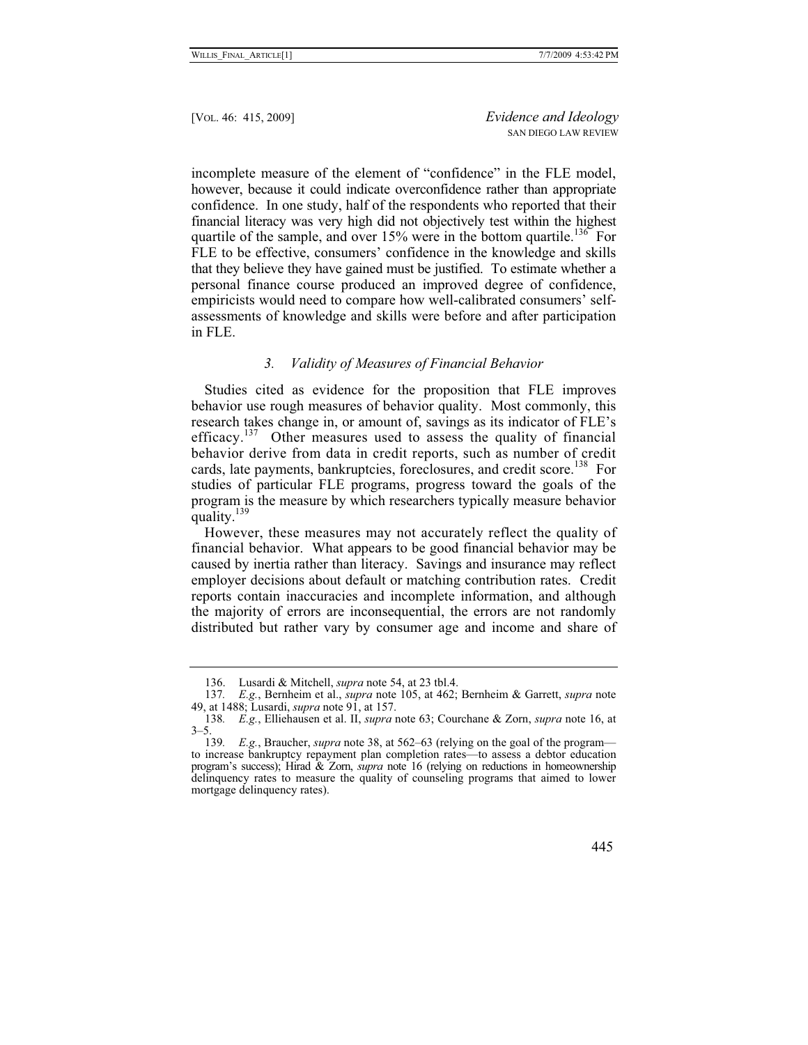incomplete measure of the element of "confidence" in the FLE model, however, because it could indicate overconfidence rather than appropriate confidence. In one study, half of the respondents who reported that their financial literacy was very high did not objectively test within the highest quartile of the sample, and over 15% were in the bottom quartile.[136] For FLE to be effective, consumers' confidence in the knowledge and skills that they believe they have gained must be justified. To estimate whether a personal finance course produced an improved degree of confidence, empiricists would need to compare how well-calibrated consumers' self-assessments of knowledge and skills were before and after participation in FLE.

### *3. Validity of Measures of Financial Behavior*

Studies cited as evidence for the proposition that FLE improves behavior use rough measures of behavior quality. Most commonly, this research takes change in, or amount of, savings as its indicator of FLE's efficacy.[137] Other measures used to assess the quality of financial behavior derive from data in credit reports, such as number of credit cards, late payments, bankruptcies, foreclosures, and credit score.[138] For studies of particular FLE programs, progress toward the goals of the program is the measure by which researchers typically measure behavior quality.[139]

However, these measures may not accurately reflect the quality of financial behavior. What appears to be good financial behavior may be caused by inertia rather than literacy. Savings and insurance may reflect employer decisions about default or matching contribution rates. Credit reports contain inaccuracies and incomplete information, and although the majority of errors are inconsequential, the errors are not randomly distributed but rather vary by consumer age and income and share of

---

136. Lusardi & Mitchell, *supra* note 54, at 23 tbl.4.

137. *E.g.*, Bernheim et al., *supra* note 105, at 462; Bernheim & Garrett, *supra* note 49, at 1488; Lusardi, *supra* note 91, at 157.

138. *E.g.*, Elliehausen et al. II, *supra* note 63; Courchane & Zorn, *supra* note 16, at 3–5.

139. *E.g.*, Braucher, *supra* note 38, at 562–63 (relying on the goal of the program—to increase bankruptcy repayment plan completion rates—to assess a debtor education program's success); Hirad & Zorn, *supra* note 16 (relying on reductions in homeownership delinquency rates to measure the quality of counseling programs that aimed to lower mortgage delinquency rates).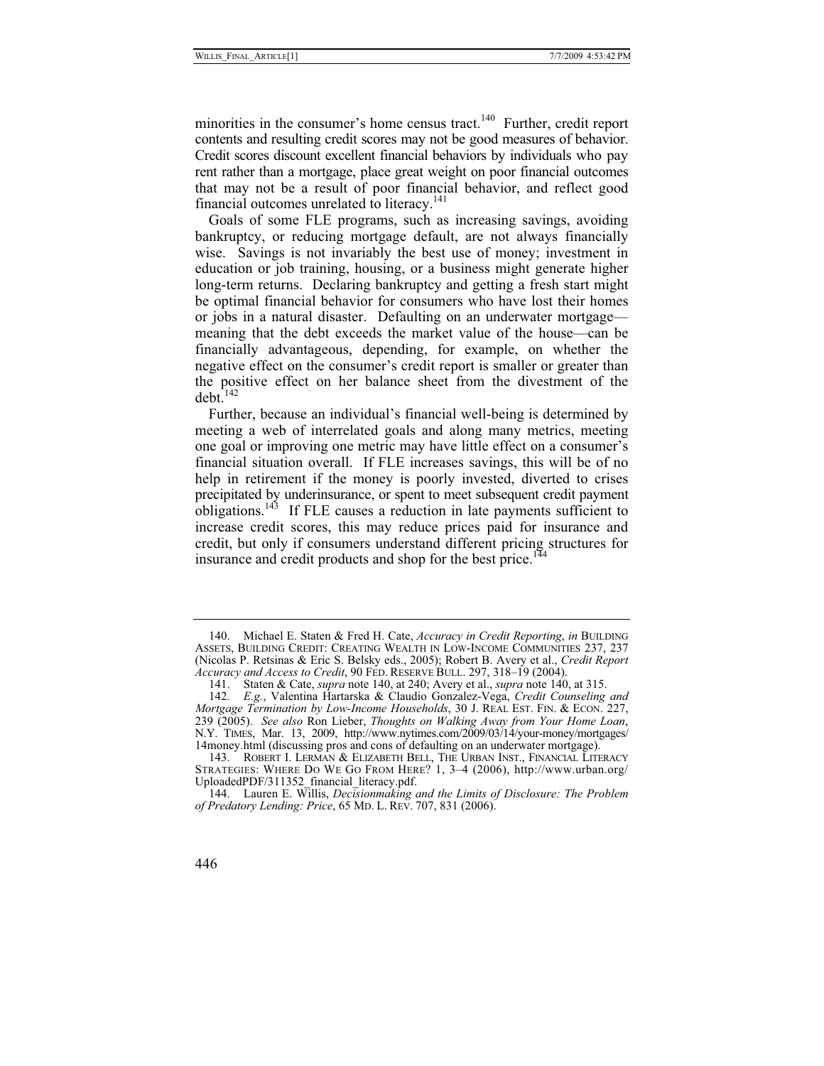minorities in the consumer's home census tract.[140] Further, credit report contents and resulting credit scores may not be good measures of behavior. Credit scores discount excellent financial behaviors by individuals who pay rent rather than a mortgage, place great weight on poor financial outcomes that may not be a result of poor financial behavior, and reflect good financial outcomes unrelated to literacy.[141]

Goals of some FLE programs, such as increasing savings, avoiding bankruptcy, or reducing mortgage default, are not always financially wise. Savings is not invariably the best use of money; investment in education or job training, housing, or a business might generate higher long-term returns. Declaring bankruptcy and getting a fresh start might be optimal financial behavior for consumers who have lost their homes or jobs in a natural disaster. Defaulting on an underwater mortgage—meaning that the debt exceeds the market value of the house—can be financially advantageous, depending, for example, on whether the negative effect on the consumer's credit report is smaller or greater than the positive effect on her balance sheet from the divestment of the debt.[142]

Further, because an individual's financial well-being is determined by meeting a web of interrelated goals and along many metrics, meeting one goal or improving one metric may have little effect on a consumer's financial situation overall. If FLE increases savings, this will be of no help in retirement if the money is poorly invested, diverted to crises precipitated by underinsurance, or spent to meet subsequent credit payment obligations.[143] If FLE causes a reduction in late payments sufficient to increase credit scores, this may reduce prices paid for insurance and credit, but only if consumers understand different pricing structures for insurance and credit products and shop for the best price.[144]

---

140. Michael E. Staten & Fred H. Cate, *Accuracy in Credit Reporting*, *in* BUILDING ASSETS, BUILDING CREDIT: CREATING WEALTH IN LOW-INCOME COMMUNITIES 237, 237 (Nicolas P. Retsinas & Eric S. Belsky eds., 2005); Robert B. Avery et al., *Credit Report Accuracy and Access to Credit*, 90 FED. RESERVE BULL. 297, 318–19 (2004).

141. Staten & Cate, *supra* note 140, at 240; Avery et al., *supra* note 140, at 315.

142. *E.g.*, Valentina Hartarska & Claudio Gonzalez-Vega, *Credit Counseling and Mortgage Termination by Low-Income Households*, 30 J. REAL EST. FIN. & ECON. 227, 239 (2005). *See also* Ron Lieber, *Thoughts on Walking Away from Your Home Loan*, N.Y. TIMES, Mar. 13, 2009, http://www.nytimes.com/2009/03/14/your-money/mortgages/14money.html (discussing pros and cons of defaulting on an underwater mortgage).

143. ROBERT I. LERMAN & ELIZABETH BELL, THE URBAN INST., FINANCIAL LITERACY STRATEGIES: WHERE DO WE GO FROM HERE? 1, 3–4 (2006), http://www.urban.org/UploadedPDF/311352_financial_literacy.pdf.

144. Lauren E. Willis, *Decisionmaking and the Limits of Disclosure: The Problem of Predatory Lending: Price*, 65 MD. L. REV. 707, 831 (2006).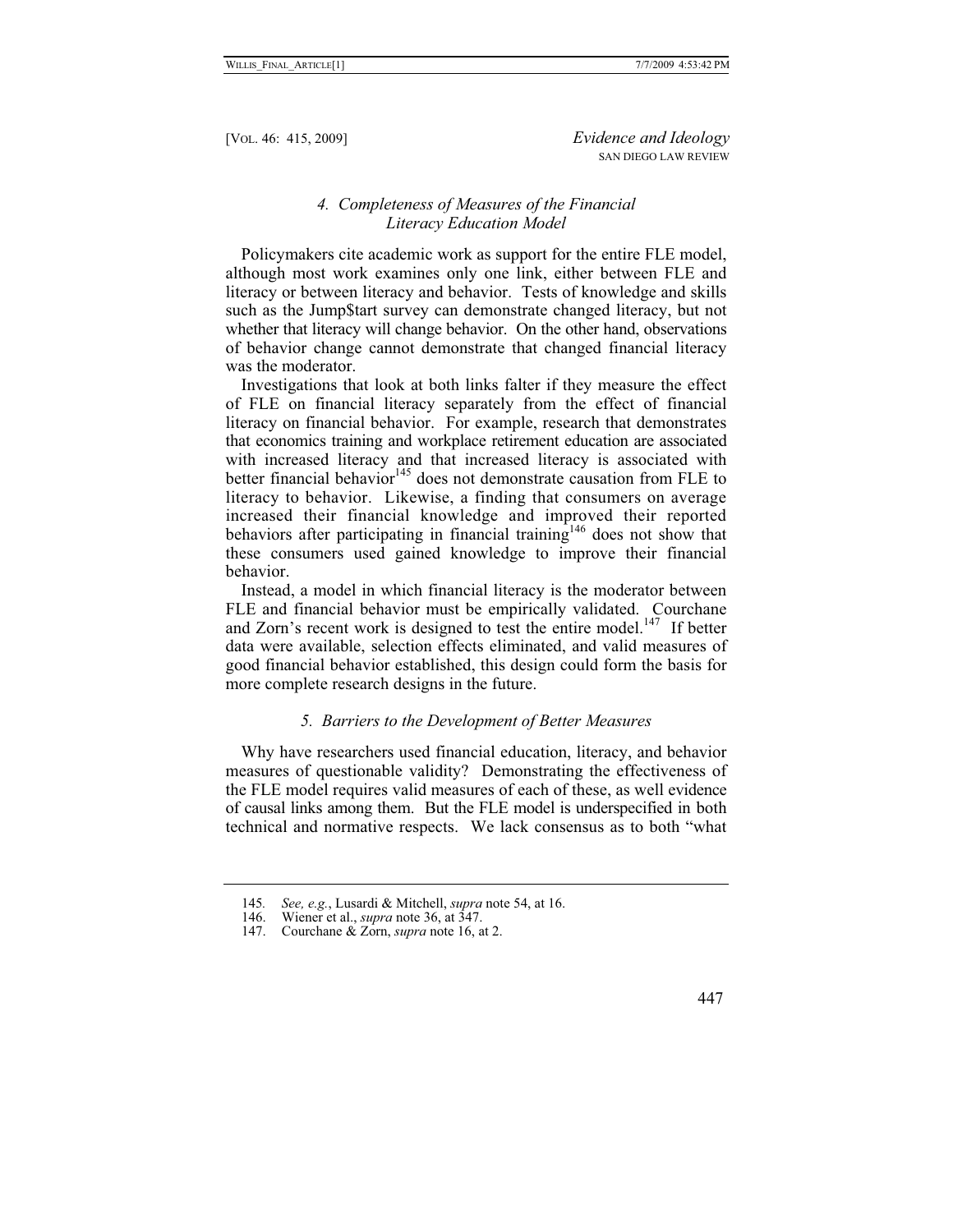### *4. Completeness of Measures of the Financial Literacy Education Model*

Policymakers cite academic work as support for the entire FLE model, although most work examines only one link, either between FLE and literacy or between literacy and behavior. Tests of knowledge and skills such as the Jump$tart survey can demonstrate changed literacy, but not whether that literacy will change behavior. On the other hand, observations of behavior change cannot demonstrate that changed financial literacy was the moderator.

Investigations that look at both links falter if they measure the effect of FLE on financial literacy separately from the effect of financial literacy on financial behavior. For example, research that demonstrates that economics training and workplace retirement education are associated with increased literacy and that increased literacy is associated with better financial behavior[145] does not demonstrate causation from FLE to literacy to behavior. Likewise, a finding that consumers on average increased their financial knowledge and improved their reported behaviors after participating in financial training[146] does not show that these consumers used gained knowledge to improve their financial behavior.

Instead, a model in which financial literacy is the moderator between FLE and financial behavior must be empirically validated. Courchane and Zorn's recent work is designed to test the entire model.[147] If better data were available, selection effects eliminated, and valid measures of good financial behavior established, this design could form the basis for more complete research designs in the future.

### *5. Barriers to the Development of Better Measures*

Why have researchers used financial education, literacy, and behavior measures of questionable validity? Demonstrating the effectiveness of the FLE model requires valid measures of each of these, as well evidence of causal links among them. But the FLE model is underspecified in both technical and normative respects. We lack consensus as to both "what

---

145. *See, e.g.*, Lusardi & Mitchell, *supra* note 54, at 16.

146. Wiener et al., *supra* note 36, at 347.

147. Courchane & Zorn, *supra* note 16, at 2.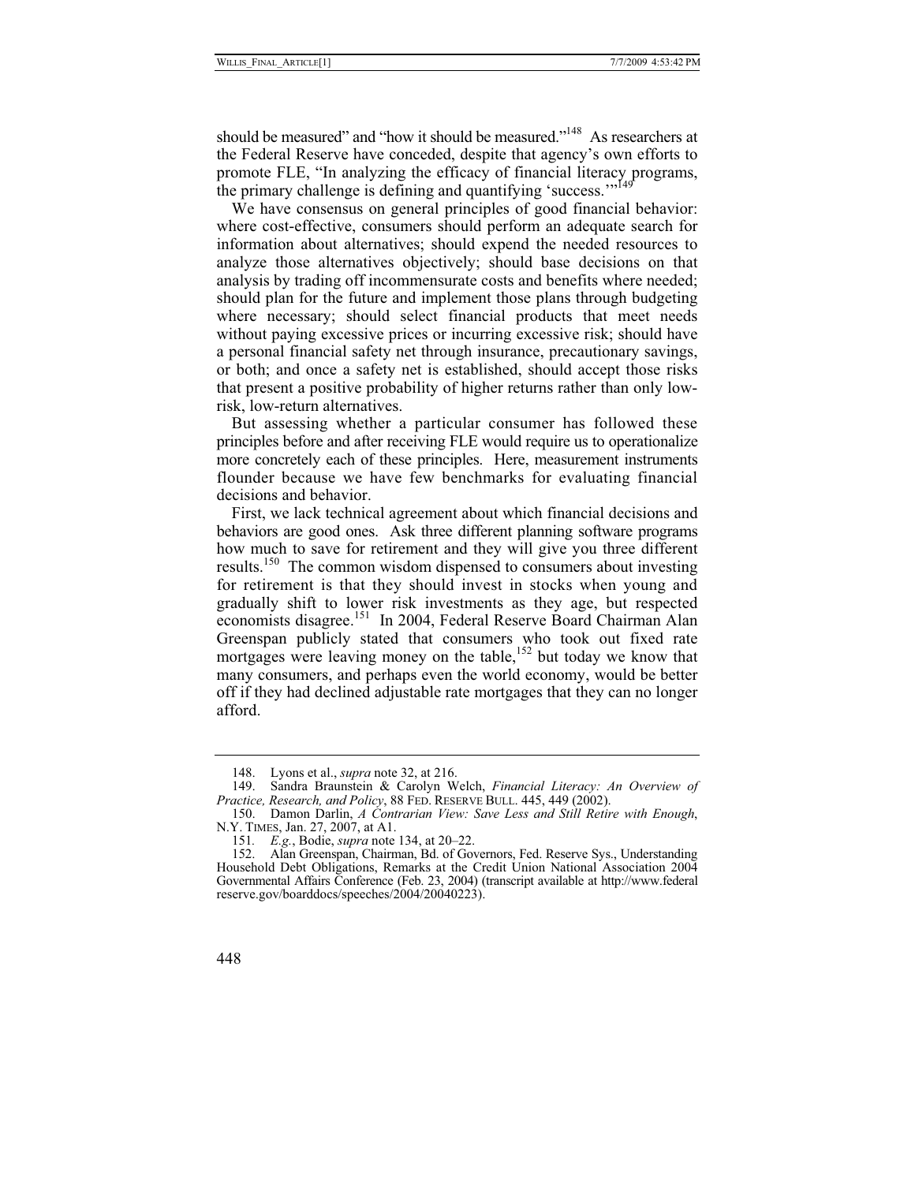should be measured" and "how it should be measured."[148] As researchers at the Federal Reserve have conceded, despite that agency's own efforts to promote FLE, "In analyzing the efficacy of financial literacy programs, the primary challenge is defining and quantifying 'success.'"[149]

We have consensus on general principles of good financial behavior: where cost-effective, consumers should perform an adequate search for information about alternatives; should expend the needed resources to analyze those alternatives objectively; should base decisions on that analysis by trading off incommensurate costs and benefits where needed; should plan for the future and implement those plans through budgeting where necessary; should select financial products that meet needs without paying excessive prices or incurring excessive risk; should have a personal financial safety net through insurance, precautionary savings, or both; and once a safety net is established, should accept those risks that present a positive probability of higher returns rather than only low-risk, low-return alternatives.

But assessing whether a particular consumer has followed these principles before and after receiving FLE would require us to operationalize more concretely each of these principles. Here, measurement instruments flounder because we have few benchmarks for evaluating financial decisions and behavior.

First, we lack technical agreement about which financial decisions and behaviors are good ones. Ask three different planning software programs how much to save for retirement and they will give you three different results.[150] The common wisdom dispensed to consumers about investing for retirement is that they should invest in stocks when young and gradually shift to lower risk investments as they age, but respected economists disagree.[151] In 2004, Federal Reserve Board Chairman Alan Greenspan publicly stated that consumers who took out fixed rate mortgages were leaving money on the table,[152] but today we know that many consumers, and perhaps even the world economy, would be better off if they had declined adjustable rate mortgages that they can no longer afford.

---

148. Lyons et al., *supra* note 32, at 216.

149. Sandra Braunstein & Carolyn Welch, *Financial Literacy: An Overview of Practice, Research, and Policy*, 88 FED. RESERVE BULL. 445, 449 (2002).

150. Damon Darlin, *A Contrarian View: Save Less and Still Retire with Enough*, N.Y. TIMES, Jan. 27, 2007, at A1.

151. *E.g.*, Bodie, *supra* note 134, at 20–22.

152. Alan Greenspan, Chairman, Bd. of Governors, Fed. Reserve Sys., Understanding Household Debt Obligations, Remarks at the Credit Union National Association 2004 Governmental Affairs Conference (Feb. 23, 2004) (transcript available at http://www.federalreserve.gov/boarddocs/speeches/2004/20040223).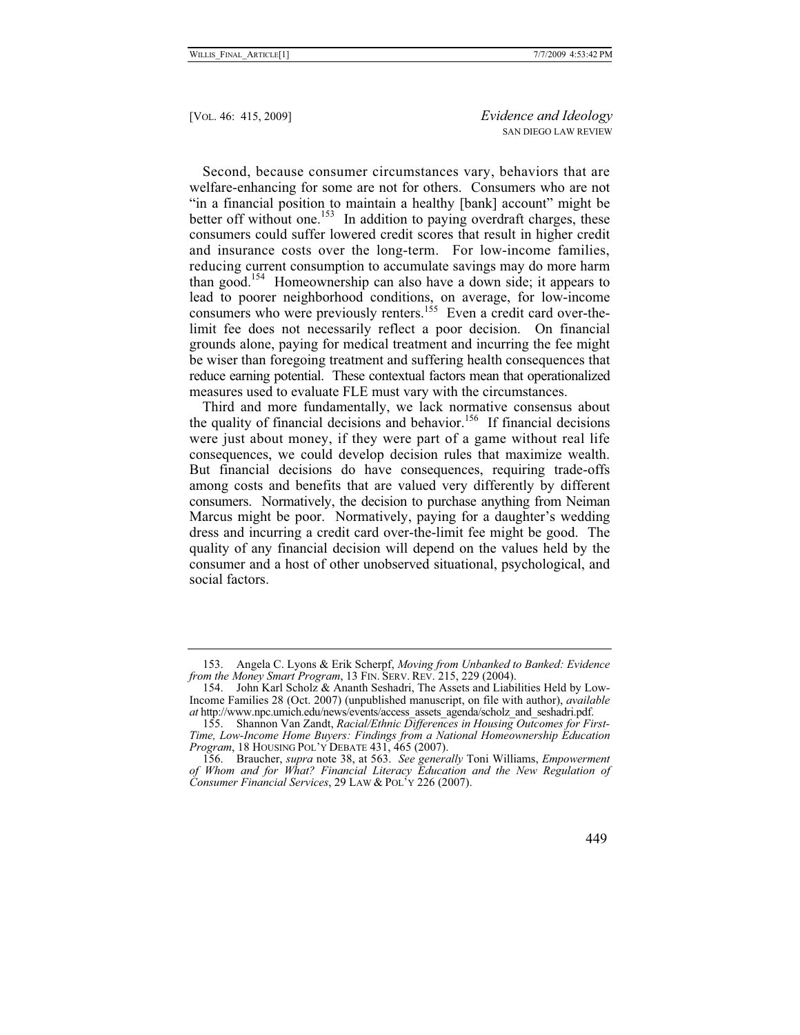Second, because consumer circumstances vary, behaviors that are welfare-enhancing for some are not for others. Consumers who are not "in a financial position to maintain a healthy [bank] account" might be better off without one.[153] In addition to paying overdraft charges, these consumers could suffer lowered credit scores that result in higher credit and insurance costs over the long-term. For low-income families, reducing current consumption to accumulate savings may do more harm than good.[154] Homeownership can also have a down side; it appears to lead to poorer neighborhood conditions, on average, for low-income consumers who were previously renters.[155] Even a credit card over-the-limit fee does not necessarily reflect a poor decision. On financial grounds alone, paying for medical treatment and incurring the fee might be wiser than foregoing treatment and suffering health consequences that reduce earning potential. These contextual factors mean that operationalized measures used to evaluate FLE must vary with the circumstances.

Third and more fundamentally, we lack normative consensus about the quality of financial decisions and behavior.[156] If financial decisions were just about money, if they were part of a game without real life consequences, we could develop decision rules that maximize wealth. But financial decisions do have consequences, requiring trade-offs among costs and benefits that are valued very differently by different consumers. Normatively, the decision to purchase anything from Neiman Marcus might be poor. Normatively, paying for a daughter's wedding dress and incurring a credit card over-the-limit fee might be good. The quality of any financial decision will depend on the values held by the consumer and a host of other unobserved situational, psychological, and social factors.

---

153. Angela C. Lyons & Erik Scherpf, *Moving from Unbanked to Banked: Evidence from the Money Smart Program*, 13 FIN. SERV. REV. 215, 229 (2004).

154. John Karl Scholz & Ananth Seshadri, The Assets and Liabilities Held by Low-Income Families 28 (Oct. 2007) (unpublished manuscript, on file with author), *available at* http://www.npc.umich.edu/news/events/access_assets_agenda/scholz_and_seshadri.pdf.

155. Shannon Van Zandt, *Racial/Ethnic Differences in Housing Outcomes for First-Time, Low-Income Home Buyers: Findings from a National Homeownership Education Program*, 18 HOUSING POL'Y DEBATE 431, 465 (2007).

156. Braucher, *supra* note 38, at 563. *See generally* Toni Williams, *Empowerment of Whom and for What? Financial Literacy Education and the New Regulation of Consumer Financial Services*, 29 LAW & POL'Y 226 (2007).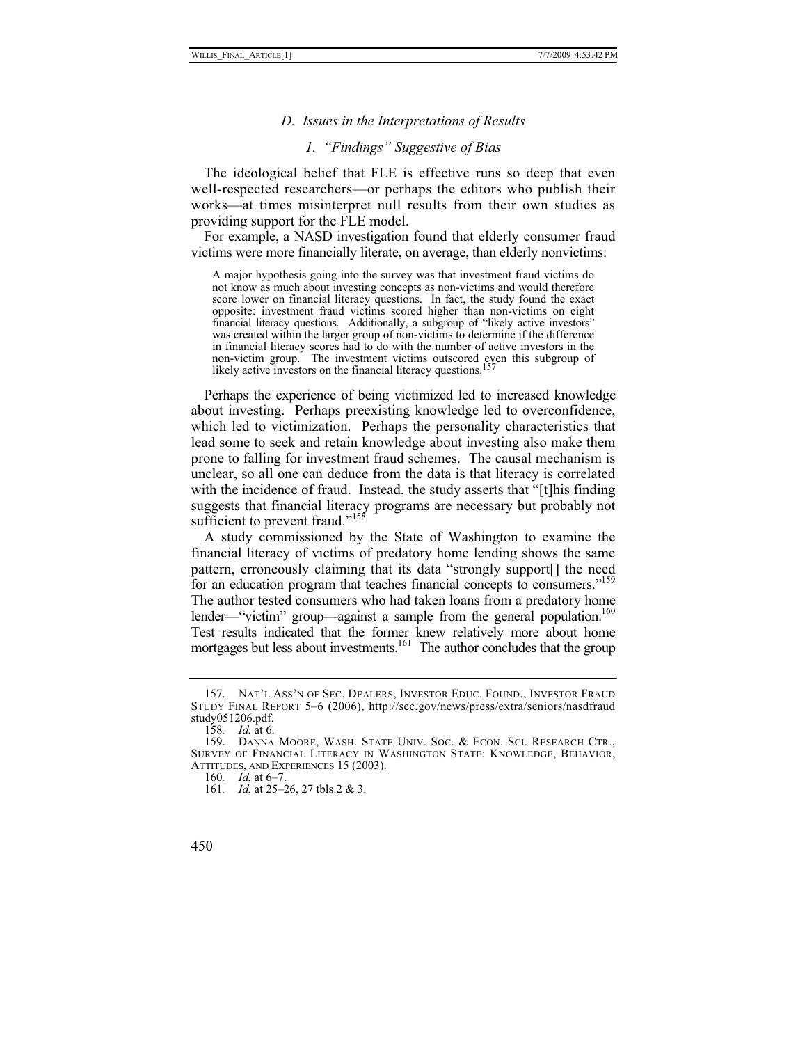### D. *Issues in the Interpretations of Results*

#### 1. *"Findings" Suggestive of Bias*

The ideological belief that FLE is effective runs so deep that even well-respected researchers—or perhaps the editors who publish their works—at times misinterpret null results from their own studies as providing support for the FLE model.

For example, a NASD investigation found that elderly consumer fraud victims were more financially literate, on average, than elderly nonvictims:

> A major hypothesis going into the survey was that investment fraud victims do not know as much about investing concepts as non-victims and would therefore score lower on financial literacy questions. In fact, the study found the exact opposite: investment fraud victims scored higher than non-victims on eight financial literacy questions. Additionally, a subgroup of "likely active investors" was created within the larger group of non-victims to determine if the difference in financial literacy scores had to do with the number of active investors in the non-victim group. The investment victims outscored even this subgroup of likely active investors on the financial literacy questions.[157]

Perhaps the experience of being victimized led to increased knowledge about investing. Perhaps preexisting knowledge led to overconfidence, which led to victimization. Perhaps the personality characteristics that lead some to seek and retain knowledge about investing also make them prone to falling for investment fraud schemes. The causal mechanism is unclear, so all one can deduce from the data is that literacy is correlated with the incidence of fraud. Instead, the study asserts that "[t]his finding suggests that financial literacy programs are necessary but probably not sufficient to prevent fraud."[158]

A study commissioned by the State of Washington to examine the financial literacy of victims of predatory home lending shows the same pattern, erroneously claiming that its data "strongly support[] the need for an education program that teaches financial concepts to consumers."[159] The author tested consumers who had taken loans from a predatory home lender—"victim" group—against a sample from the general population.[160] Test results indicated that the former knew relatively more about home mortgages but less about investments.[161] The author concludes that the group

---

157. NAT'L ASS'N OF SEC. DEALERS, INVESTOR EDUC. FOUND., INVESTOR FRAUD STUDY FINAL REPORT 5–6 (2006), http://sec.gov/news/press/extra/seniors/nasdfraudstudy051206.pdf.

158. *Id.* at 6.

159. DANNA MOORE, WASH. STATE UNIV. SOC. & ECON. SCI. RESEARCH CTR., SURVEY OF FINANCIAL LITERACY IN WASHINGTON STATE: KNOWLEDGE, BEHAVIOR, ATTITUDES, AND EXPERIENCES 15 (2003).

160. *Id.* at 6–7.

161. *Id.* at 25–26, 27 tbls.2 & 3.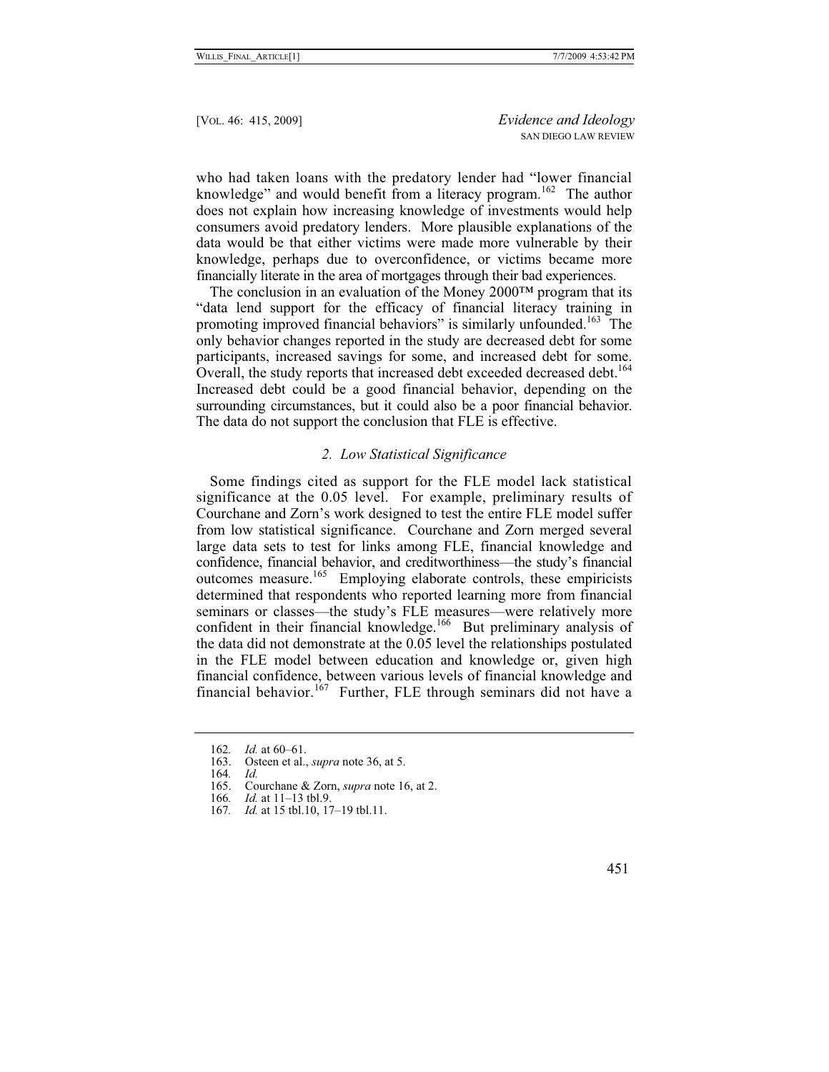who had taken loans with the predatory lender had "lower financial knowledge" and would benefit from a literacy program.[162] The author does not explain how increasing knowledge of investments would help consumers avoid predatory lenders. More plausible explanations of the data would be that either victims were made more vulnerable by their knowledge, perhaps due to overconfidence, or victims became more financially literate in the area of mortgages through their bad experiences.

The conclusion in an evaluation of the Money 2000™ program that its "data lend support for the efficacy of financial literacy training in promoting improved financial behaviors" is similarly unfounded.[163] The only behavior changes reported in the study are decreased debt for some participants, increased savings for some, and increased debt for some. Overall, the study reports that increased debt exceeded decreased debt.[164] Increased debt could be a good financial behavior, depending on the surrounding circumstances, but it could also be a poor financial behavior. The data do not support the conclusion that FLE is effective.

### *2. Low Statistical Significance*

Some findings cited as support for the FLE model lack statistical significance at the 0.05 level. For example, preliminary results of Courchane and Zorn's work designed to test the entire FLE model suffer from low statistical significance. Courchane and Zorn merged several large data sets to test for links among FLE, financial knowledge and confidence, financial behavior, and creditworthiness—the study's financial outcomes measure.[165] Employing elaborate controls, these empiricists determined that respondents who reported learning more from financial seminars or classes—the study's FLE measures—were relatively more confident in their financial knowledge.[166] But preliminary analysis of the data did not demonstrate at the 0.05 level the relationships postulated in the FLE model between education and knowledge or, given high financial confidence, between various levels of financial knowledge and financial behavior.[167] Further, FLE through seminars did not have a

---

162. *Id.* at 60–61.

163. Osteen et al., *supra* note 36, at 5.

164. *Id.*

165. Courchane & Zorn, *supra* note 16, at 2.

166. *Id.* at 11–13 tbl.9.

167. *Id.* at 15 tbl.10, 17–19 tbl.11.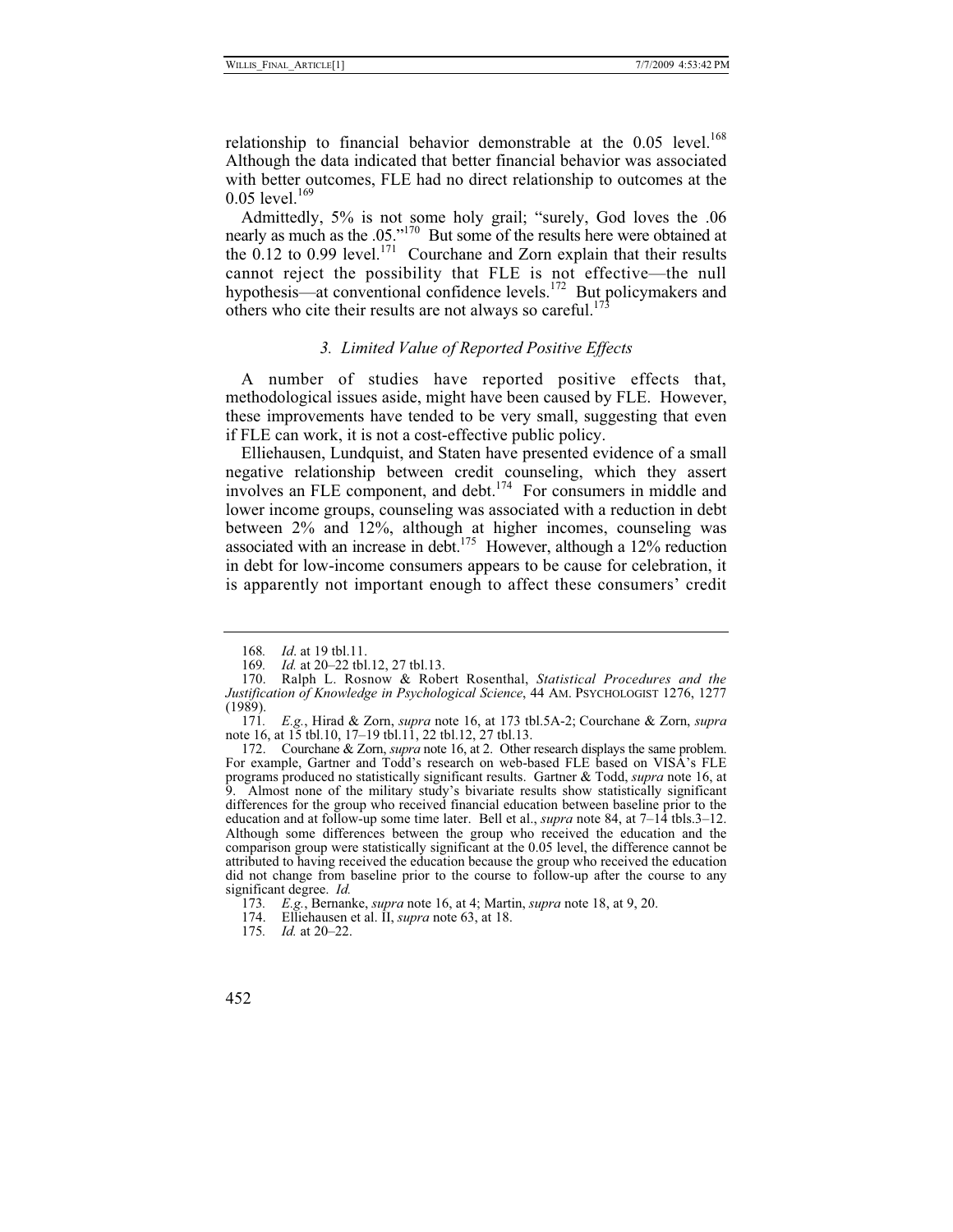relationship to financial behavior demonstrable at the 0.05 level.[168] Although the data indicated that better financial behavior was associated with better outcomes, FLE had no direct relationship to outcomes at the 0.05 level.[169]

Admittedly, 5% is not some holy grail; "surely, God loves the .06 nearly as much as the .05."[170] But some of the results here were obtained at the 0.12 to 0.99 level.[171] Courchane and Zorn explain that their results cannot reject the possibility that FLE is not effective—the null hypothesis—at conventional confidence levels.[172] But policymakers and others who cite their results are not always so careful.[173]

### *3. Limited Value of Reported Positive Effects*

A number of studies have reported positive effects that, methodological issues aside, might have been caused by FLE. However, these improvements have tended to be very small, suggesting that even if FLE can work, it is not a cost-effective public policy.

Elliehausen, Lundquist, and Staten have presented evidence of a small negative relationship between credit counseling, which they assert involves an FLE component, and debt.[174] For consumers in middle and lower income groups, counseling was associated with a reduction in debt between 2% and 12%, although at higher incomes, counseling was associated with an increase in debt.[175] However, although a 12% reduction in debt for low-income consumers appears to be cause for celebration, it is apparently not important enough to affect these consumers' credit

---

168. *Id.* at 19 tbl.11.

169. *Id.* at 20–22 tbl.12, 27 tbl.13.

170. Ralph L. Rosnow & Robert Rosenthal, *Statistical Procedures and the Justification of Knowledge in Psychological Science*, 44 AM. PSYCHOLOGIST 1276, 1277 (1989).

171. *E.g.*, Hirad & Zorn, *supra* note 16, at 173 tbl.5A-2; Courchane & Zorn, *supra* note 16, at 15 tbl.10, 17–19 tbl.11, 22 tbl.12, 27 tbl.13.

172. Courchane & Zorn, *supra* note 16, at 2. Other research displays the same problem. For example, Gartner and Todd's research on web-based FLE based on VISA's FLE programs produced no statistically significant results. Gartner & Todd, *supra* note 16, at 9. Almost none of the military study's bivariate results show statistically significant differences for the group who received financial education between baseline prior to the education and at follow-up some time later. Bell et al., *supra* note 84, at 7–14 tbls.3–12. Although some differences between the group who received the education and the comparison group were statistically significant at the 0.05 level, the difference cannot be attributed to having received the education because the group who received the education did not change from baseline prior to the course to follow-up after the course to any significant degree. *Id.*

173. *E.g.*, Bernanke, *supra* note 16, at 4; Martin, *supra* note 18, at 9, 20.

174. Elliehausen et al. II, *supra* note 63, at 18.

175. *Id.* at 20–22.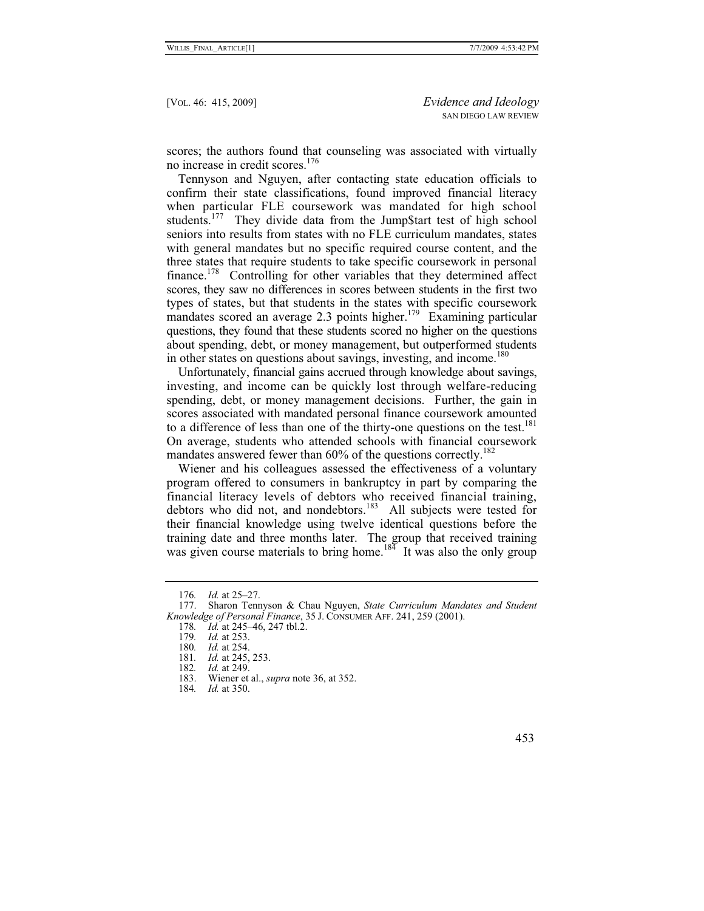scores; the authors found that counseling was associated with virtually no increase in credit scores.[176]

Tennyson and Nguyen, after contacting state education officials to confirm their state classifications, found improved financial literacy when particular FLE coursework was mandated for high school students.[177] They divide data from the Jump$tart test of high school seniors into results from states with no FLE curriculum mandates, states with general mandates but no specific required course content, and the three states that require students to take specific coursework in personal finance.[178] Controlling for other variables that they determined affect scores, they saw no differences in scores between students in the first two types of states, but that students in the states with specific coursework mandates scored an average 2.3 points higher.[179] Examining particular questions, they found that these students scored no higher on the questions about spending, debt, or money management, but outperformed students in other states on questions about savings, investing, and income.[180]

Unfortunately, financial gains accrued through knowledge about savings, investing, and income can be quickly lost through welfare-reducing spending, debt, or money management decisions. Further, the gain in scores associated with mandated personal finance coursework amounted to a difference of less than one of the thirty-one questions on the test.[181] On average, students who attended schools with financial coursework mandates answered fewer than 60% of the questions correctly.[182]

Wiener and his colleagues assessed the effectiveness of a voluntary program offered to consumers in bankruptcy in part by comparing the financial literacy levels of debtors who received financial training, debtors who did not, and nondebtors.[183] All subjects were tested for their financial knowledge using twelve identical questions before the training date and three months later. The group that received training was given course materials to bring home.[184] It was also the only group

---

176. *Id.* at 25–27.

177. Sharon Tennyson & Chau Nguyen, *State Curriculum Mandates and Student Knowledge of Personal Finance*, 35 J. CONSUMER AFF. 241, 259 (2001).

178. *Id.* at 245–46, 247 tbl.2.

179. *Id.* at 253.

180. *Id.* at 254.

181. *Id.* at 245, 253.

182. *Id.* at 249.

183. Wiener et al., *supra* note 36, at 352.

184. *Id.* at 350.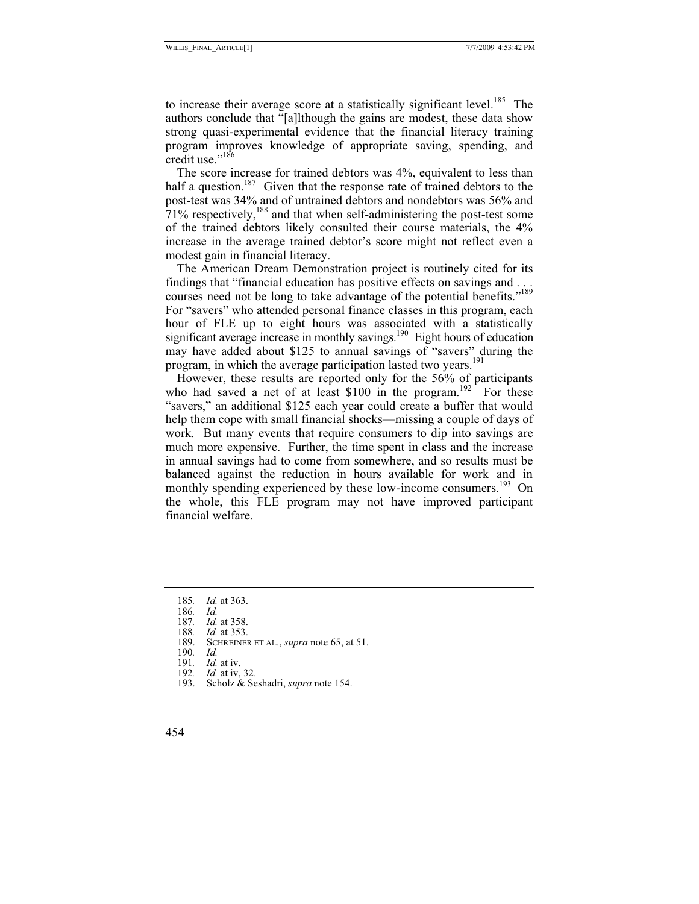to increase their average score at a statistically significant level.[185] The authors conclude that "[a]lthough the gains are modest, these data show strong quasi-experimental evidence that the financial literacy training program improves knowledge of appropriate saving, spending, and credit use."[186]

The score increase for trained debtors was 4%, equivalent to less than half a question.[187] Given that the response rate of trained debtors to the post-test was 34% and of untrained debtors and nondebtors was 56% and 71% respectively,[188] and that when self-administering the post-test some of the trained debtors likely consulted their course materials, the 4% increase in the average trained debtor's score might not reflect even a modest gain in financial literacy.

The American Dream Demonstration project is routinely cited for its findings that "financial education has positive effects on savings and . . . courses need not be long to take advantage of the potential benefits."[189] For "savers" who attended personal finance classes in this program, each hour of FLE up to eight hours was associated with a statistically significant average increase in monthly savings.[190] Eight hours of education may have added about $125 to annual savings of "savers" during the program, in which the average participation lasted two years.[191]

However, these results are reported only for the 56% of participants who had saved a net of at least $100 in the program.[192] For these "savers," an additional $125 each year could create a buffer that would help them cope with small financial shocks—missing a couple of days of work. But many events that require consumers to dip into savings are much more expensive. Further, the time spent in class and the increase in annual savings had to come from somewhere, and so results must be balanced against the reduction in hours available for work and in monthly spending experienced by these low-income consumers.[193] On the whole, this FLE program may not have improved participant financial welfare.

---

185. *Id.* at 363.
186. *Id.*
187. *Id.* at 358.
188. *Id.* at 353.
189. SCHREINER ET AL., *supra* note 65, at 51.
190. *Id.*
191. *Id.* at iv.
192. *Id.* at iv, 32.
193. Scholz & Seshadri, *supra* note 154.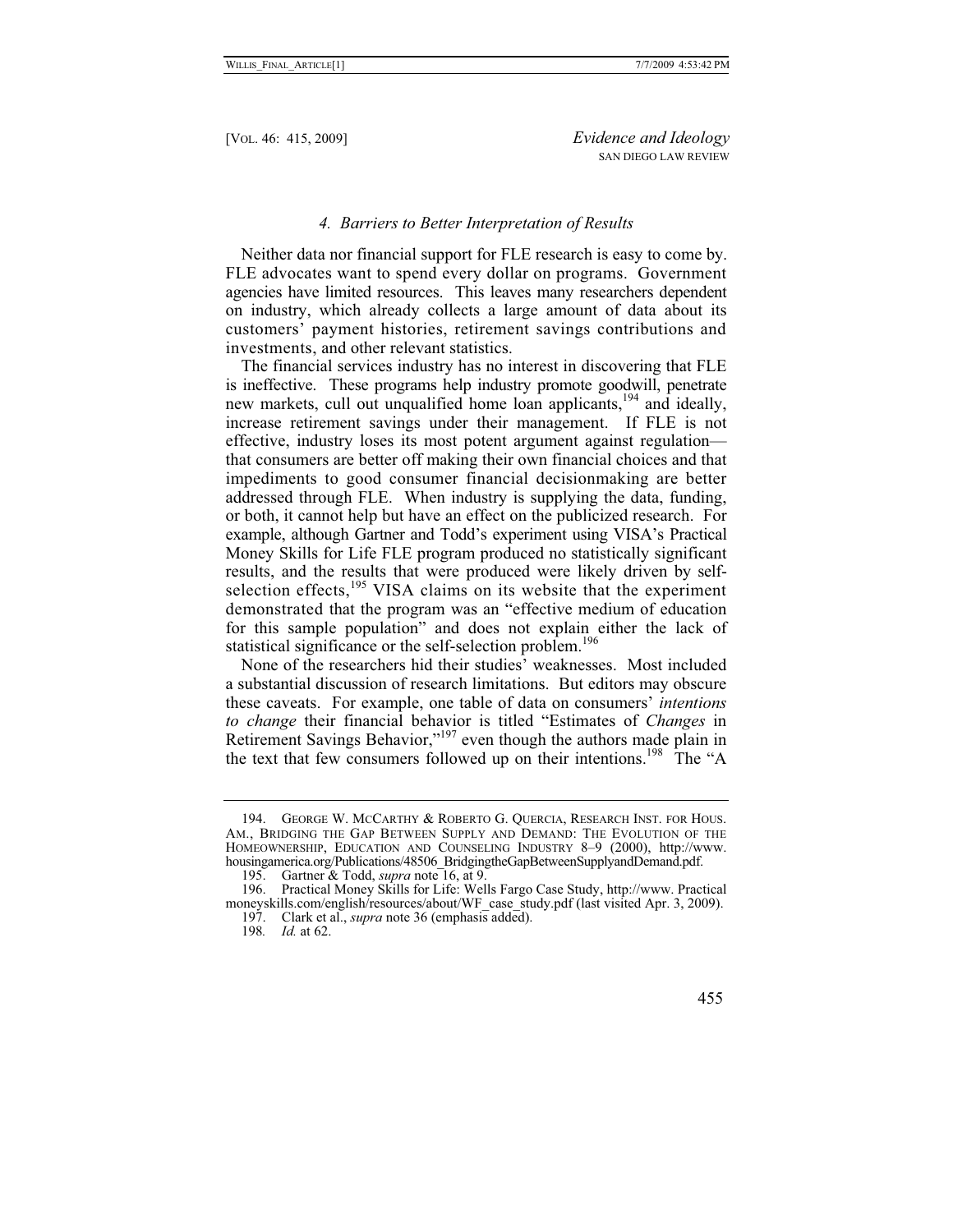#### *4. Barriers to Better Interpretation of Results*

Neither data nor financial support for FLE research is easy to come by. FLE advocates want to spend every dollar on programs. Government agencies have limited resources. This leaves many researchers dependent on industry, which already collects a large amount of data about its customers' payment histories, retirement savings contributions and investments, and other relevant statistics.

The financial services industry has no interest in discovering that FLE is ineffective. These programs help industry promote goodwill, penetrate new markets, cull out unqualified home loan applicants,[194] and ideally, increase retirement savings under their management. If FLE is not effective, industry loses its most potent argument against regulation—that consumers are better off making their own financial choices and that impediments to good consumer financial decisionmaking are better addressed through FLE. When industry is supplying the data, funding, or both, it cannot help but have an effect on the publicized research. For example, although Gartner and Todd's experiment using VISA's Practical Money Skills for Life FLE program produced no statistically significant results, and the results that were produced were likely driven by self-selection effects,[195] VISA claims on its website that the experiment demonstrated that the program was an "effective medium of education for this sample population" and does not explain either the lack of statistical significance or the self-selection problem.[196]

None of the researchers hid their studies' weaknesses. Most included a substantial discussion of research limitations. But editors may obscure these caveats. For example, one table of data on consumers' *intentions to change* their financial behavior is titled "Estimates of *Changes* in Retirement Savings Behavior,"[197] even though the authors made plain in the text that few consumers followed up on their intentions.[198] The "A

---

194. GEORGE W. MCCARTHY & ROBERTO G. QUERCIA, RESEARCH INST. FOR HOUS. AM., BRIDGING THE GAP BETWEEN SUPPLY AND DEMAND: THE EVOLUTION OF THE HOMEOWNERSHIP, EDUCATION AND COUNSELING INDUSTRY 8–9 (2000), http://www.housingamerica.org/Publications/48506_BridgingtheGapBetweenSupplyandDemand.pdf.

195. Gartner & Todd, *supra* note 16, at 9.

196. Practical Money Skills for Life: Wells Fargo Case Study, http://www.Practicalmoneyskills.com/english/resources/about/WF_case_study.pdf (last visited Apr. 3, 2009).

197. Clark et al., *supra* note 36 (emphasis added).

198. *Id.* at 62.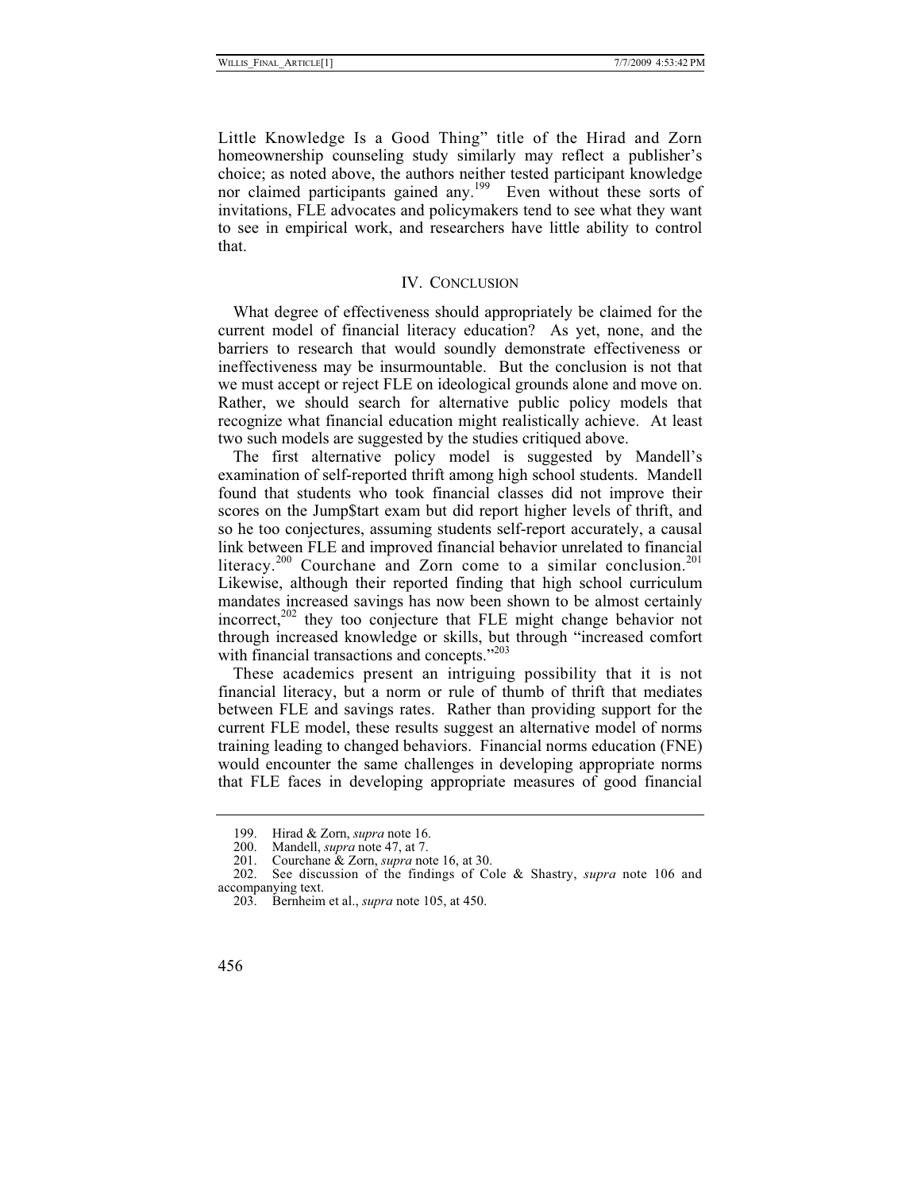Little Knowledge Is a Good Thing" title of the Hirad and Zorn homeownership counseling study similarly may reflect a publisher's choice; as noted above, the authors neither tested participant knowledge nor claimed participants gained any.[199] Even without these sorts of invitations, FLE advocates and policymakers tend to see what they want to see in empirical work, and researchers have little ability to control that.

## IV. CONCLUSION

What degree of effectiveness should appropriately be claimed for the current model of financial literacy education? As yet, none, and the barriers to research that would soundly demonstrate effectiveness or ineffectiveness may be insurmountable. But the conclusion is not that we must accept or reject FLE on ideological grounds alone and move on. Rather, we should search for alternative public policy models that recognize what financial education might realistically achieve. At least two such models are suggested by the studies critiqued above.

The first alternative policy model is suggested by Mandell's examination of self-reported thrift among high school students. Mandell found that students who took financial classes did not improve their scores on the Jump$tart exam but did report higher levels of thrift, and so he too conjectures, assuming students self-report accurately, a causal link between FLE and improved financial behavior unrelated to financial literacy.[200] Courchane and Zorn come to a similar conclusion.[201] Likewise, although their reported finding that high school curriculum mandates increased savings has now been shown to be almost certainly incorrect,[202] they too conjecture that FLE might change behavior not through increased knowledge or skills, but through "increased comfort with financial transactions and concepts."[203]

These academics present an intriguing possibility that it is not financial literacy, but a norm or rule of thumb of thrift that mediates between FLE and savings rates. Rather than providing support for the current FLE model, these results suggest an alternative model of norms training leading to changed behaviors. Financial norms education (FNE) would encounter the same challenges in developing appropriate norms that FLE faces in developing appropriate measures of good financial

---

199. Hirad & Zorn, *supra* note 16.

200. Mandell, *supra* note 47, at 7.

201. Courchane & Zorn, *supra* note 16, at 30.

202. See discussion of the findings of Cole & Shastry, *supra* note 106 and accompanying text.

203. Bernheim et al., *supra* note 105, at 450.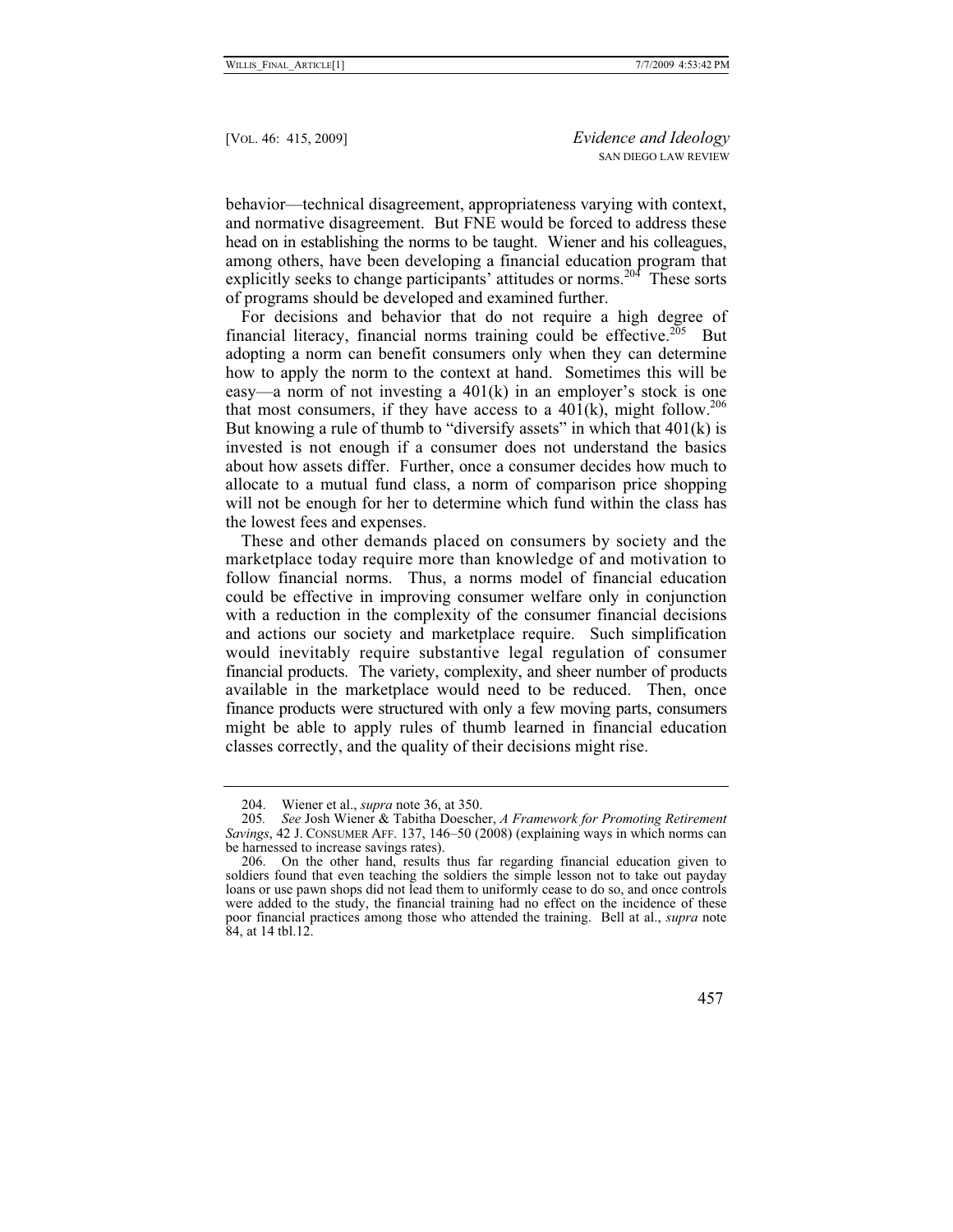behavior—technical disagreement, appropriateness varying with context, and normative disagreement. But FNE would be forced to address these head on in establishing the norms to be taught. Wiener and his colleagues, among others, have been developing a financial education program that explicitly seeks to change participants' attitudes or norms.[204] These sorts of programs should be developed and examined further.

For decisions and behavior that do not require a high degree of financial literacy, financial norms training could be effective.[205] But adopting a norm can benefit consumers only when they can determine how to apply the norm to the context at hand. Sometimes this will be easy—a norm of not investing a 401(k) in an employer's stock is one that most consumers, if they have access to a 401(k), might follow.[206] But knowing a rule of thumb to "diversify assets" in which that 401(k) is invested is not enough if a consumer does not understand the basics about how assets differ. Further, once a consumer decides how much to allocate to a mutual fund class, a norm of comparison price shopping will not be enough for her to determine which fund within the class has the lowest fees and expenses.

These and other demands placed on consumers by society and the marketplace today require more than knowledge of and motivation to follow financial norms. Thus, a norms model of financial education could be effective in improving consumer welfare only in conjunction with a reduction in the complexity of the consumer financial decisions and actions our society and marketplace require. Such simplification would inevitably require substantive legal regulation of consumer financial products. The variety, complexity, and sheer number of products available in the marketplace would need to be reduced. Then, once finance products were structured with only a few moving parts, consumers might be able to apply rules of thumb learned in financial education classes correctly, and the quality of their decisions might rise.

---

204. Wiener et al., *supra* note 36, at 350.

205. *See* Josh Wiener & Tabitha Doescher, *A Framework for Promoting Retirement Savings*, 42 J. CONSUMER AFF. 137, 146–50 (2008) (explaining ways in which norms can be harnessed to increase savings rates).

206. On the other hand, results thus far regarding financial education given to soldiers found that even teaching the soldiers the simple lesson not to take out payday loans or use pawn shops did not lead them to uniformly cease to do so, and once controls were added to the study, the financial training had no effect on the incidence of these poor financial practices among those who attended the training. Bell at al., *supra* note 84, at 14 tbl.12.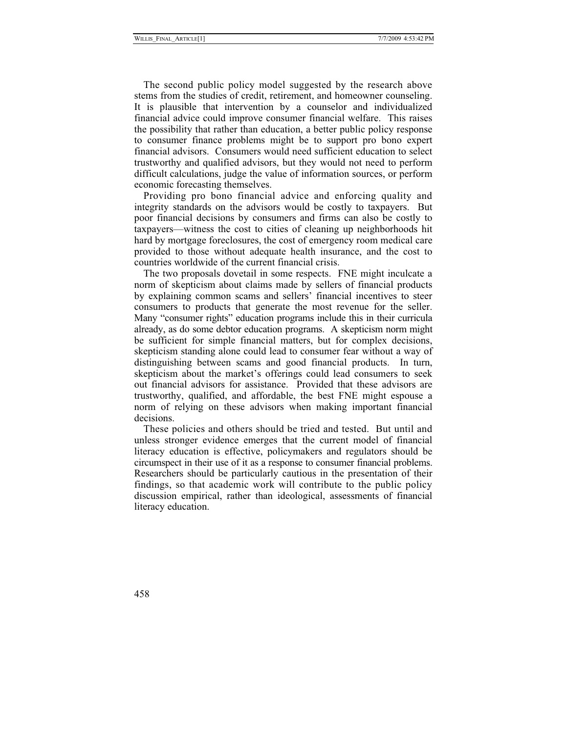The second public policy model suggested by the research above stems from the studies of credit, retirement, and homeowner counseling. It is plausible that intervention by a counselor and individualized financial advice could improve consumer financial welfare. This raises the possibility that rather than education, a better public policy response to consumer finance problems might be to support pro bono expert financial advisors. Consumers would need sufficient education to select trustworthy and qualified advisors, but they would not need to perform difficult calculations, judge the value of information sources, or perform economic forecasting themselves.

Providing pro bono financial advice and enforcing quality and integrity standards on the advisors would be costly to taxpayers. But poor financial decisions by consumers and firms can also be costly to taxpayers—witness the cost to cities of cleaning up neighborhoods hit hard by mortgage foreclosures, the cost of emergency room medical care provided to those without adequate health insurance, and the cost to countries worldwide of the current financial crisis.

The two proposals dovetail in some respects. FNE might inculcate a norm of skepticism about claims made by sellers of financial products by explaining common scams and sellers' financial incentives to steer consumers to products that generate the most revenue for the seller. Many "consumer rights" education programs include this in their curricula already, as do some debtor education programs. A skepticism norm might be sufficient for simple financial matters, but for complex decisions, skepticism standing alone could lead to consumer fear without a way of distinguishing between scams and good financial products. In turn, skepticism about the market's offerings could lead consumers to seek out financial advisors for assistance. Provided that these advisors are trustworthy, qualified, and affordable, the best FNE might espouse a norm of relying on these advisors when making important financial decisions.

These policies and others should be tried and tested. But until and unless stronger evidence emerges that the current model of financial literacy education is effective, policymakers and regulators should be circumspect in their use of it as a response to consumer financial problems. Researchers should be particularly cautious in the presentation of their findings, so that academic work will contribute to the public policy discussion empirical, rather than ideological, assessments of financial literacy education.